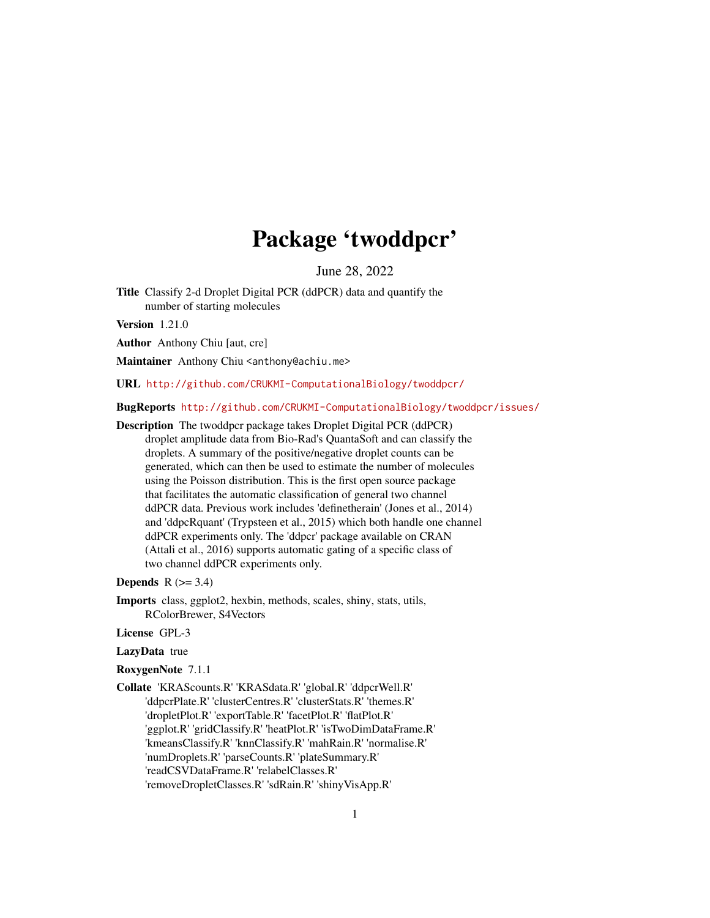# Package 'twoddpcr'

June 28, 2022

**Title** Classify 2-d Droplet Digital PCR (ddPCR) data and quantify the number of starting molecules

**Version** 1.21.0

**Author** Anthony Chiu [aut, cre]

**Maintainer** Anthony Chiu <anthony@achiu.me>

**URL** http://github.com/CRUKMI-ComputationalBiology/twoddpcr/

**BugReports** http://github.com/CRUKMI-ComputationalBiology/twoddpcr/issues/

**Description** The twoddpcr package takes Droplet Digital PCR (ddPCR) droplet amplitude data from Bio-Rad's QuantaSoft and can classify the droplets. A summary of the positive/negative droplet counts can be generated, which can then be used to estimate the number of molecules using the Poisson distribution. This is the first open source package that facilitates the automatic classification of general two channel ddPCR data. Previous work includes 'definetherain' (Jones et al., 2014) and 'ddpcRquant' (Trypsteen et al., 2015) which both handle one channel ddPCR experiments only. The 'ddpcr' package available on CRAN (Attali et al., 2016) supports automatic gating of a specific class of two channel ddPCR experiments only.

**Depends** R (>= 3.4)

**Imports** class, ggplot2, hexbin, methods, scales, shiny, stats, utils, RColorBrewer, S4Vectors

**License** GPL-3

**LazyData** true

**RoxygenNote** 7.1.1

**Collate** 'KRAScounts.R' 'KRASdata.R' 'global.R' 'ddpcrWell.R' 'ddpcrPlate.R' 'clusterCentres.R' 'clusterStats.R' 'themes.R' 'dropletPlot.R' 'exportTable.R' 'facetPlot.R' 'flatPlot.R' 'ggplot.R' 'gridClassify.R' 'heatPlot.R' 'isTwoDimDataFrame.R' 'kmeansClassify.R' 'knnClassify.R' 'mahRain.R' 'normalise.R' 'numDroplets.R' 'parseCounts.R' 'plateSummary.R' 'readCSVDataFrame.R' 'relabelClasses.R' 'removeDropletClasses.R' 'sdRain.R' 'shinyVisApp.R'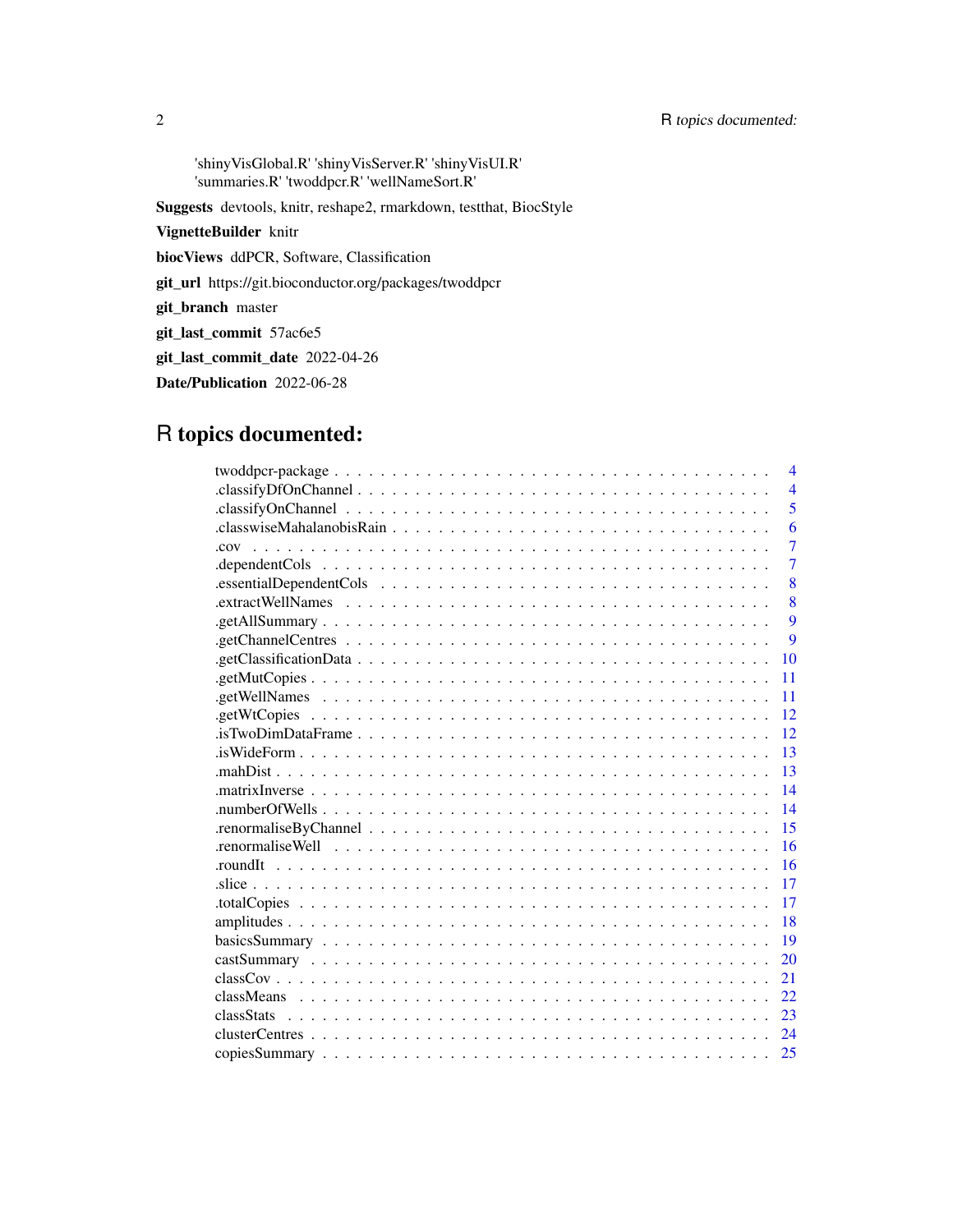'shinyVisGlobal.R' 'shinyVisServer.R' 'shinyVisUI.R' 'summaries.R' 'twoddpcr.R' 'wellNameSort.R'

**Suggests** devtools, knitr, reshape2, rmarkdown, testthat, BiocStyle

**VignetteBuilder** knitr

**biocViews** ddPCR, Software, Classification

**git_url** https://git.bioconductor.org/packages/twoddpcr

**git_branch** master

**git_last_commit** 57ac6e5

**git_last_commit_date** 2022-04-26

**Date/Publication** 2022-06-28

# R topics documented:

| | |
|---|---|
| twoddpcr-package | 4 |
| .classifyDfOnChannel | 4 |
| .classifyOnChannel | 5 |
| .classwiseMahalanobisRain | 6 |
| .cov | 7 |
| .dependentCols | 7 |
| .essentialDependentCols | 8 |
| .extractWellNames | 8 |
| .getAllSummary | 9 |
| .getChannelCentres | 9 |
| .getClassificationData | 10 |
| .getMutCopies | 11 |
| .getWellNames | 11 |
| .getWtCopies | 12 |
| .isTwoDimDataFrame | 12 |
| .isWideForm | 13 |
| .mahDist | 13 |
| .matrixInverse | 14 |
| .numberOfWells | 14 |
| .renormaliseByChannel | 15 |
| .renormaliseWell | 16 |
| .roundIt | 16 |
| .slice | 17 |
| .totalCopies | 17 |
| amplitudes | 18 |
| basicsSummary | 19 |
| castSummary | 20 |
| classCov | 21 |
| classMeans | 22 |
| classStats | 23 |
| clusterCentres | 24 |
| copiesSummary | 25 |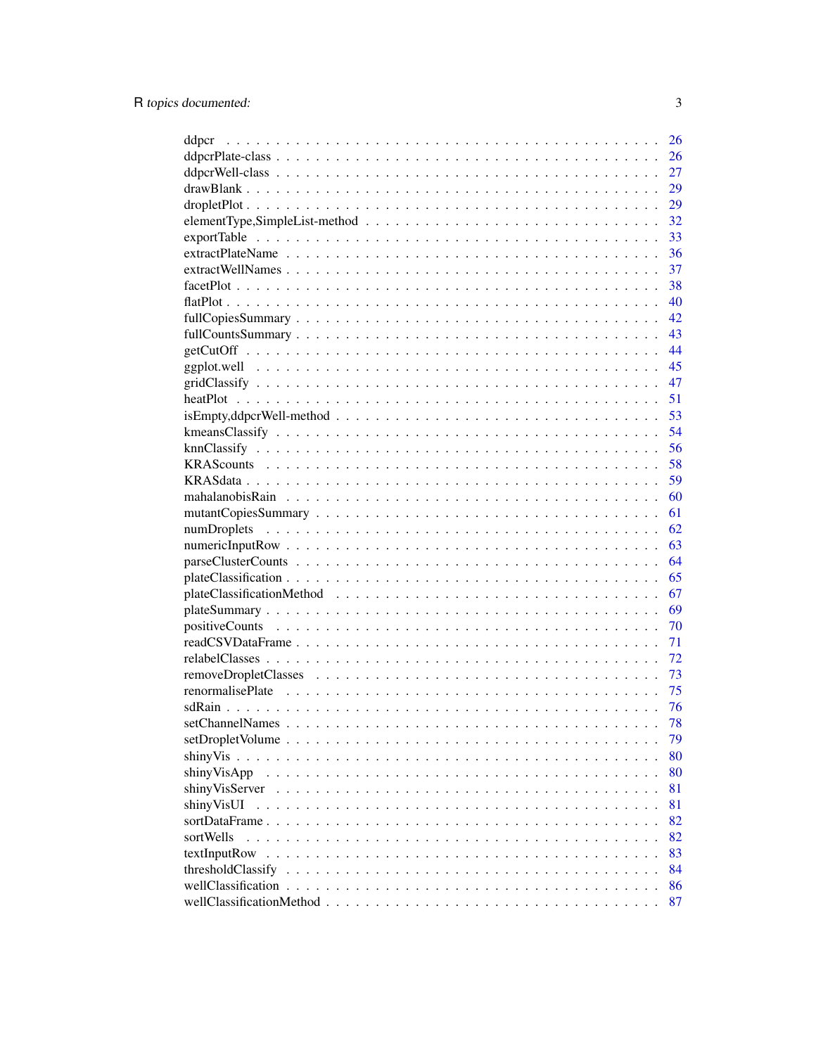| | |
|---|---|
| ddpcr | 26 |
| ddpcrPlate-class | 26 |
| ddpcrWell-class | 27 |
| drawBlank | 29 |
| dropletPlot | 29 |
| elementType,SimpleList-method | 32 |
| exportTable | 33 |
| extractPlateName | 36 |
| extractWellNames | 37 |
| facetPlot | 38 |
| flatPlot | 40 |
| fullCopiesSummary | 42 |
| fullCountsSummary | 43 |
| getCutOff | 44 |
| ggplot.well | 45 |
| gridClassify | 47 |
| heatPlot | 51 |
| isEmpty,ddpcrWell-method | 53 |
| kmeansClassify | 54 |
| knnClassify | 56 |
| KRAScounts | 58 |
| KRASdata | 59 |
| mahalanobisRain | 60 |
| mutantCopiesSummary | 61 |
| numDroplets | 62 |
| numericInputRow | 63 |
| parseClusterCounts | 64 |
| plateClassification | 65 |
| plateClassificationMethod | 67 |
| plateSummary | 69 |
| positiveCounts | 70 |
| readCSVDataFrame | 71 |
| relabelClasses | 72 |
| removeDropletClasses | 73 |
| renormalisePlate | 75 |
| sdRain | 76 |
| setChannelNames | 78 |
| setDropletVolume | 79 |
| shinyVis | 80 |
| shinyVisApp | 80 |
| shinyVisServer | 81 |
| shinyVisUI | 81 |
| sortDataFrame | 82 |
| sortWells | 82 |
| textInputRow | 83 |
| thresholdClassify | 84 |
| wellClassification | 86 |
| wellClassificationMethod | 87 |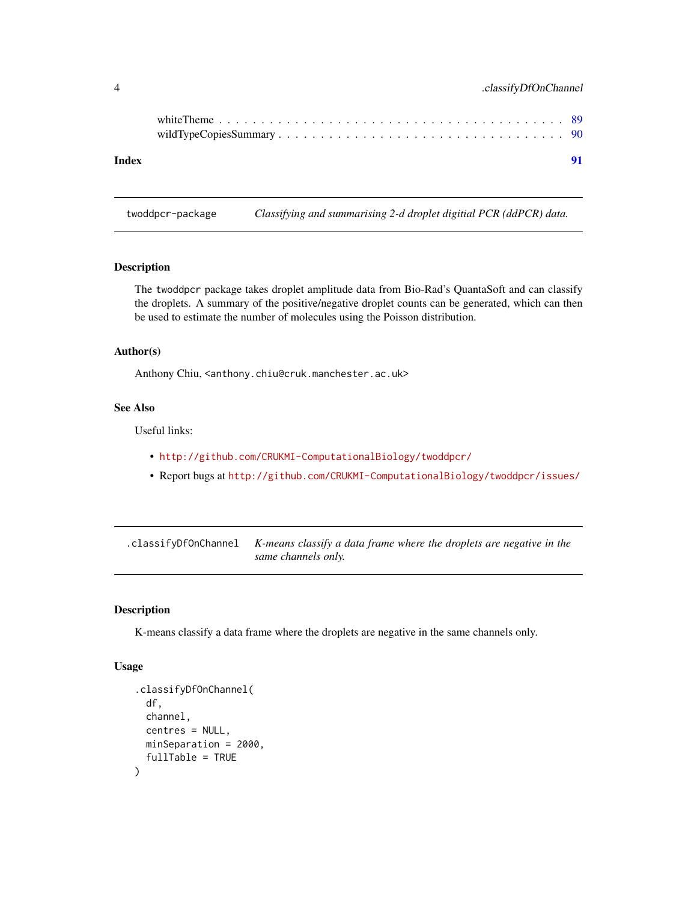whiteTheme . . . . . . . . . . . . . . . . . . . . . . . . . . . . . . . . . . . . . . 89
wildTypeCopiesSummary . . . . . . . . . . . . . . . . . . . . . . . . . . . . . . . . 90

**Index** **91**

---

`twoddpcr-package` *Classifying and summarising 2-d droplet digitial PCR (ddPCR) data.*

---

### Description

The `twoddpcr` package takes droplet amplitude data from Bio-Rad's QuantaSoft and can classify the droplets. A summary of the positive/negative droplet counts can be generated, which can then be used to estimate the number of molecules using the Poisson distribution.

### Author(s)

Anthony Chiu, <anthony.chiu@cruk.manchester.ac.uk>

### See Also

Useful links:

- http://github.com/CRUKMI-ComputationalBiology/twoddpcr/
- Report bugs at http://github.com/CRUKMI-ComputationalBiology/twoddpcr/issues/

---

`.classifyDfOnChannel` *K-means classify a data frame where the droplets are negative in the same channels only.*

---

### Description

K-means classify a data frame where the droplets are negative in the same channels only.

### Usage

```
.classifyDfOnChannel(
  df,
  channel,
  centres = NULL,
  minSeparation = 2000,
  fullTable = TRUE
)
```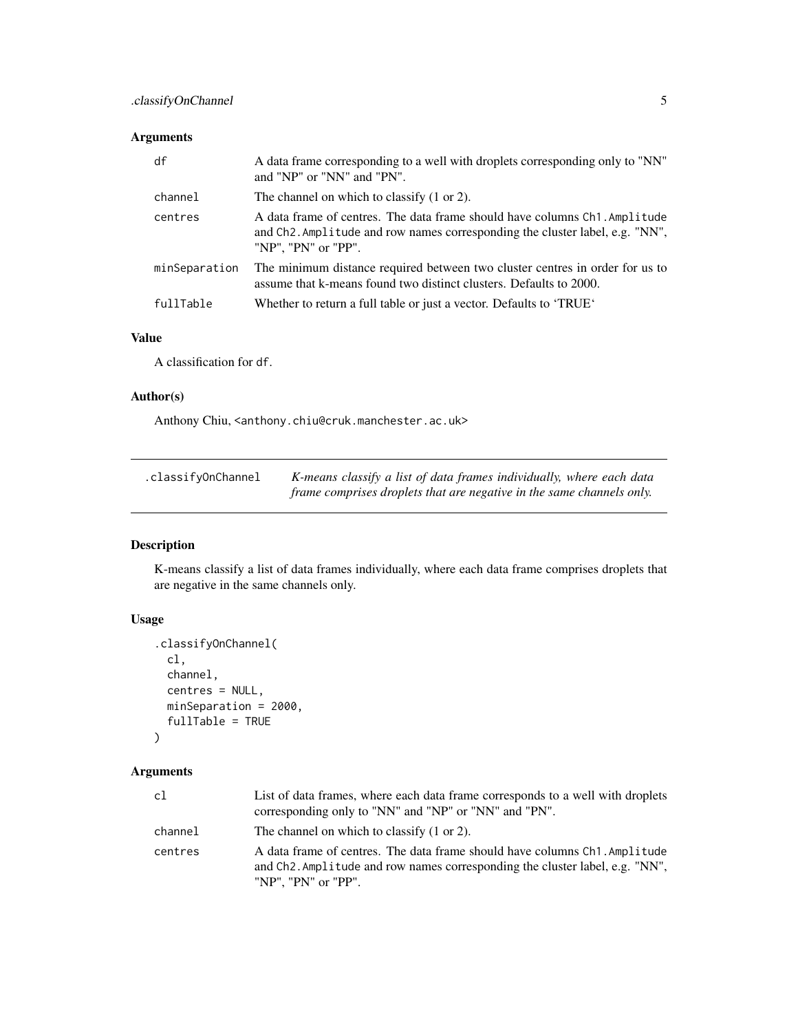## Arguments

| | |
|---|---|
| df | A data frame corresponding to a well with droplets corresponding only to "NN" and "NP" or "NN" and "PN". |
| channel | The channel on which to classify (1 or 2). |
| centres | A data frame of centres. The data frame should have columns `Ch1.Amplitude` and `Ch2.Amplitude` and row names corresponding the cluster label, e.g. "NN", "NP", "PN" or "PP". |
| minSeparation | The minimum distance required between two cluster centres in order for us to assume that k-means found two distinct clusters. Defaults to 2000. |
| fullTable | Whether to return a full table or just a vector. Defaults to 'TRUE' |

## Value

A classification for `df`.

## Author(s)

Anthony Chiu, <anthony.chiu@cruk.manchester.ac.uk>

---

# .classifyOnChannel

*K-means classify a list of data frames individually, where each data frame comprises droplets that are negative in the same channels only.*

## Description

K-means classify a list of data frames individually, where each data frame comprises droplets that are negative in the same channels only.

## Usage

```
.classifyOnChannel(
  cl,
  channel,
  centres = NULL,
  minSeparation = 2000,
  fullTable = TRUE
)
```

## Arguments

| | |
|---|---|
| cl | List of data frames, where each data frame corresponds to a well with droplets corresponding only to "NN" and "NP" or "NN" and "PN". |
| channel | The channel on which to classify (1 or 2). |
| centres | A data frame of centres. The data frame should have columns `Ch1.Amplitude` and `Ch2.Amplitude` and row names corresponding the cluster label, e.g. "NN", "NP", "PN" or "PP". |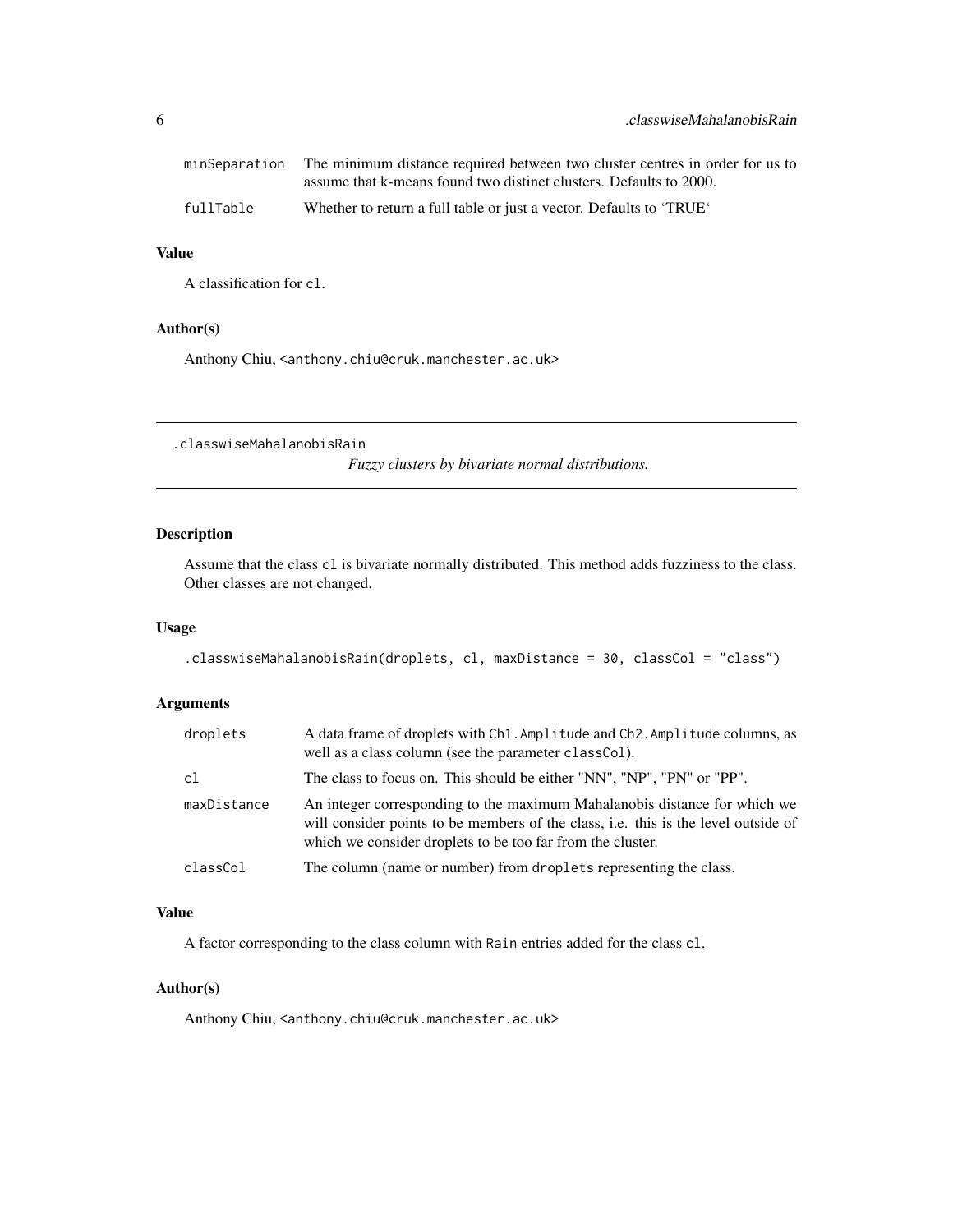| | |
|---|---|
| minSeparation | The minimum distance required between two cluster centres in order for us to assume that k-means found two distinct clusters. Defaults to 2000. |
| fullTable | Whether to return a full table or just a vector. Defaults to 'TRUE' |

### Value

A classification for `cl`.

### Author(s)

Anthony Chiu, <anthony.chiu@cruk.manchester.ac.uk>

---

## .classwiseMahalanobisRain

*Fuzzy clusters by bivariate normal distributions.*

---

### Description

Assume that the class `cl` is bivariate normally distributed. This method adds fuzziness to the class. Other classes are not changed.

### Usage

```
.classwiseMahalanobisRain(droplets, cl, maxDistance = 30, classCol = "class")
```

### Arguments

| | |
|---|---|
| droplets | A data frame of droplets with `Ch1.Amplitude` and `Ch2.Amplitude` columns, as well as a class column (see the parameter `classCol`). |
| cl | The class to focus on. This should be either "NN", "NP", "PN" or "PP". |
| maxDistance | An integer corresponding to the maximum Mahalanobis distance for which we will consider points to be members of the class, i.e. this is the level outside of which we consider droplets to be too far from the cluster. |
| classCol | The column (name or number) from `droplets` representing the class. |

### Value

A factor corresponding to the class column with `Rain` entries added for the class `cl`.

### Author(s)

Anthony Chiu, <anthony.chiu@cruk.manchester.ac.uk>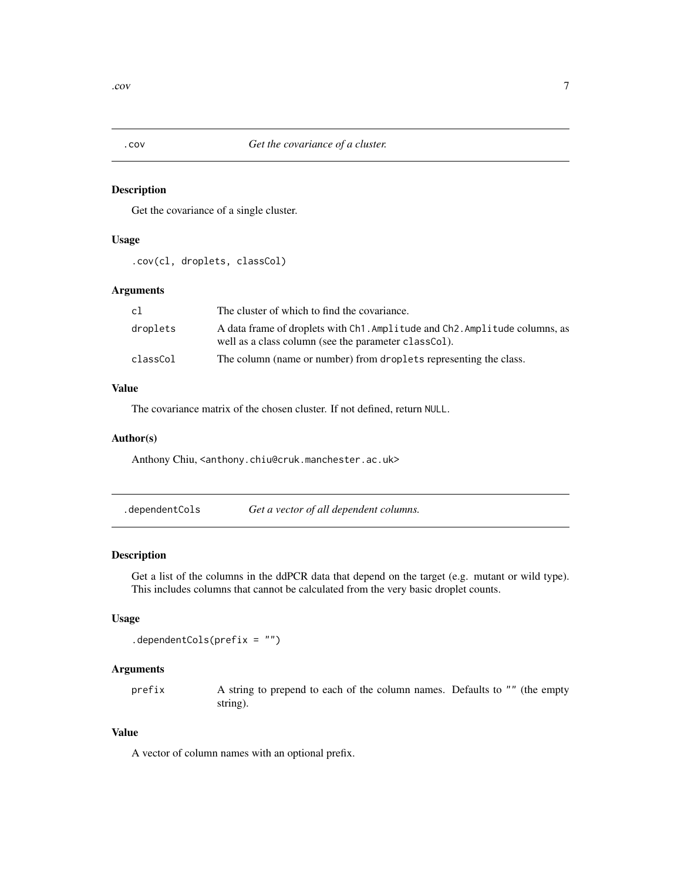## .cov — *Get the covariance of a cluster.*

### Description

Get the covariance of a single cluster.

### Usage

```
.cov(cl, droplets, classCol)
```

### Arguments

| | |
|---|---|
| `cl` | The cluster of which to find the covariance. |
| `droplets` | A data frame of droplets with `Ch1.Amplitude` and `Ch2.Amplitude` columns, as well as a class column (see the parameter `classCol`). |
| `classCol` | The column (name or number) from `droplets` representing the class. |

### Value

The covariance matrix of the chosen cluster. If not defined, return `NULL`.

### Author(s)

Anthony Chiu, <anthony.chiu@cruk.manchester.ac.uk>

## .dependentCols — *Get a vector of all dependent columns.*

### Description

Get a list of the columns in the ddPCR data that depend on the target (e.g. mutant or wild type). This includes columns that cannot be calculated from the very basic droplet counts.

### Usage

```
.dependentCols(prefix = "")
```

### Arguments

| | |
|---|---|
| `prefix` | A string to prepend to each of the column names. Defaults to `""` (the empty string). |

### Value

A vector of column names with an optional prefix.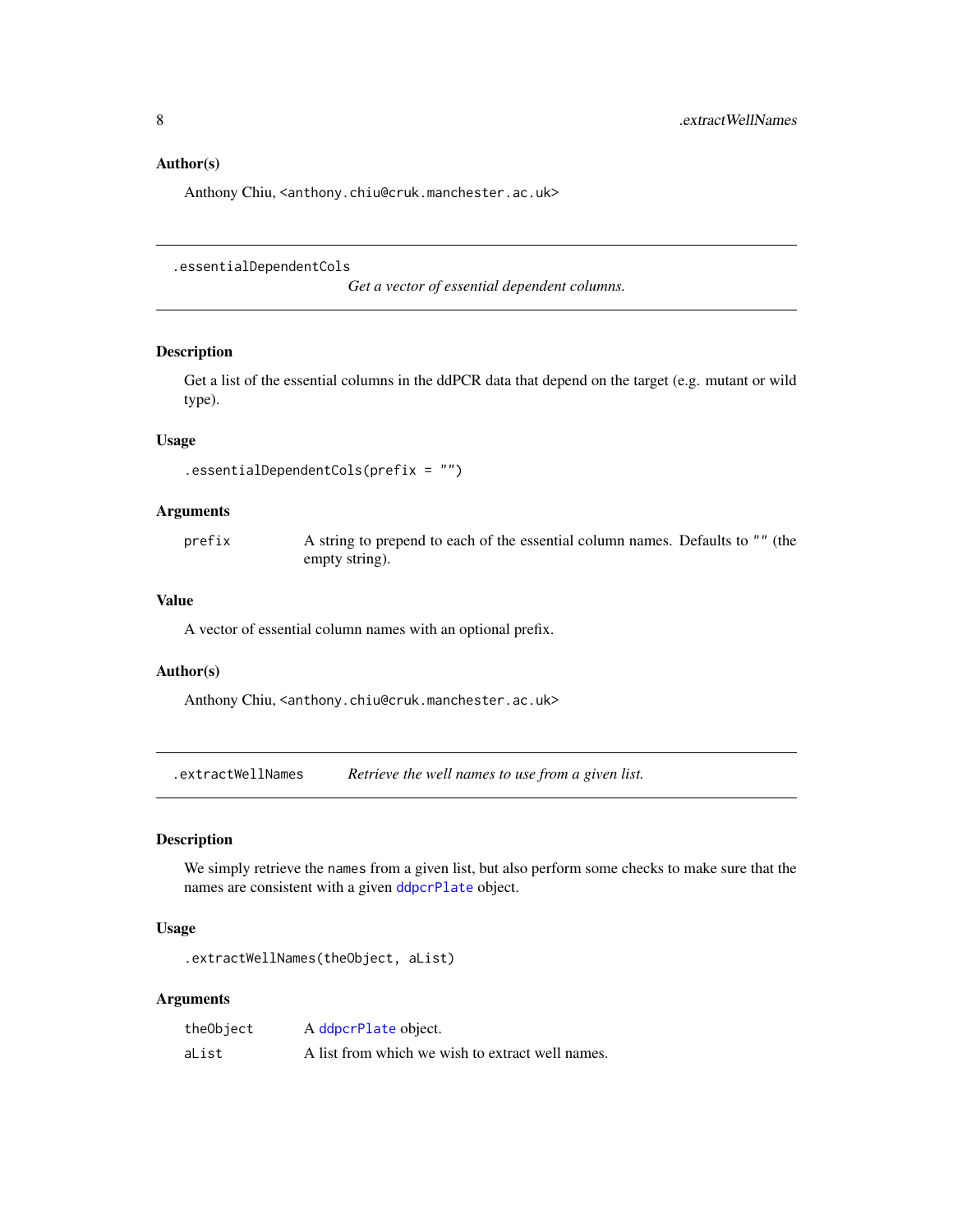### Author(s)

Anthony Chiu, <anthony.chiu@cruk.manchester.ac.uk>

---

## .essentialDependentCols

*Get a vector of essential dependent columns.*

---

### Description

Get a list of the essential columns in the ddPCR data that depend on the target (e.g. mutant or wild type).

### Usage

```
.essentialDependentCols(prefix = "")
```

### Arguments

| | |
|---|---|
| prefix | A string to prepend to each of the essential column names. Defaults to "" (the empty string). |

### Value

A vector of essential column names with an optional prefix.

### Author(s)

Anthony Chiu, <anthony.chiu@cruk.manchester.ac.uk>

---

## .extractWellNames

*Retrieve the well names to use from a given list.*

---

### Description

We simply retrieve the `names` from a given list, but also perform some checks to make sure that the names are consistent with a given `ddpcrPlate` object.

### Usage

```
.extractWellNames(theObject, aList)
```

### Arguments

| | |
|---|---|
| theObject | A `ddpcrPlate` object. |
| aList | A list from which we wish to extract well names. |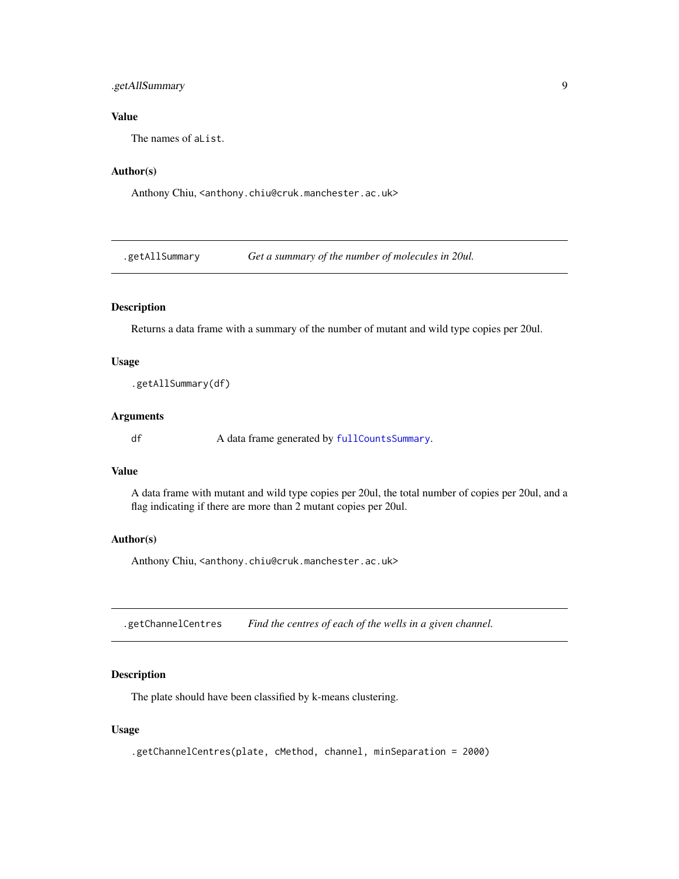### Value

The names of aList.

### Author(s)

Anthony Chiu, <anthony.chiu@cruk.manchester.ac.uk>

---

## .getAllSummary — *Get a summary of the number of molecules in 20ul.*

### Description

Returns a data frame with a summary of the number of mutant and wild type copies per 20ul.

### Usage

```
.getAllSummary(df)
```

### Arguments

| | |
|---|---|
| df | A data frame generated by fullCountsSummary. |

### Value

A data frame with mutant and wild type copies per 20ul, the total number of copies per 20ul, and a flag indicating if there are more than 2 mutant copies per 20ul.

### Author(s)

Anthony Chiu, <anthony.chiu@cruk.manchester.ac.uk>

---

## .getChannelCentres — *Find the centres of each of the wells in a given channel.*

### Description

The plate should have been classified by k-means clustering.

### Usage

```
.getChannelCentres(plate, cMethod, channel, minSeparation = 2000)
```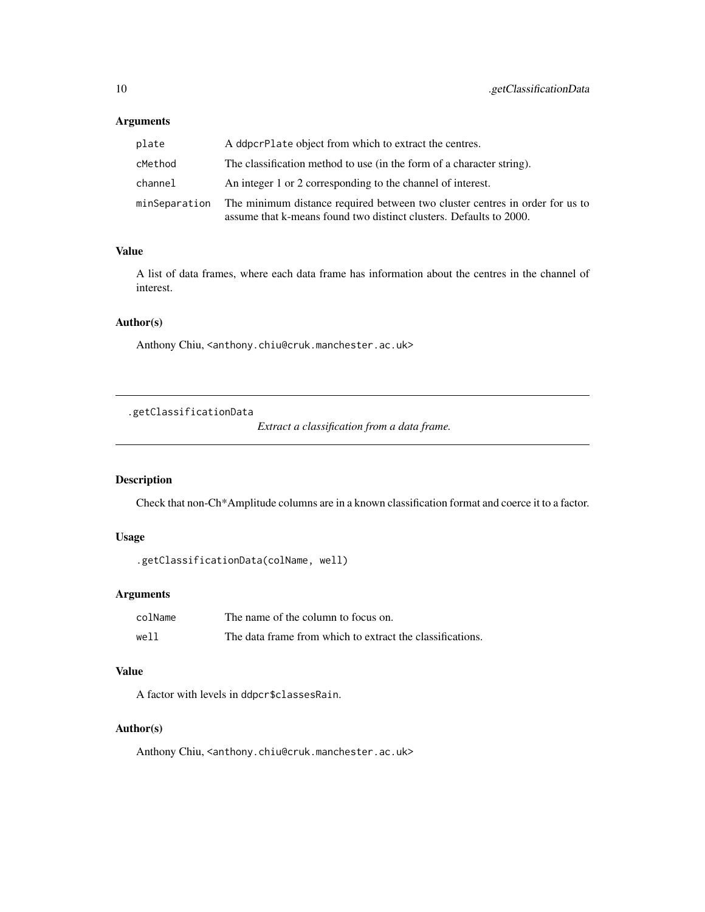## Arguments

| | |
|---|---|
| plate | A ddpcrPlate object from which to extract the centres. |
| cMethod | The classification method to use (in the form of a character string). |
| channel | An integer 1 or 2 corresponding to the channel of interest. |
| minSeparation | The minimum distance required between two cluster centres in order for us to assume that k-means found two distinct clusters. Defaults to 2000. |

## Value

A list of data frames, where each data frame has information about the centres in the channel of interest.

## Author(s)

Anthony Chiu, <anthony.chiu@cruk.manchester.ac.uk>

---

# .getClassificationData — *Extract a classification from a data frame.*

---

## Description

Check that non-Ch*Amplitude columns are in a known classification format and coerce it to a factor.

## Usage

```
.getClassificationData(colName, well)
```

## Arguments

| | |
|---|---|
| colName | The name of the column to focus on. |
| well | The data frame from which to extract the classifications. |

## Value

A factor with levels in ddpcr$classesRain.

## Author(s)

Anthony Chiu, <anthony.chiu@cruk.manchester.ac.uk>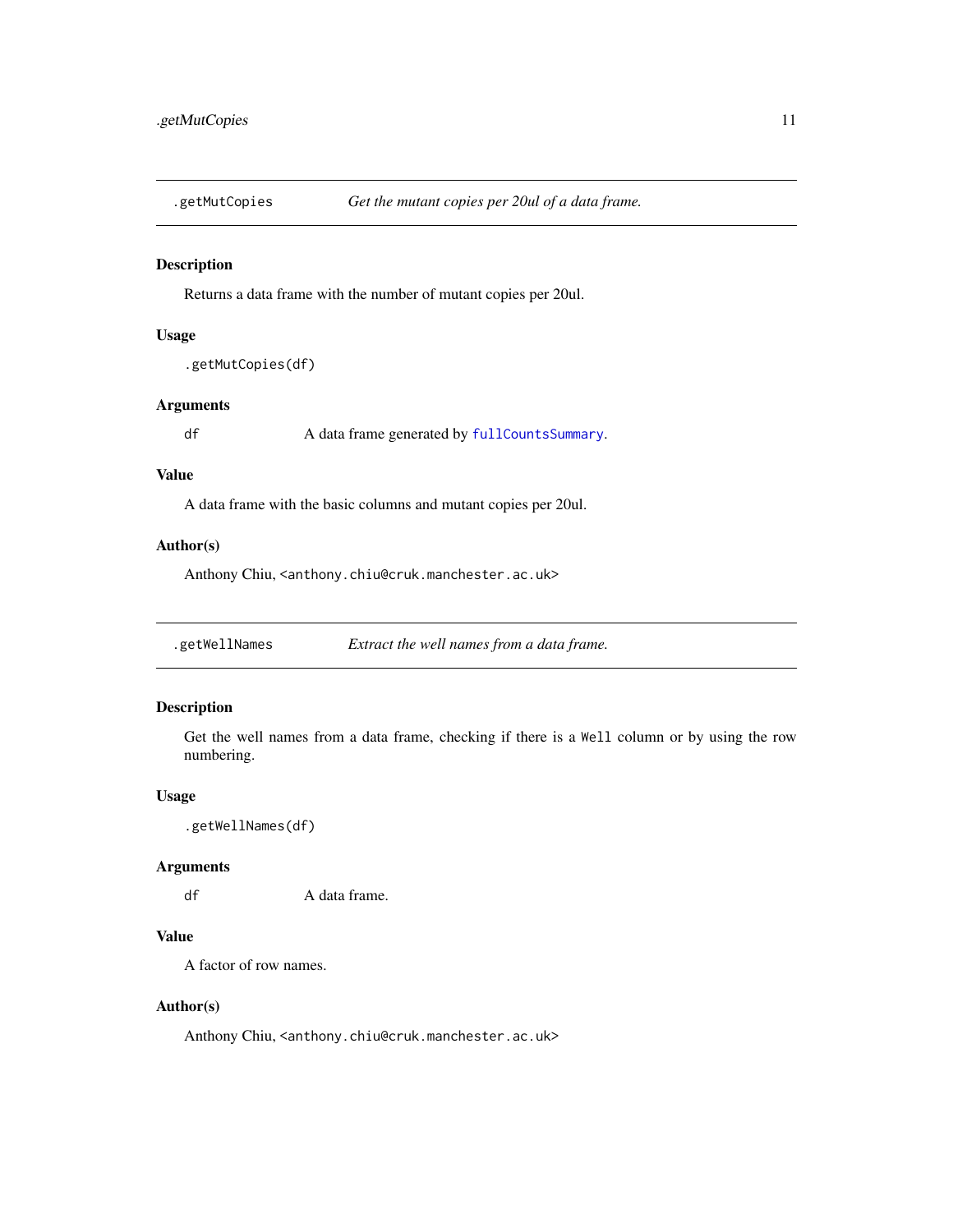## .getMutCopies — *Get the mutant copies per 20ul of a data frame.*

### Description

Returns a data frame with the number of mutant copies per 20ul.

### Usage

```
.getMutCopies(df)
```

### Arguments

| | |
|---|---|
| df | A data frame generated by `fullCountsSummary`. |

### Value

A data frame with the basic columns and mutant copies per 20ul.

### Author(s)

Anthony Chiu, <anthony.chiu@cruk.manchester.ac.uk>

## .getWellNames — *Extract the well names from a data frame.*

### Description

Get the well names from a data frame, checking if there is a `Well` column or by using the row numbering.

### Usage

```
.getWellNames(df)
```

### Arguments

| | |
|---|---|
| df | A data frame. |

### Value

A factor of row names.

### Author(s)

Anthony Chiu, <anthony.chiu@cruk.manchester.ac.uk>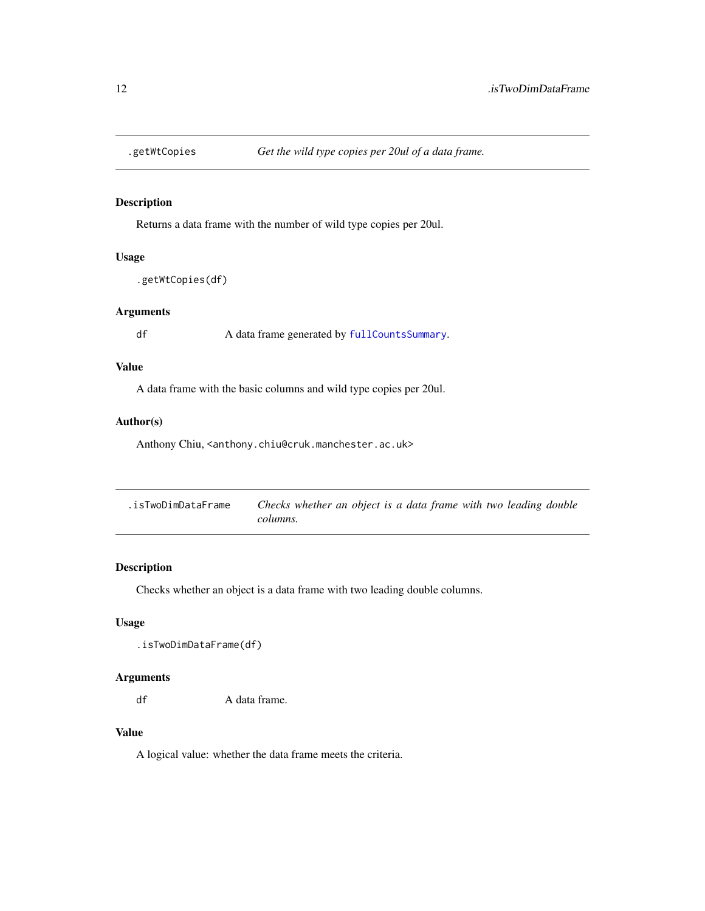## .getWtCopies — *Get the wild type copies per 20ul of a data frame.*

### Description

Returns a data frame with the number of wild type copies per 20ul.

### Usage

```
.getWtCopies(df)
```

### Arguments

| | |
|---|---|
| df | A data frame generated by `fullCountsSummary`. |

### Value

A data frame with the basic columns and wild type copies per 20ul.

### Author(s)

Anthony Chiu, <anthony.chiu@cruk.manchester.ac.uk>

## .isTwoDimDataFrame — *Checks whether an object is a data frame with two leading double columns.*

### Description

Checks whether an object is a data frame with two leading double columns.

### Usage

```
.isTwoDimDataFrame(df)
```

### Arguments

| | |
|---|---|
| df | A data frame. |

### Value

A logical value: whether the data frame meets the criteria.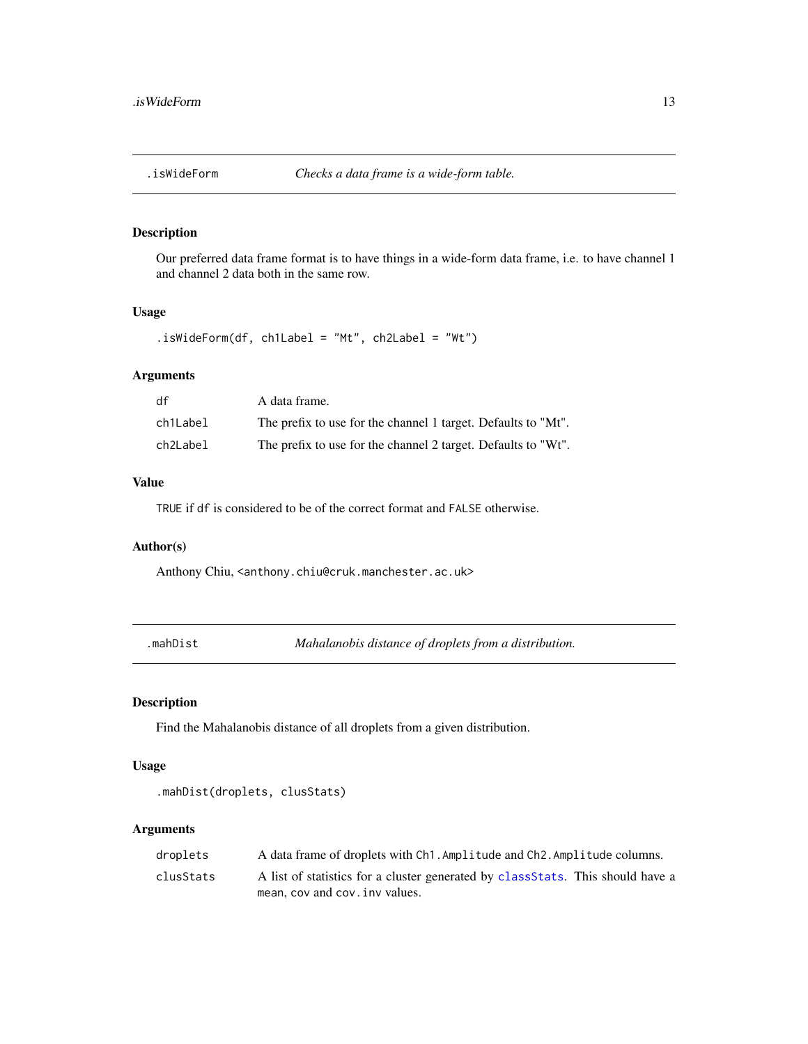## .isWideForm — *Checks a data frame is a wide-form table.*

### Description

Our preferred data frame format is to have things in a wide-form data frame, i.e. to have channel 1 and channel 2 data both in the same row.

### Usage

```
.isWideForm(df, ch1Label = "Mt", ch2Label = "Wt")
```

### Arguments

| | |
|---|---|
| `df` | A data frame. |
| `ch1Label` | The prefix to use for the channel 1 target. Defaults to "Mt". |
| `ch2Label` | The prefix to use for the channel 2 target. Defaults to "Wt". |

### Value

`TRUE` if `df` is considered to be of the correct format and `FALSE` otherwise.

### Author(s)

Anthony Chiu, `<anthony.chiu@cruk.manchester.ac.uk>`

## .mahDist — *Mahalanobis distance of droplets from a distribution.*

### Description

Find the Mahalanobis distance of all droplets from a given distribution.

### Usage

```
.mahDist(droplets, clusStats)
```

### Arguments

| | |
|---|---|
| `droplets` | A data frame of droplets with `Ch1.Amplitude` and `Ch2.Amplitude` columns. |
| `clusStats` | A list of statistics for a cluster generated by `classStats`. This should have a `mean`, `cov` and `cov.inv` values. |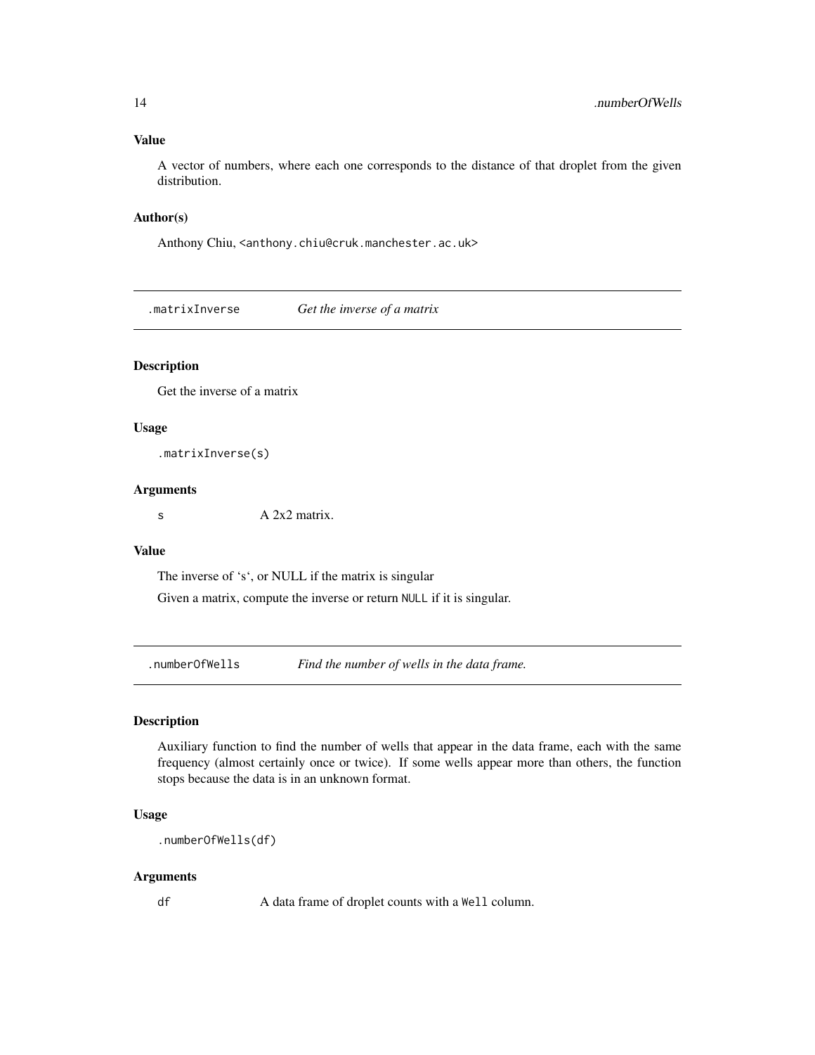### Value

A vector of numbers, where each one corresponds to the distance of that droplet from the given distribution.

### Author(s)

Anthony Chiu, <anthony.chiu@cruk.manchester.ac.uk>

---

## .matrixInverse *Get the inverse of a matrix*

### Description

Get the inverse of a matrix

### Usage

```
.matrixInverse(s)
```

### Arguments

| | |
|---|---|
| s | A 2x2 matrix. |

### Value

The inverse of 's', or NULL if the matrix is singular

Given a matrix, compute the inverse or return `NULL` if it is singular.

---

## .numberOfWells *Find the number of wells in the data frame.*

### Description

Auxiliary function to find the number of wells that appear in the data frame, each with the same frequency (almost certainly once or twice). If some wells appear more than others, the function stops because the data is in an unknown format.

### Usage

```
.numberOfWells(df)
```

### Arguments

| | |
|---|---|
| df | A data frame of droplet counts with a `Well` column. |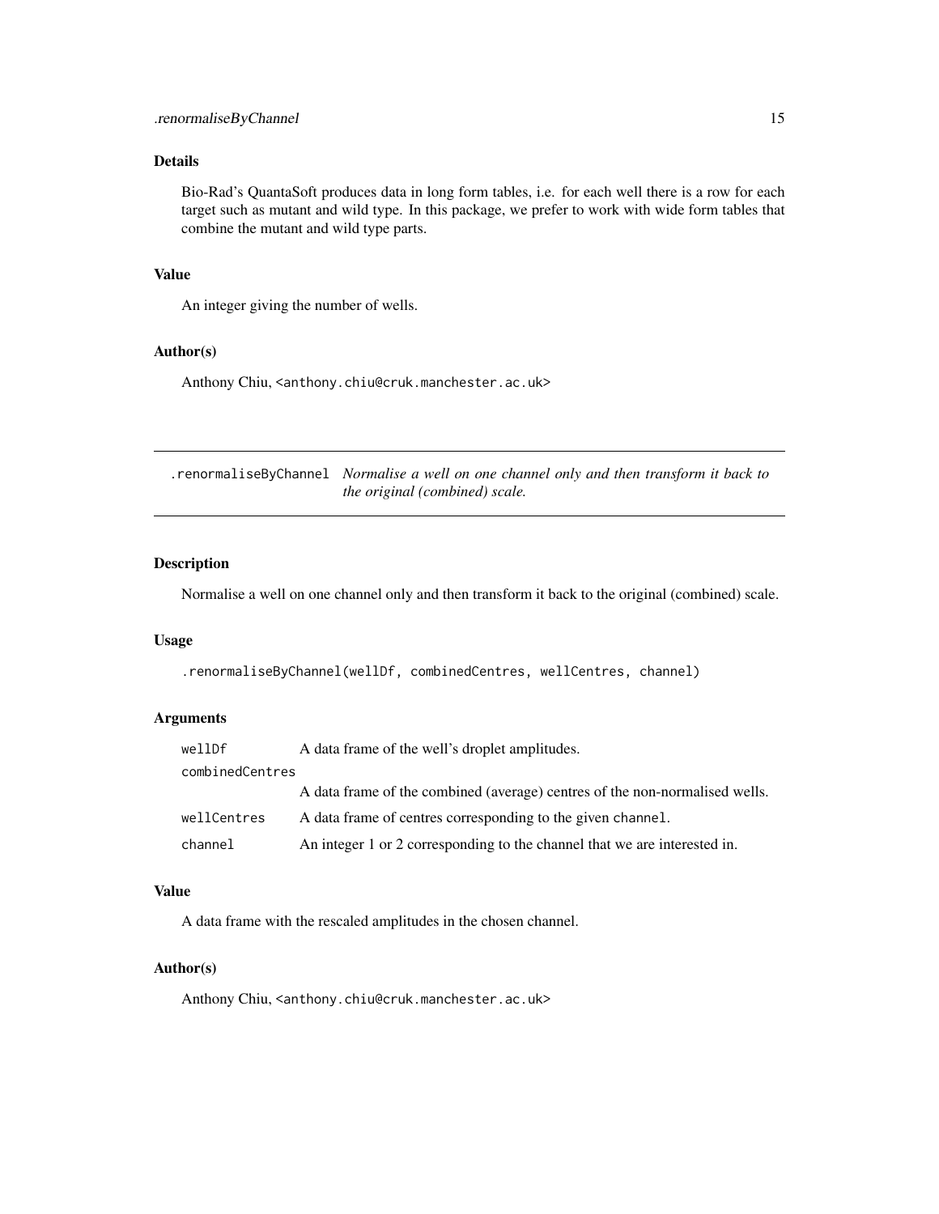### Details

Bio-Rad's QuantaSoft produces data in long form tables, i.e. for each well there is a row for each target such as mutant and wild type. In this package, we prefer to work with wide form tables that combine the mutant and wild type parts.

### Value

An integer giving the number of wells.

### Author(s)

Anthony Chiu, <anthony.chiu@cruk.manchester.ac.uk>

---

## .renormaliseByChannel — *Normalise a well on one channel only and then transform it back to the original (combined) scale.*

---

### Description

Normalise a well on one channel only and then transform it back to the original (combined) scale.

### Usage

```
.renormaliseByChannel(wellDf, combinedCentres, wellCentres, channel)
```

### Arguments

| | |
|---|---|
| `wellDf` | A data frame of the well's droplet amplitudes. |
| `combinedCentres` | A data frame of the combined (average) centres of the non-normalised wells. |
| `wellCentres` | A data frame of centres corresponding to the given `channel`. |
| `channel` | An integer 1 or 2 corresponding to the channel that we are interested in. |

### Value

A data frame with the rescaled amplitudes in the chosen channel.

### Author(s)

Anthony Chiu, <anthony.chiu@cruk.manchester.ac.uk>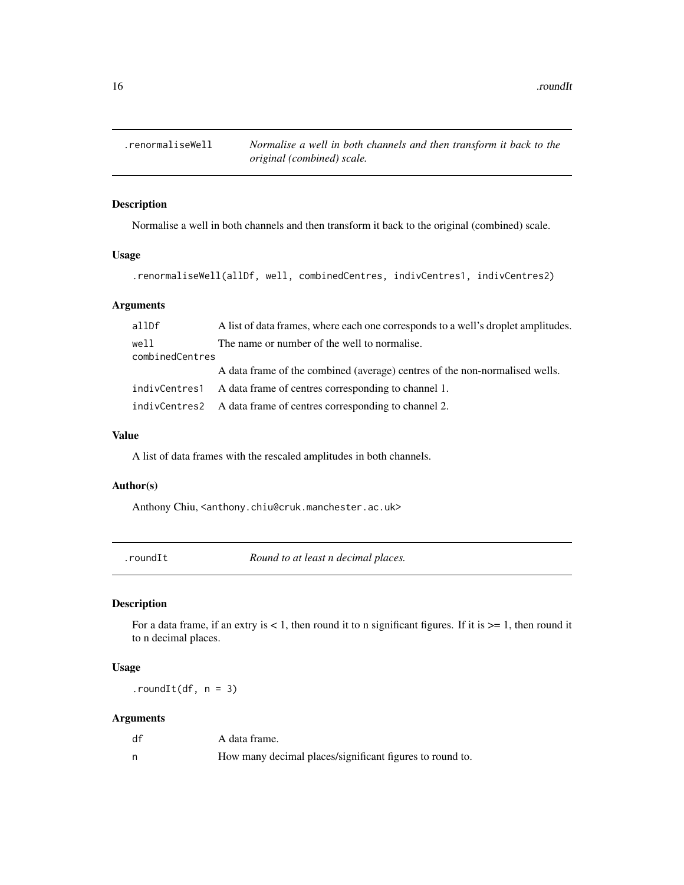## .renormaliseWell — *Normalise a well in both channels and then transform it back to the original (combined) scale.*

### Description

Normalise a well in both channels and then transform it back to the original (combined) scale.

### Usage

```
.renormaliseWell(allDf, well, combinedCentres, indivCentres1, indivCentres2)
```

### Arguments

| | |
|---|---|
| allDf | A list of data frames, where each one corresponds to a well's droplet amplitudes. |
| well | The name or number of the well to normalise. |
| combinedCentres | A data frame of the combined (average) centres of the non-normalised wells. |
| indivCentres1 | A data frame of centres corresponding to channel 1. |
| indivCentres2 | A data frame of centres corresponding to channel 2. |

### Value

A list of data frames with the rescaled amplitudes in both channels.

### Author(s)

Anthony Chiu, <anthony.chiu@cruk.manchester.ac.uk>

## .roundIt — *Round to at least n decimal places.*

### Description

For a data frame, if an entry is < 1, then round it to n significant figures. If it is >= 1, then round it to n decimal places.

### Usage

```
.roundIt(df, n = 3)
```

### Arguments

| | |
|---|---|
| df | A data frame. |
| n | How many decimal places/significant figures to round to. |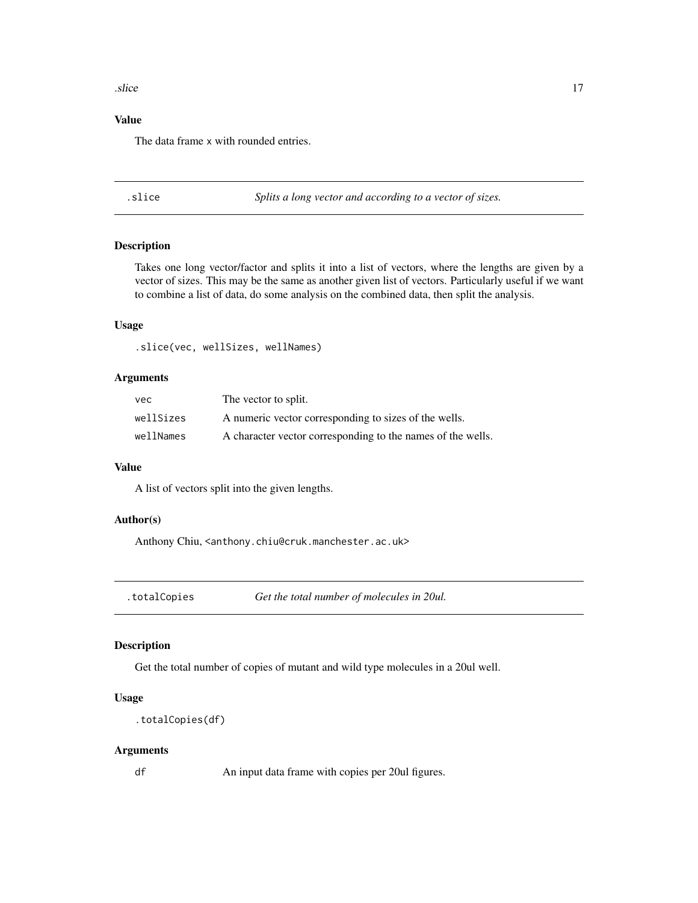### Value

The data frame x with rounded entries.

## .slice *Splits a long vector and according to a vector of sizes.*

### Description

Takes one long vector/factor and splits it into a list of vectors, where the lengths are given by a vector of sizes. This may be the same as another given list of vectors. Particularly useful if we want to combine a list of data, do some analysis on the combined data, then split the analysis.

### Usage

```
.slice(vec, wellSizes, wellNames)
```

### Arguments

| | |
|---|---|
| vec | The vector to split. |
| wellSizes | A numeric vector corresponding to sizes of the wells. |
| wellNames | A character vector corresponding to the names of the wells. |

### Value

A list of vectors split into the given lengths.

### Author(s)

Anthony Chiu, <anthony.chiu@cruk.manchester.ac.uk>

## .totalCopies *Get the total number of molecules in 20ul.*

### Description

Get the total number of copies of mutant and wild type molecules in a 20ul well.

### Usage

```
.totalCopies(df)
```

### Arguments

| | |
|---|---|
| df | An input data frame with copies per 20ul figures. |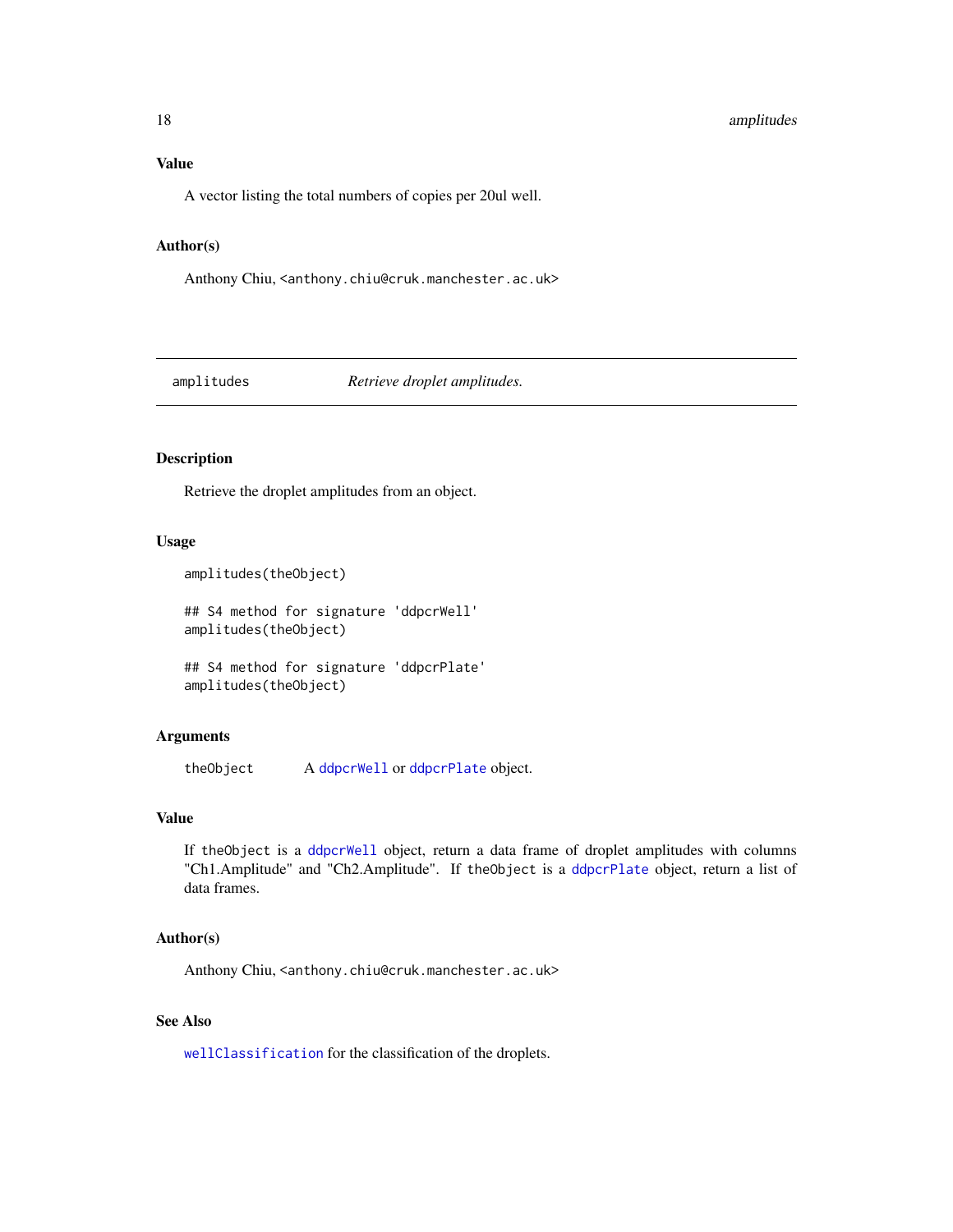### Value

A vector listing the total numbers of copies per 20ul well.

### Author(s)

Anthony Chiu, <anthony.chiu@cruk.manchester.ac.uk>

---

## amplitudes — *Retrieve droplet amplitudes.*

---

### Description

Retrieve the droplet amplitudes from an object.

### Usage

```
amplitudes(theObject)

## S4 method for signature 'ddpcrWell'
amplitudes(theObject)

## S4 method for signature 'ddpcrPlate'
amplitudes(theObject)
```

### Arguments

| | |
|---|---|
| theObject | A ddpcrWell or ddpcrPlate object. |

### Value

If theObject is a ddpcrWell object, return a data frame of droplet amplitudes with columns "Ch1.Amplitude" and "Ch2.Amplitude". If theObject is a ddpcrPlate object, return a list of data frames.

### Author(s)

Anthony Chiu, <anthony.chiu@cruk.manchester.ac.uk>

### See Also

wellClassification for the classification of the droplets.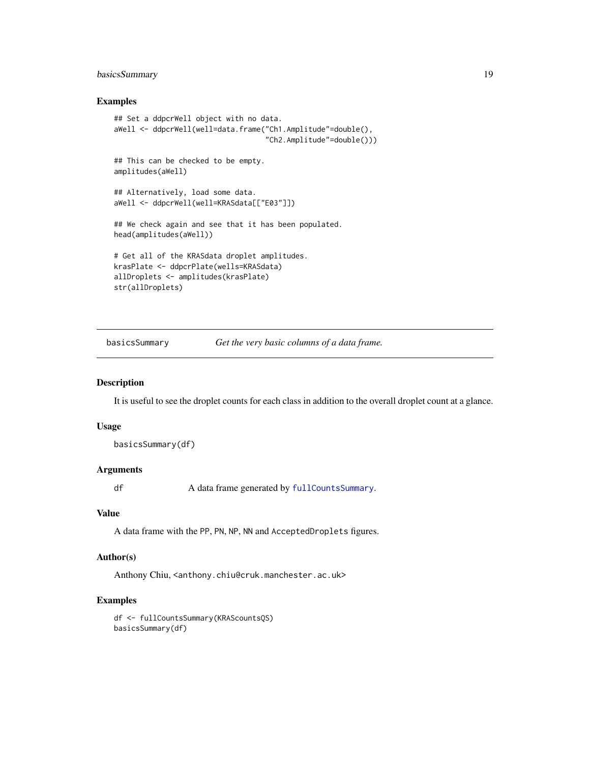## Examples

```
## Set a ddpcrWell object with no data.
aWell <- ddpcrWell(well=data.frame("Ch1.Amplitude"=double(),
                                   "Ch2.Amplitude"=double()))

## This can be checked to be empty.
amplitudes(aWell)

## Alternatively, load some data.
aWell <- ddpcrWell(well=KRASdata[["E03"]])

## We check again and see that it has been populated.
head(amplitudes(aWell))

# Get all of the KRASdata droplet amplitudes.
krasPlate <- ddpcrPlate(wells=KRASdata)
allDroplets <- amplitudes(krasPlate)
str(allDroplets)
```

---

# basicsSummary — *Get the very basic columns of a data frame.*

---

## Description

It is useful to see the droplet counts for each class in addition to the overall droplet count at a glance.

## Usage

```
basicsSummary(df)
```

## Arguments

| | |
|---|---|
| df | A data frame generated by `fullCountsSummary`. |

## Value

A data frame with the `PP`, `PN`, `NP`, `NN` and `AcceptedDroplets` figures.

## Author(s)

Anthony Chiu, <anthony.chiu@cruk.manchester.ac.uk>

## Examples

```
df <- fullCountsSummary(KRAScountsQS)
basicsSummary(df)
```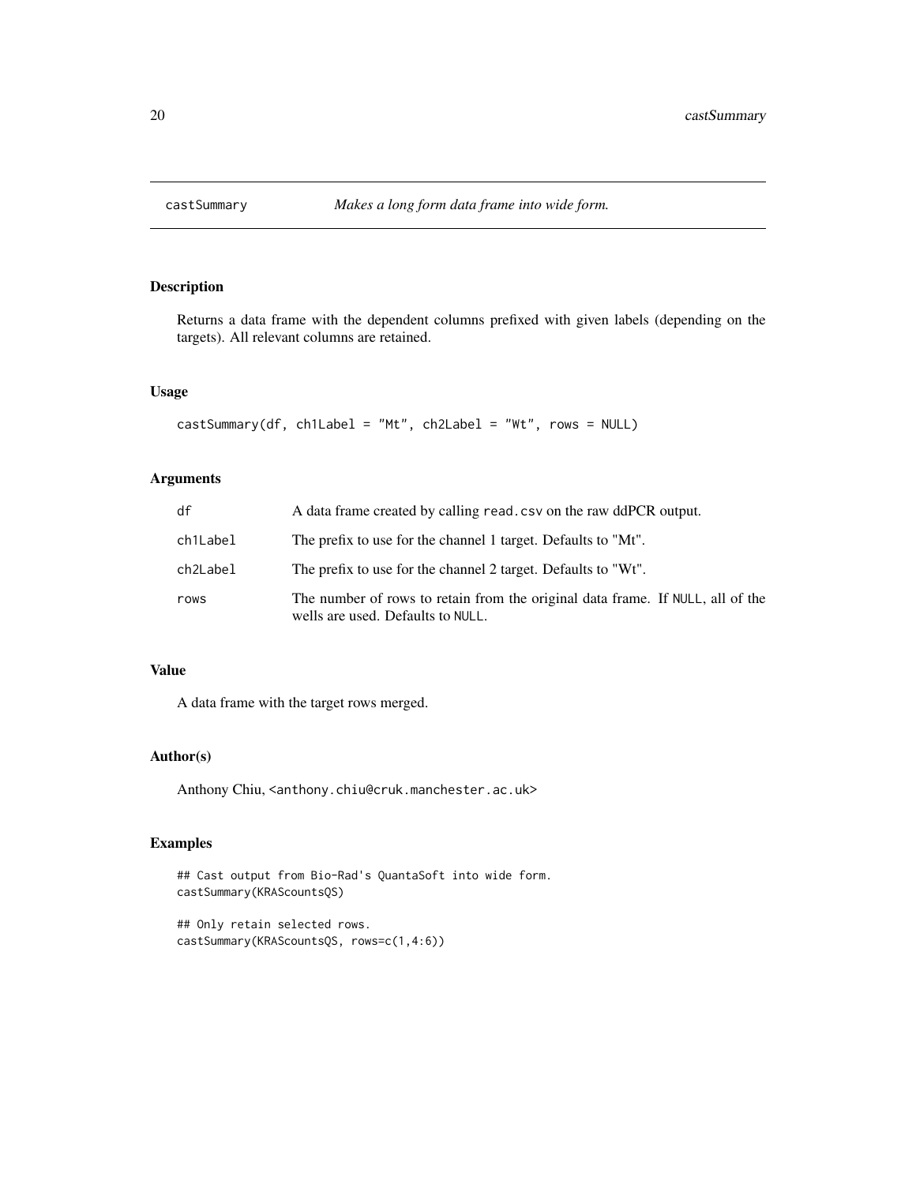# castSummary — *Makes a long form data frame into wide form.*

## Description

Returns a data frame with the dependent columns prefixed with given labels (depending on the targets). All relevant columns are retained.

## Usage

```
castSummary(df, ch1Label = "Mt", ch2Label = "Wt", rows = NULL)
```

## Arguments

| | |
|---|---|
| df | A data frame created by calling `read.csv` on the raw ddPCR output. |
| ch1Label | The prefix to use for the channel 1 target. Defaults to "Mt". |
| ch2Label | The prefix to use for the channel 2 target. Defaults to "Wt". |
| rows | The number of rows to retain from the original data frame. If `NULL`, all of the wells are used. Defaults to `NULL`. |

## Value

A data frame with the target rows merged.

## Author(s)

Anthony Chiu, <anthony.chiu@cruk.manchester.ac.uk>

## Examples

```
## Cast output from Bio-Rad's QuantaSoft into wide form.
castSummary(KRAScountsQS)

## Only retain selected rows.
castSummary(KRAScountsQS, rows=c(1,4:6))
```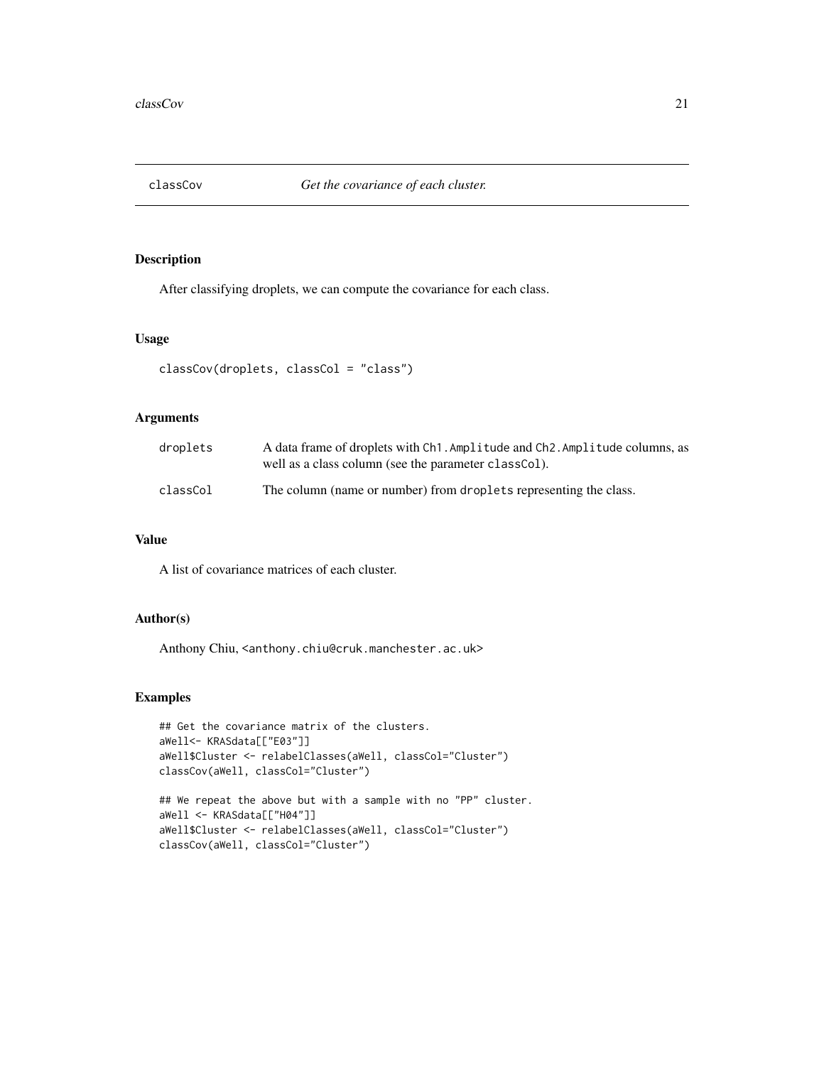# classCov — *Get the covariance of each cluster.*

## Description

After classifying droplets, we can compute the covariance for each class.

## Usage

```
classCov(droplets, classCol = "class")
```

## Arguments

| | |
|---|---|
| `droplets` | A data frame of droplets with `Ch1.Amplitude` and `Ch2.Amplitude` columns, as well as a class column (see the parameter `classCol`). |
| `classCol` | The column (name or number) from `droplets` representing the class. |

## Value

A list of covariance matrices of each cluster.

## Author(s)

Anthony Chiu, <anthony.chiu@cruk.manchester.ac.uk>

## Examples

```
## Get the covariance matrix of the clusters.
aWell<- KRASdata[["E03"]]
aWell$Cluster <- relabelClasses(aWell, classCol="Cluster")
classCov(aWell, classCol="Cluster")

## We repeat the above but with a sample with no "PP" cluster.
aWell <- KRASdata[["H04"]]
aWell$Cluster <- relabelClasses(aWell, classCol="Cluster")
classCov(aWell, classCol="Cluster")
```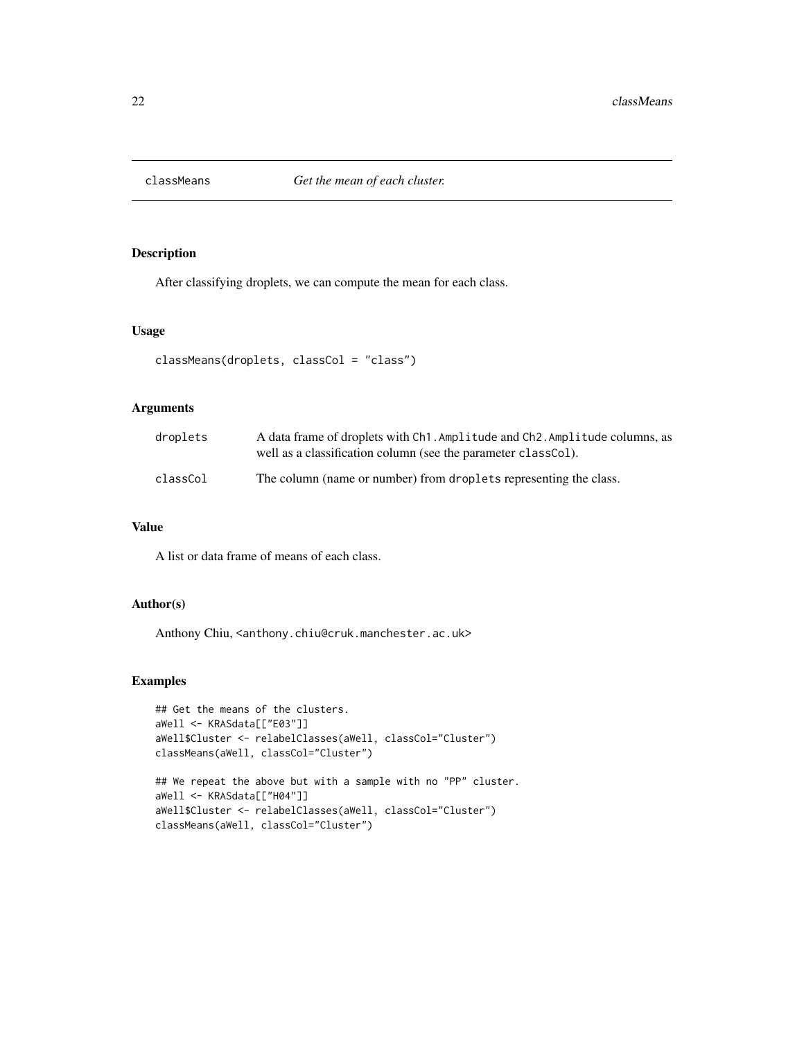# classMeans *Get the mean of each cluster.*

## Description

After classifying droplets, we can compute the mean for each class.

## Usage

```
classMeans(droplets, classCol = "class")
```

## Arguments

| | |
|---|---|
| droplets | A data frame of droplets with `Ch1.Amplitude` and `Ch2.Amplitude` columns, as well as a classification column (see the parameter `classCol`). |
| classCol | The column (name or number) from `droplets` representing the class. |

## Value

A list or data frame of means of each class.

## Author(s)

Anthony Chiu, <anthony.chiu@cruk.manchester.ac.uk>

## Examples

```
## Get the means of the clusters.
aWell <- KRASdata[["E03"]]
aWell$Cluster <- relabelClasses(aWell, classCol="Cluster")
classMeans(aWell, classCol="Cluster")

## We repeat the above but with a sample with no "PP" cluster.
aWell <- KRASdata[["H04"]]
aWell$Cluster <- relabelClasses(aWell, classCol="Cluster")
classMeans(aWell, classCol="Cluster")
```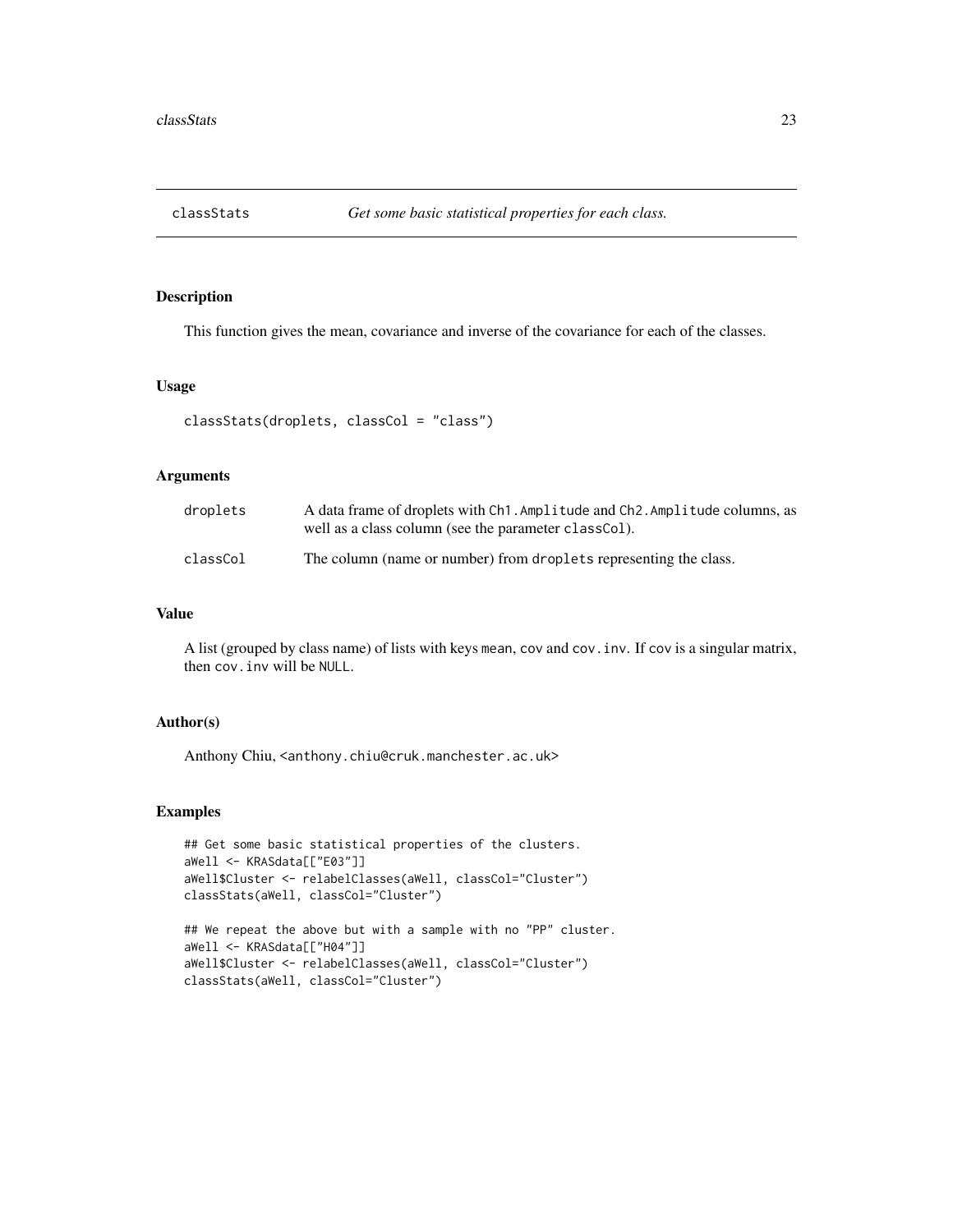# classStats — *Get some basic statistical properties for each class.*

## Description

This function gives the mean, covariance and inverse of the covariance for each of the classes.

## Usage

```
classStats(droplets, classCol = "class")
```

## Arguments

| | |
|---|---|
| `droplets` | A data frame of droplets with `Ch1.Amplitude` and `Ch2.Amplitude` columns, as well as a class column (see the parameter `classCol`). |
| `classCol` | The column (name or number) from `droplets` representing the class. |

## Value

A list (grouped by class name) of lists with keys `mean`, `cov` and `cov.inv`. If `cov` is a singular matrix, then `cov.inv` will be `NULL`.

## Author(s)

Anthony Chiu, `<anthony.chiu@cruk.manchester.ac.uk>`

## Examples

```
## Get some basic statistical properties of the clusters.
aWell <- KRASdata[["E03"]]
aWell$Cluster <- relabelClasses(aWell, classCol="Cluster")
classStats(aWell, classCol="Cluster")

## We repeat the above but with a sample with no "PP" cluster.
aWell <- KRASdata[["H04"]]
aWell$Cluster <- relabelClasses(aWell, classCol="Cluster")
classStats(aWell, classCol="Cluster")
```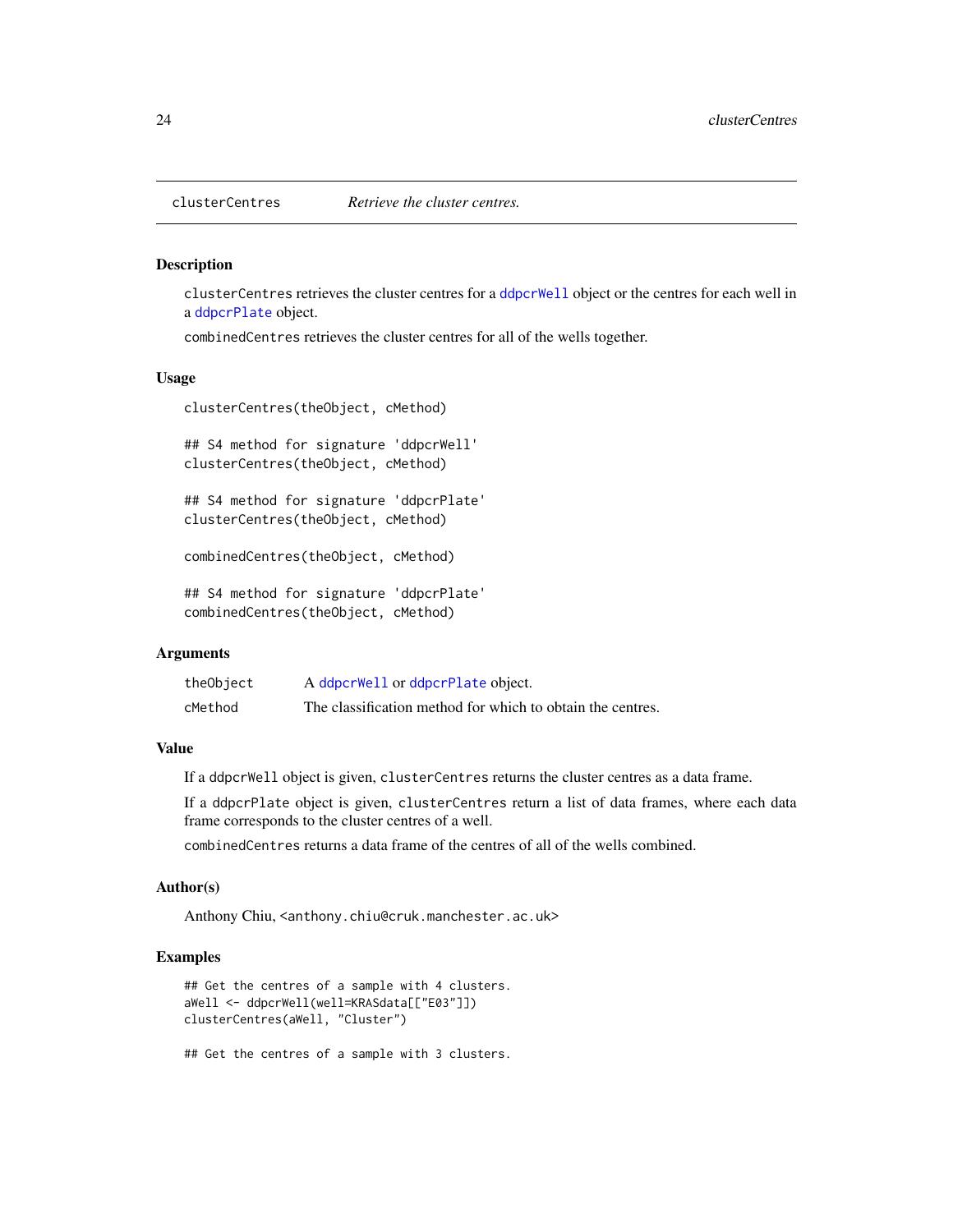clusterCentres — *Retrieve the cluster centres.*

## Description

`clusterCentres` retrieves the cluster centres for a `ddpcrWell` object or the centres for each well in a `ddpcrPlate` object.

`combinedCentres` retrieves the cluster centres for all of the wells together.

## Usage

```
clusterCentres(theObject, cMethod)

## S4 method for signature 'ddpcrWell'
clusterCentres(theObject, cMethod)

## S4 method for signature 'ddpcrPlate'
clusterCentres(theObject, cMethod)

combinedCentres(theObject, cMethod)

## S4 method for signature 'ddpcrPlate'
combinedCentres(theObject, cMethod)
```

## Arguments

| | |
|---|---|
| `theObject` | A `ddpcrWell` or `ddpcrPlate` object. |
| `cMethod` | The classification method for which to obtain the centres. |

## Value

If a `ddpcrWell` object is given, `clusterCentres` returns the cluster centres as a data frame.

If a `ddpcrPlate` object is given, `clusterCentres` return a list of data frames, where each data frame corresponds to the cluster centres of a well.

`combinedCentres` returns a data frame of the centres of all of the wells combined.

## Author(s)

Anthony Chiu, <anthony.chiu@cruk.manchester.ac.uk>

## Examples

```
## Get the centres of a sample with 4 clusters.
aWell <- ddpcrWell(well=KRASdata[["E03"]])
clusterCentres(aWell, "Cluster")

## Get the centres of a sample with 3 clusters.
```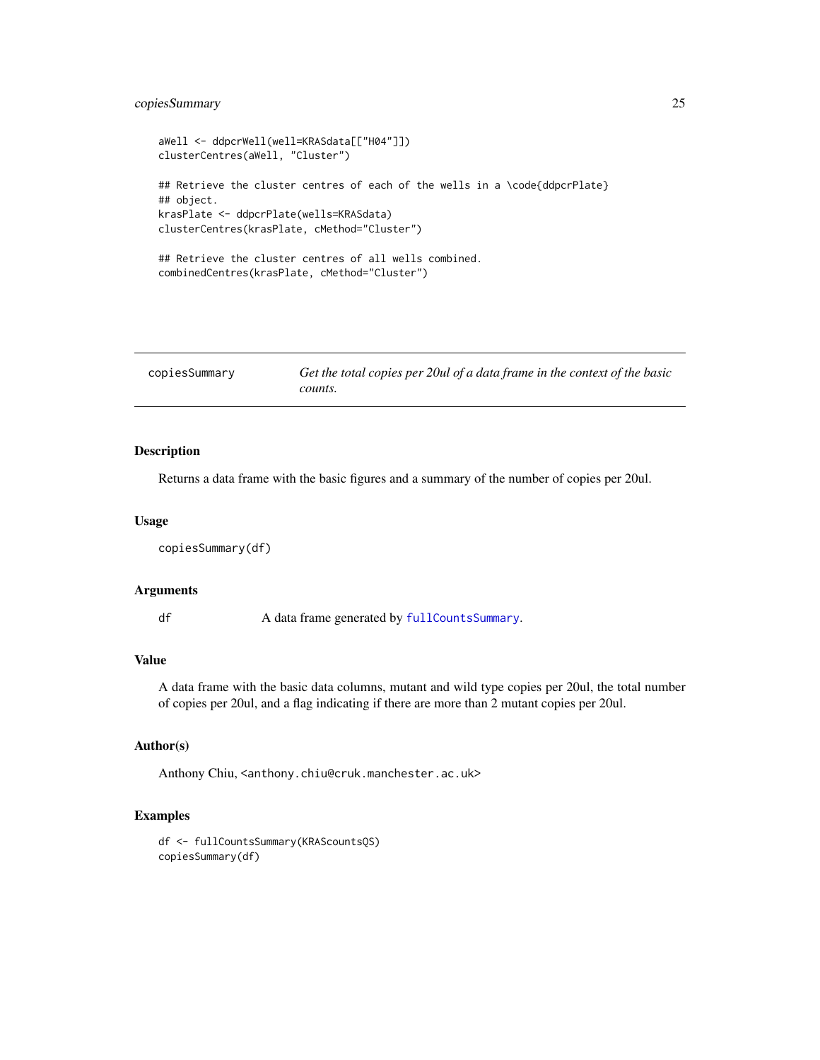```
aWell <- ddpcrWell(well=KRASdata[["H04"]])
clusterCentres(aWell, "Cluster")

## Retrieve the cluster centres of each of the wells in a \code{ddpcrPlate}
## object.
krasPlate <- ddpcrPlate(wells=KRASdata)
clusterCentres(krasPlate, cMethod="Cluster")

## Retrieve the cluster centres of all wells combined.
combinedCentres(krasPlate, cMethod="Cluster")
```

---

## copiesSummary *Get the total copies per 20ul of a data frame in the context of the basic counts.*

---

### Description

Returns a data frame with the basic figures and a summary of the number of copies per 20ul.

### Usage

```
copiesSummary(df)
```

### Arguments

| | |
|---|---|
| df | A data frame generated by `fullCountsSummary`. |

### Value

A data frame with the basic data columns, mutant and wild type copies per 20ul, the total number of copies per 20ul, and a flag indicating if there are more than 2 mutant copies per 20ul.

### Author(s)

Anthony Chiu, <anthony.chiu@cruk.manchester.ac.uk>

### Examples

```
df <- fullCountsSummary(KRAScountsQS)
copiesSummary(df)
```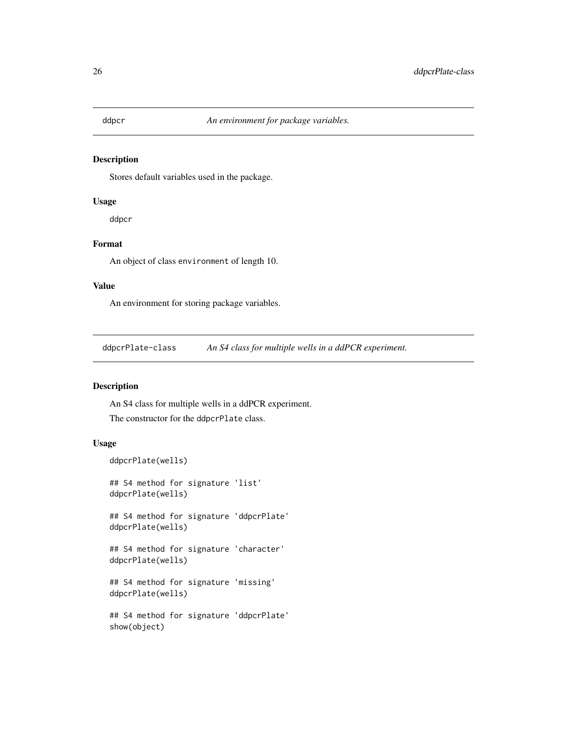## ddpcr — *An environment for package variables.*

### Description

Stores default variables used in the package.

### Usage

```
ddpcr
```

### Format

An object of class `environment` of length 10.

### Value

An environment for storing package variables.

## ddpcrPlate-class — *An S4 class for multiple wells in a ddPCR experiment.*

### Description

An S4 class for multiple wells in a ddPCR experiment.

The constructor for the `ddpcrPlate` class.

### Usage

```
ddpcrPlate(wells)

## S4 method for signature 'list'
ddpcrPlate(wells)

## S4 method for signature 'ddpcrPlate'
ddpcrPlate(wells)

## S4 method for signature 'character'
ddpcrPlate(wells)

## S4 method for signature 'missing'
ddpcrPlate(wells)

## S4 method for signature 'ddpcrPlate'
show(object)
```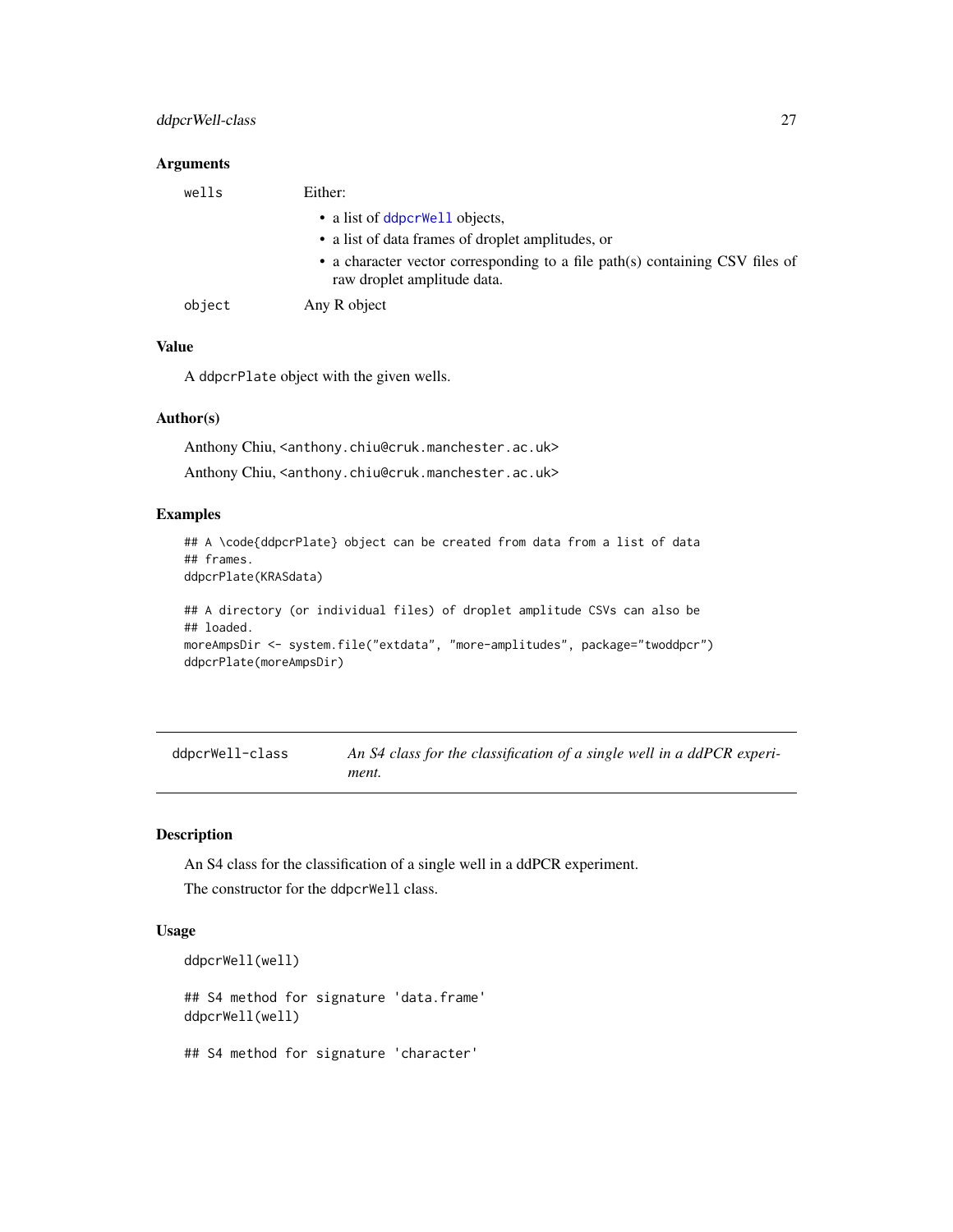### Arguments

| | |
|---|---|
| `wells` | Either: <br> • a list of `ddpcrWell` objects, <br> • a list of data frames of droplet amplitudes, or <br> • a character vector corresponding to a file path(s) containing CSV files of raw droplet amplitude data. |
| `object` | Any R object |

### Value

A `ddpcrPlate` object with the given wells.

### Author(s)

Anthony Chiu, <anthony.chiu@cruk.manchester.ac.uk>

Anthony Chiu, <anthony.chiu@cruk.manchester.ac.uk>

### Examples

```
## A \code{ddpcrPlate} object can be created from data from a list of data
## frames.
ddpcrPlate(KRASdata)

## A directory (or individual files) of droplet amplitude CSVs can also be
## loaded.
moreAmpsDir <- system.file("extdata", "more-amplitudes", package="twoddpcr")
ddpcrPlate(moreAmpsDir)
```

---

## `ddpcrWell-class` *An S4 class for the classification of a single well in a ddPCR experiment.*

---

### Description

An S4 class for the classification of a single well in a ddPCR experiment.

The constructor for the `ddpcrWell` class.

### Usage

```
ddpcrWell(well)

## S4 method for signature 'data.frame'
ddpcrWell(well)

## S4 method for signature 'character'
```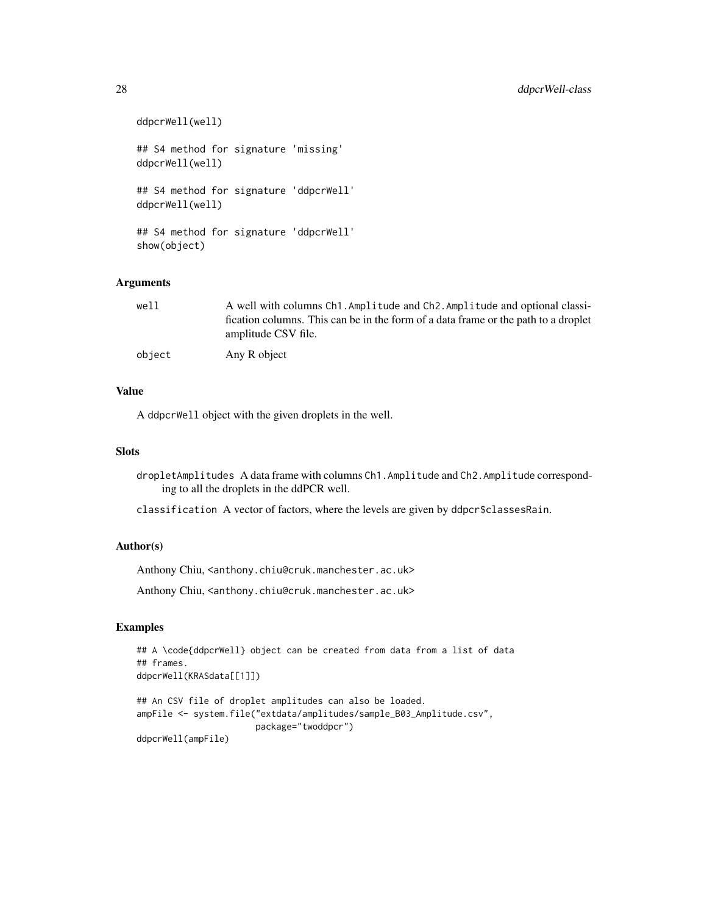```
ddpcrWell(well)

## S4 method for signature 'missing'
ddpcrWell(well)

## S4 method for signature 'ddpcrWell'
ddpcrWell(well)

## S4 method for signature 'ddpcrWell'
show(object)
```

### Arguments

| | |
|---|---|
| well | A well with columns `Ch1.Amplitude` and `Ch2.Amplitude` and optional classification columns. This can be in the form of a data frame or the path to a droplet amplitude CSV file. |
| object | Any R object |

### Value

A `ddpcrWell` object with the given droplets in the well.

### Slots

- `dropletAmplitudes` A data frame with columns `Ch1.Amplitude` and `Ch2.Amplitude` corresponding to all the droplets in the ddPCR well.
- `classification` A vector of factors, where the levels are given by `ddpcr$classesRain`.

### Author(s)

Anthony Chiu, <anthony.chiu@cruk.manchester.ac.uk>

Anthony Chiu, <anthony.chiu@cruk.manchester.ac.uk>

### Examples

```
## A \code{ddpcrWell} object can be created from data from a list of data
## frames.
ddpcrWell(KRASdata[[1]])

## An CSV file of droplet amplitudes can also be loaded.
ampFile <- system.file("extdata/amplitudes/sample_B03_Amplitude.csv",
                       package="twoddpcr")
ddpcrWell(ampFile)
```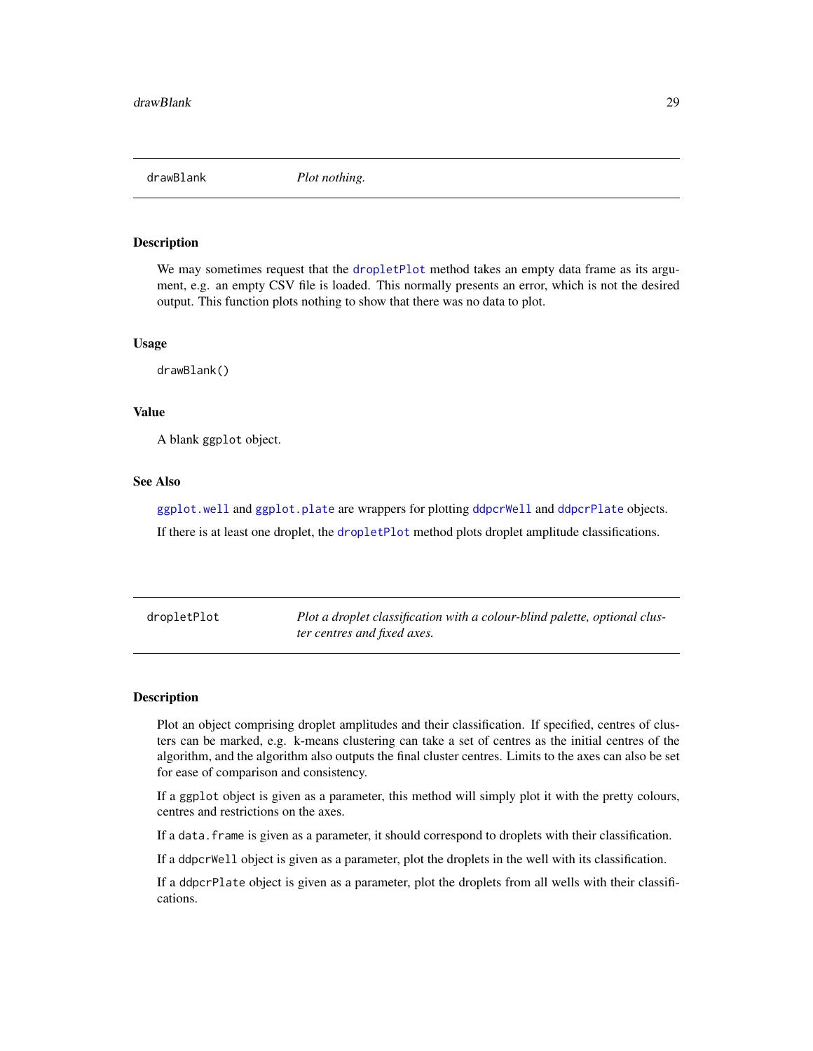## drawBlank — *Plot nothing.*

### Description

We may sometimes request that the `dropletPlot` method takes an empty data frame as its argument, e.g. an empty CSV file is loaded. This normally presents an error, which is not the desired output. This function plots nothing to show that there was no data to plot.

### Usage

```
drawBlank()
```

### Value

A blank `ggplot` object.

### See Also

`ggplot.well` and `ggplot.plate` are wrappers for plotting `ddpcrWell` and `ddpcrPlate` objects.

If there is at least one droplet, the `dropletPlot` method plots droplet amplitude classifications.

## dropletPlot — *Plot a droplet classification with a colour-blind palette, optional cluster centres and fixed axes.*

### Description

Plot an object comprising droplet amplitudes and their classification. If specified, centres of clusters can be marked, e.g. k-means clustering can take a set of centres as the initial centres of the algorithm, and the algorithm also outputs the final cluster centres. Limits to the axes can also be set for ease of comparison and consistency.

If a `ggplot` object is given as a parameter, this method will simply plot it with the pretty colours, centres and restrictions on the axes.

If a `data.frame` is given as a parameter, it should correspond to droplets with their classification.

If a `ddpcrWell` object is given as a parameter, plot the droplets in the well with its classification.

If a `ddpcrPlate` object is given as a parameter, plot the droplets from all wells with their classifications.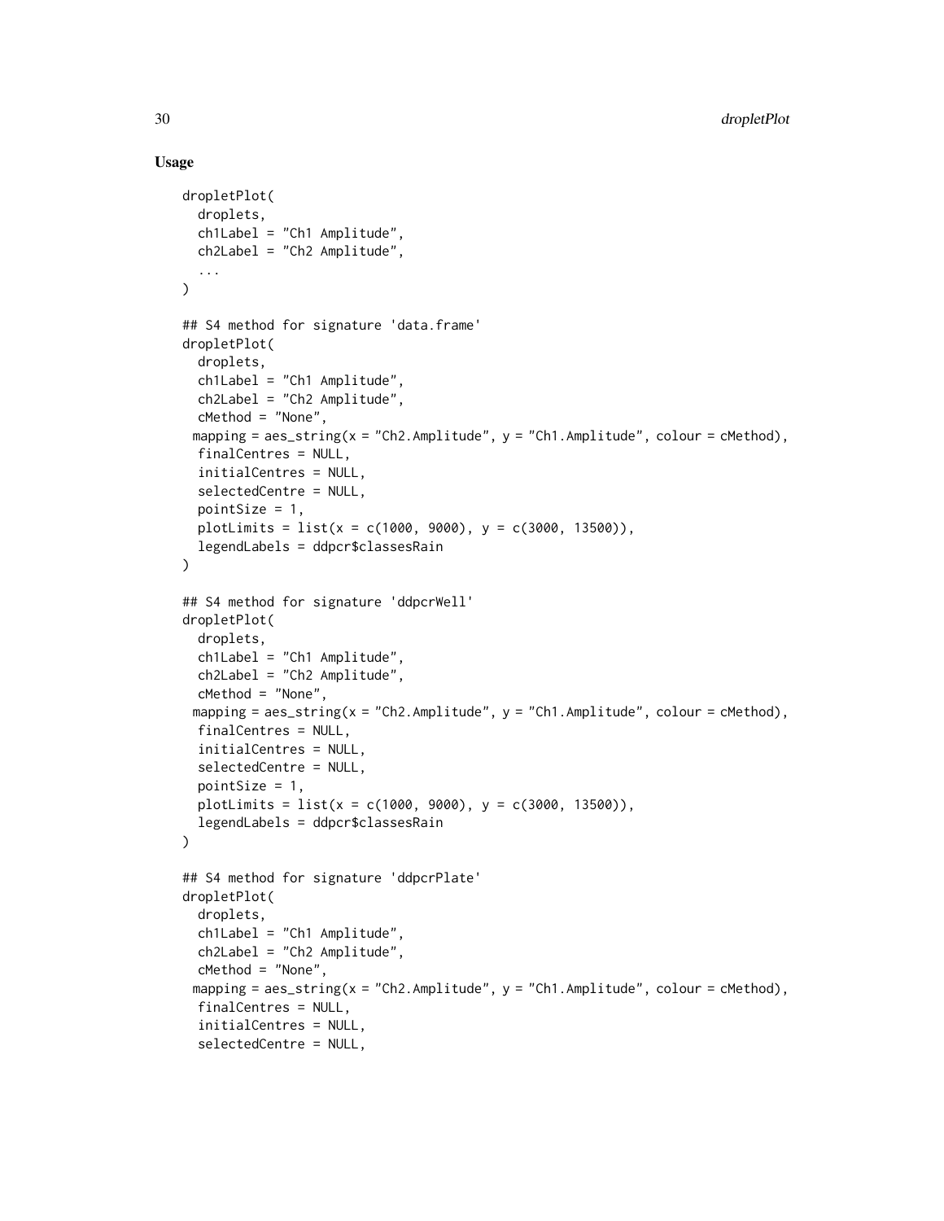**Usage**

```
dropletPlot(
  droplets,
  ch1Label = "Ch1 Amplitude",
  ch2Label = "Ch2 Amplitude",
  ...
)

## S4 method for signature 'data.frame'
dropletPlot(
  droplets,
  ch1Label = "Ch1 Amplitude",
  ch2Label = "Ch2 Amplitude",
  cMethod = "None",
 mapping = aes_string(x = "Ch2.Amplitude", y = "Ch1.Amplitude", colour = cMethod),
  finalCentres = NULL,
  initialCentres = NULL,
  selectedCentre = NULL,
  pointSize = 1,
  plotLimits = list(x = c(1000, 9000), y = c(3000, 13500)),
  legendLabels = ddpcr$classesRain
)

## S4 method for signature 'ddpcrWell'
dropletPlot(
  droplets,
  ch1Label = "Ch1 Amplitude",
  ch2Label = "Ch2 Amplitude",
  cMethod = "None",
 mapping = aes_string(x = "Ch2.Amplitude", y = "Ch1.Amplitude", colour = cMethod),
  finalCentres = NULL,
  initialCentres = NULL,
  selectedCentre = NULL,
  pointSize = 1,
  plotLimits = list(x = c(1000, 9000), y = c(3000, 13500)),
  legendLabels = ddpcr$classesRain
)

## S4 method for signature 'ddpcrPlate'
dropletPlot(
  droplets,
  ch1Label = "Ch1 Amplitude",
  ch2Label = "Ch2 Amplitude",
  cMethod = "None",
 mapping = aes_string(x = "Ch2.Amplitude", y = "Ch1.Amplitude", colour = cMethod),
  finalCentres = NULL,
  initialCentres = NULL,
  selectedCentre = NULL,
```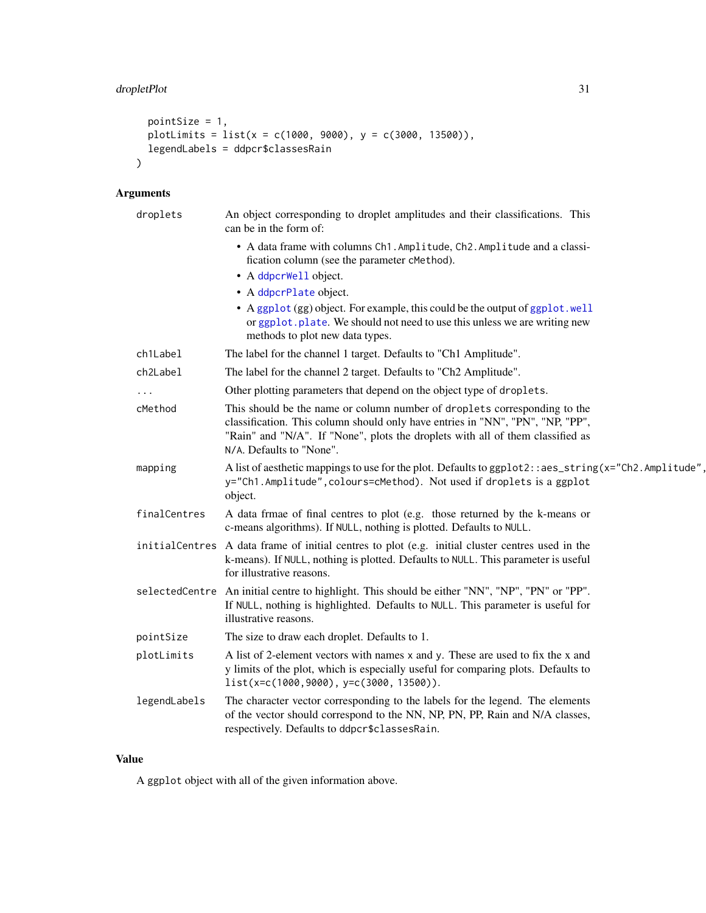```
  pointSize = 1,
  plotLimits = list(x = c(1000, 9000), y = c(3000, 13500)),
  legendLabels = ddpcr$classesRain
)
```

## Arguments

**droplets** An object corresponding to droplet amplitudes and their classifications. This can be in the form of:

- A data frame with columns `Ch1.Amplitude`, `Ch2.Amplitude` and a classification column (see the parameter `cMethod`).
- A `ddpcrWell` object.
- A `ddpcrPlate` object.
- A `ggplot` (gg) object. For example, this could be the output of `ggplot.well` or `ggplot.plate`. We should not need to use this unless we are writing new methods to plot new data types.

**ch1Label** The label for the channel 1 target. Defaults to "Ch1 Amplitude".

**ch2Label** The label for the channel 2 target. Defaults to "Ch2 Amplitude".

**...** Other plotting parameters that depend on the object type of `droplets`.

**cMethod** This should be the name or column number of `droplets` corresponding to the classification. This column should only have entries in "NN", "PN", "NP, "PP", "Rain" and "N/A". If "None", plots the droplets with all of them classified as `N/A`. Defaults to "None".

**mapping** A list of aesthetic mappings to use for the plot. Defaults to `ggplot2::aes_string(x="Ch2.Amplitude", y="Ch1.Amplitude",colours=cMethod)`. Not used if `droplets` is a `ggplot` object.

**finalCentres** A data frmae of final centres to plot (e.g. those returned by the k-means or c-means algorithms). If `NULL`, nothing is plotted. Defaults to `NULL`.

**initialCentres** A data frame of initial centres to plot (e.g. initial cluster centres used in the k-means). If `NULL`, nothing is plotted. Defaults to `NULL`. This parameter is useful for illustrative reasons.

**selectedCentre** An initial centre to highlight. This should be either "NN", "NP", "PN" or "PP". If `NULL`, nothing is highlighted. Defaults to `NULL`. This parameter is useful for illustrative reasons.

**pointSize** The size to draw each droplet. Defaults to 1.

**plotLimits** A list of 2-element vectors with names `x` and `y`. These are used to fix the x and y limits of the plot, which is especially useful for comparing plots. Defaults to `list(x=c(1000,9000), y=c(3000, 13500))`.

**legendLabels** The character vector corresponding to the labels for the legend. The elements of the vector should correspond to the NN, NP, PN, PP, Rain and N/A classes, respectively. Defaults to `ddpcr$classesRain`.

## Value

A `ggplot` object with all of the given information above.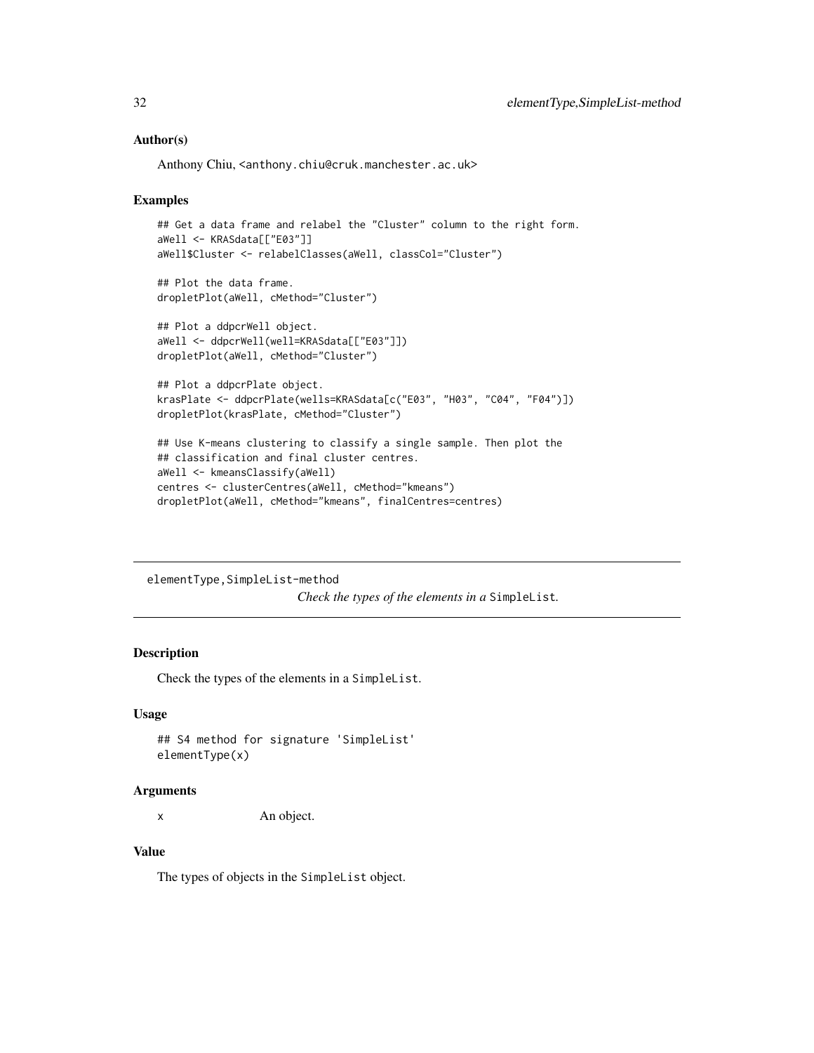### Author(s)

Anthony Chiu, <anthony.chiu@cruk.manchester.ac.uk>

### Examples

```
## Get a data frame and relabel the "Cluster" column to the right form.
aWell <- KRASdata[["E03"]]
aWell$Cluster <- relabelClasses(aWell, classCol="Cluster")

## Plot the data frame.
dropletPlot(aWell, cMethod="Cluster")

## Plot a ddpcrWell object.
aWell <- ddpcrWell(well=KRASdata[["E03"]])
dropletPlot(aWell, cMethod="Cluster")

## Plot a ddpcrPlate object.
krasPlate <- ddpcrPlate(wells=KRASdata[c("E03", "H03", "C04", "F04")])
dropletPlot(krasPlate, cMethod="Cluster")

## Use K-means clustering to classify a single sample. Then plot the
## classification and final cluster centres.
aWell <- kmeansClassify(aWell)
centres <- clusterCentres(aWell, cMethod="kmeans")
dropletPlot(aWell, cMethod="kmeans", finalCentres=centres)
```

---

## elementType,SimpleList-method

*Check the types of the elements in a* `SimpleList`*.*

---

### Description

Check the types of the elements in a `SimpleList`.

### Usage

```
## S4 method for signature 'SimpleList'
elementType(x)
```

### Arguments

| | |
|---|---|
| x | An object. |

### Value

The types of objects in the `SimpleList` object.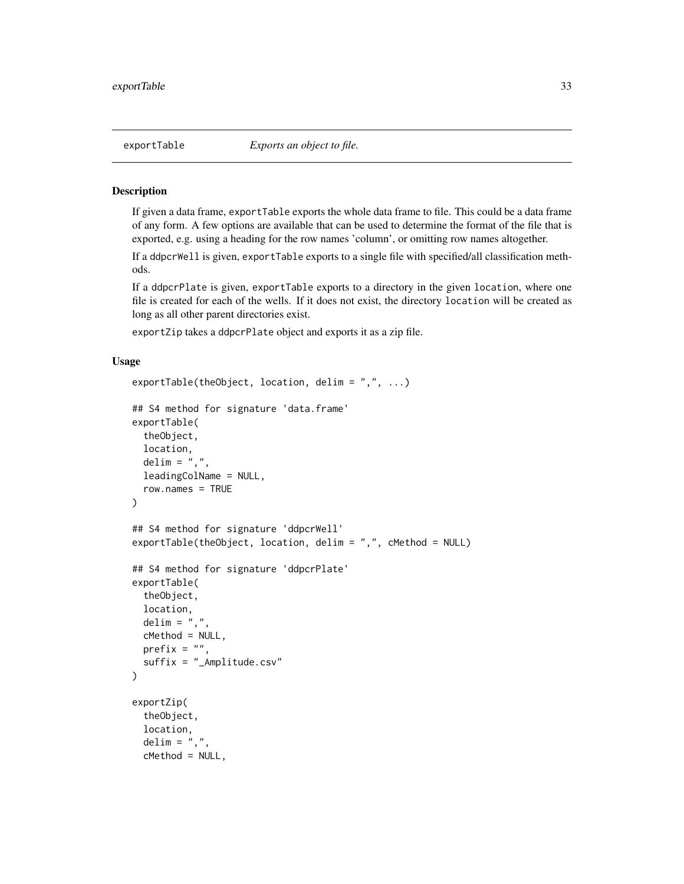exportTable — *Exports an object to file.*

## Description

If given a data frame, exportTable exports the whole data frame to file. This could be a data frame of any form. A few options are available that can be used to determine the format of the file that is exported, e.g. using a heading for the row names 'column', or omitting row names altogether.

If a ddpcrWell is given, exportTable exports to a single file with specified/all classification methods.

If a ddpcrPlate is given, exportTable exports to a directory in the given location, where one file is created for each of the wells. If it does not exist, the directory location will be created as long as all other parent directories exist.

exportZip takes a ddpcrPlate object and exports it as a zip file.

## Usage

```
exportTable(theObject, location, delim = ",", ...)

## S4 method for signature 'data.frame'
exportTable(
  theObject,
  location,
  delim = ",",
  leadingColName = NULL,
  row.names = TRUE
)

## S4 method for signature 'ddpcrWell'
exportTable(theObject, location, delim = ",", cMethod = NULL)

## S4 method for signature 'ddpcrPlate'
exportTable(
  theObject,
  location,
  delim = ",",
  cMethod = NULL,
  prefix = "",
  suffix = "_Amplitude.csv"
)

exportZip(
  theObject,
  location,
  delim = ",",
  cMethod = NULL,
```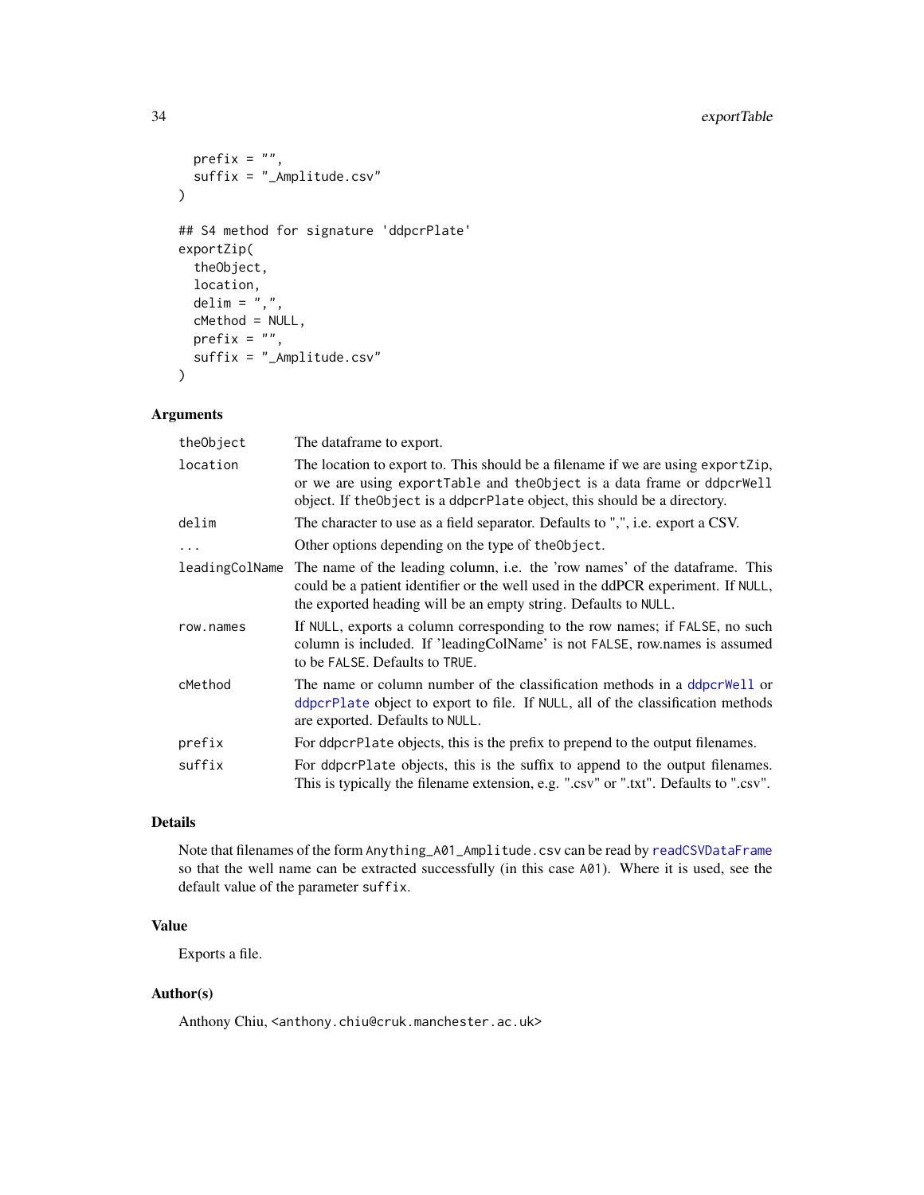```
  prefix = "",
  suffix = "_Amplitude.csv"
)

## S4 method for signature 'ddpcrPlate'
exportZip(
  theObject,
  location,
  delim = ",",
  cMethod = NULL,
  prefix = "",
  suffix = "_Amplitude.csv"
)
```

## Arguments

| | |
|---|---|
| theObject | The dataframe to export. |
| location | The location to export to. This should be a filename if we are using exportZip, or we are using exportTable and theObject is a data frame or ddpcrWell object. If theObject is a ddpcrPlate object, this should be a directory. |
| delim | The character to use as a field separator. Defaults to ",", i.e. export a CSV. |
| ... | Other options depending on the type of theObject. |
| leadingColName | The name of the leading column, i.e. the 'row names' of the dataframe. This could be a patient identifier or the well used in the ddPCR experiment. If NULL, the exported heading will be an empty string. Defaults to NULL. |
| row.names | If NULL, exports a column corresponding to the row names; if FALSE, no such column is included. If 'leadingColName' is not FALSE, row.names is assumed to be FALSE. Defaults to TRUE. |
| cMethod | The name or column number of the classification methods in a ddpcrWell or ddpcrPlate object to export to file. If NULL, all of the classification methods are exported. Defaults to NULL. |
| prefix | For ddpcrPlate objects, this is the prefix to prepend to the output filenames. |
| suffix | For ddpcrPlate objects, this is the suffix to append to the output filenames. This is typically the filename extension, e.g. ".csv" or ".txt". Defaults to ".csv". |

## Details

Note that filenames of the form Anything_A01_Amplitude.csv can be read by readCSVDataFrame so that the well name can be extracted successfully (in this case A01). Where it is used, see the default value of the parameter suffix.

## Value

Exports a file.

## Author(s)

Anthony Chiu, <anthony.chiu@cruk.manchester.ac.uk>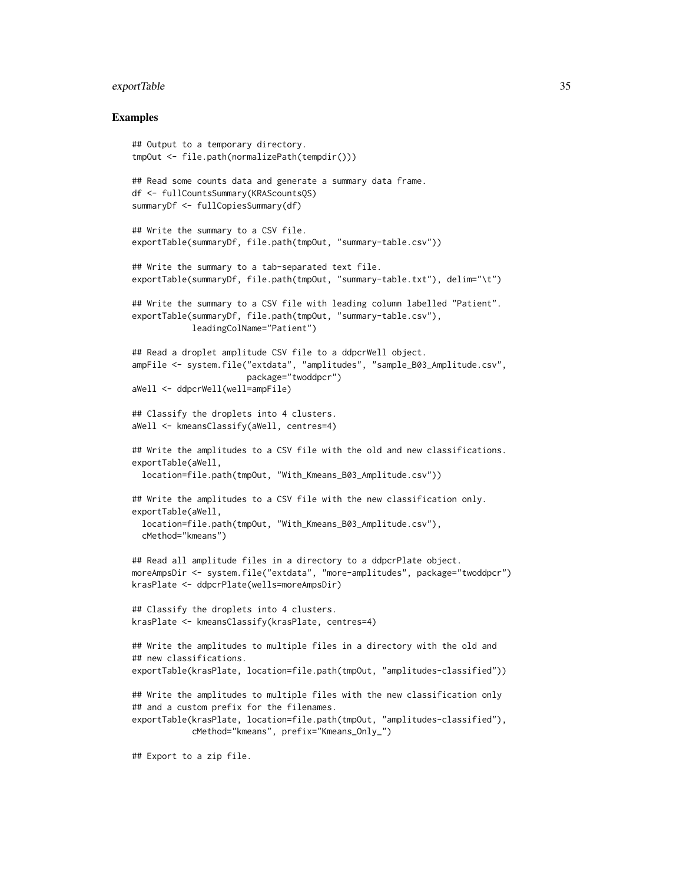## Examples

```
## Output to a temporary directory.
tmpOut <- file.path(normalizePath(tempdir()))

## Read some counts data and generate a summary data frame.
df <- fullCountsSummary(KRAScountsQS)
summaryDf <- fullCopiesSummary(df)

## Write the summary to a CSV file.
exportTable(summaryDf, file.path(tmpOut, "summary-table.csv"))

## Write the summary to a tab-separated text file.
exportTable(summaryDf, file.path(tmpOut, "summary-table.txt"), delim="\t")

## Write the summary to a CSV file with leading column labelled "Patient".
exportTable(summaryDf, file.path(tmpOut, "summary-table.csv"),
            leadingColName="Patient")

## Read a droplet amplitude CSV file to a ddpcrWell object.
ampFile <- system.file("extdata", "amplitudes", "sample_B03_Amplitude.csv",
                       package="twoddpcr")
aWell <- ddpcrWell(well=ampFile)

## Classify the droplets into 4 clusters.
aWell <- kmeansClassify(aWell, centres=4)

## Write the amplitudes to a CSV file with the old and new classifications.
exportTable(aWell,
  location=file.path(tmpOut, "With_Kmeans_B03_Amplitude.csv"))

## Write the amplitudes to a CSV file with the new classification only.
exportTable(aWell,
  location=file.path(tmpOut, "With_Kmeans_B03_Amplitude.csv"),
  cMethod="kmeans")

## Read all amplitude files in a directory to a ddpcrPlate object.
moreAmpsDir <- system.file("extdata", "more-amplitudes", package="twoddpcr")
krasPlate <- ddpcrPlate(wells=moreAmpsDir)

## Classify the droplets into 4 clusters.
krasPlate <- kmeansClassify(krasPlate, centres=4)

## Write the amplitudes to multiple files in a directory with the old and
## new classifications.
exportTable(krasPlate, location=file.path(tmpOut, "amplitudes-classified"))

## Write the amplitudes to multiple files with the new classification only
## and a custom prefix for the filenames.
exportTable(krasPlate, location=file.path(tmpOut, "amplitudes-classified"),
            cMethod="kmeans", prefix="Kmeans_Only_")

## Export to a zip file.
```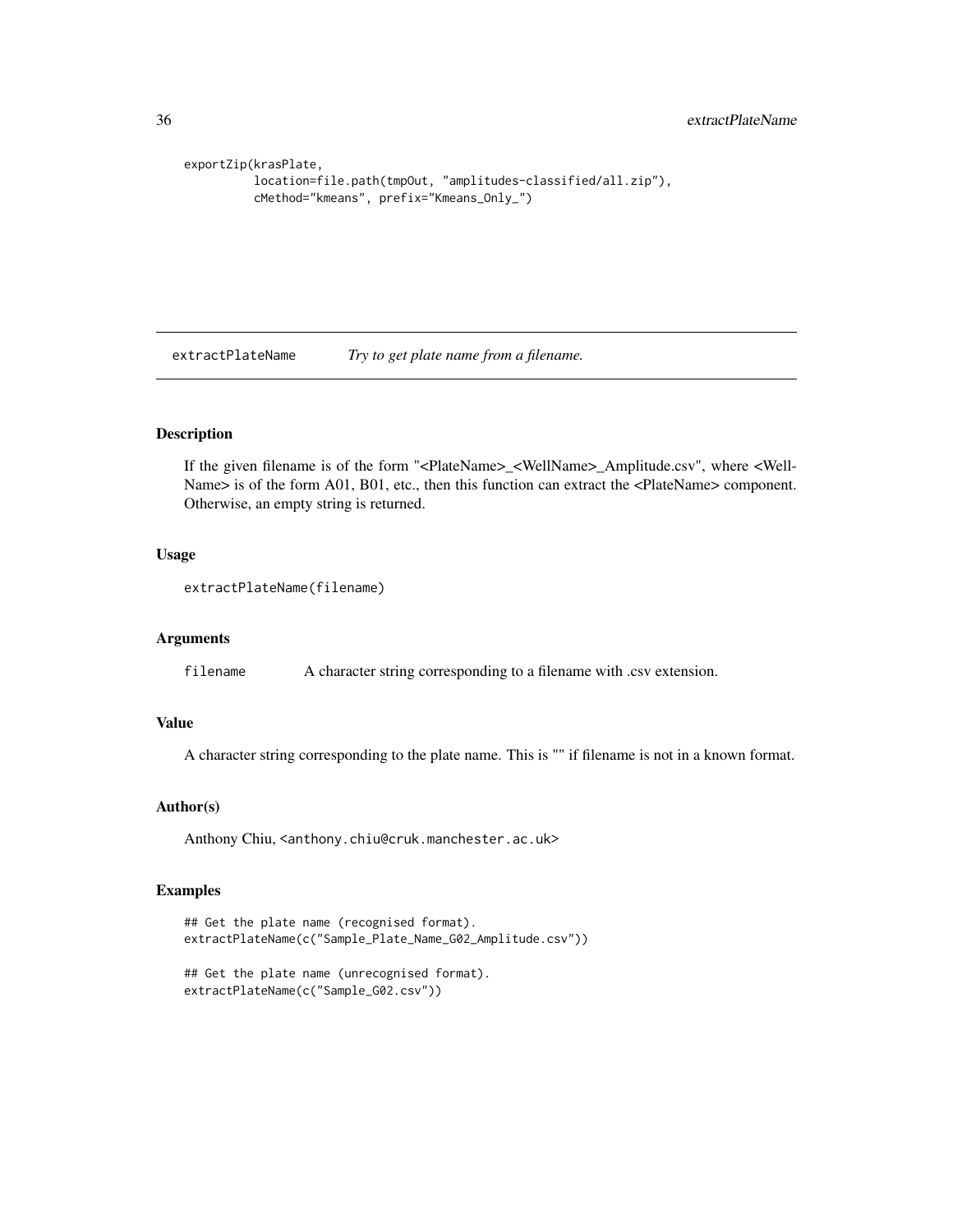```
exportZip(krasPlate,
          location=file.path(tmpOut, "amplitudes-classified/all.zip"),
          cMethod="kmeans", prefix="Kmeans_Only_")
```

## extractPlateName — *Try to get plate name from a filename.*

### Description

If the given filename is of the form "<PlateName>_<WellName>_Amplitude.csv", where <WellName> is of the form A01, B01, etc., then this function can extract the <PlateName> component. Otherwise, an empty string is returned.

### Usage

```
extractPlateName(filename)
```

### Arguments

filename — A character string corresponding to a filename with .csv extension.

### Value

A character string corresponding to the plate name. This is "" if filename is not in a known format.

### Author(s)

Anthony Chiu, <anthony.chiu@cruk.manchester.ac.uk>

### Examples

```
## Get the plate name (recognised format).
extractPlateName(c("Sample_Plate_Name_G02_Amplitude.csv"))

## Get the plate name (unrecognised format).
extractPlateName(c("Sample_G02.csv"))
```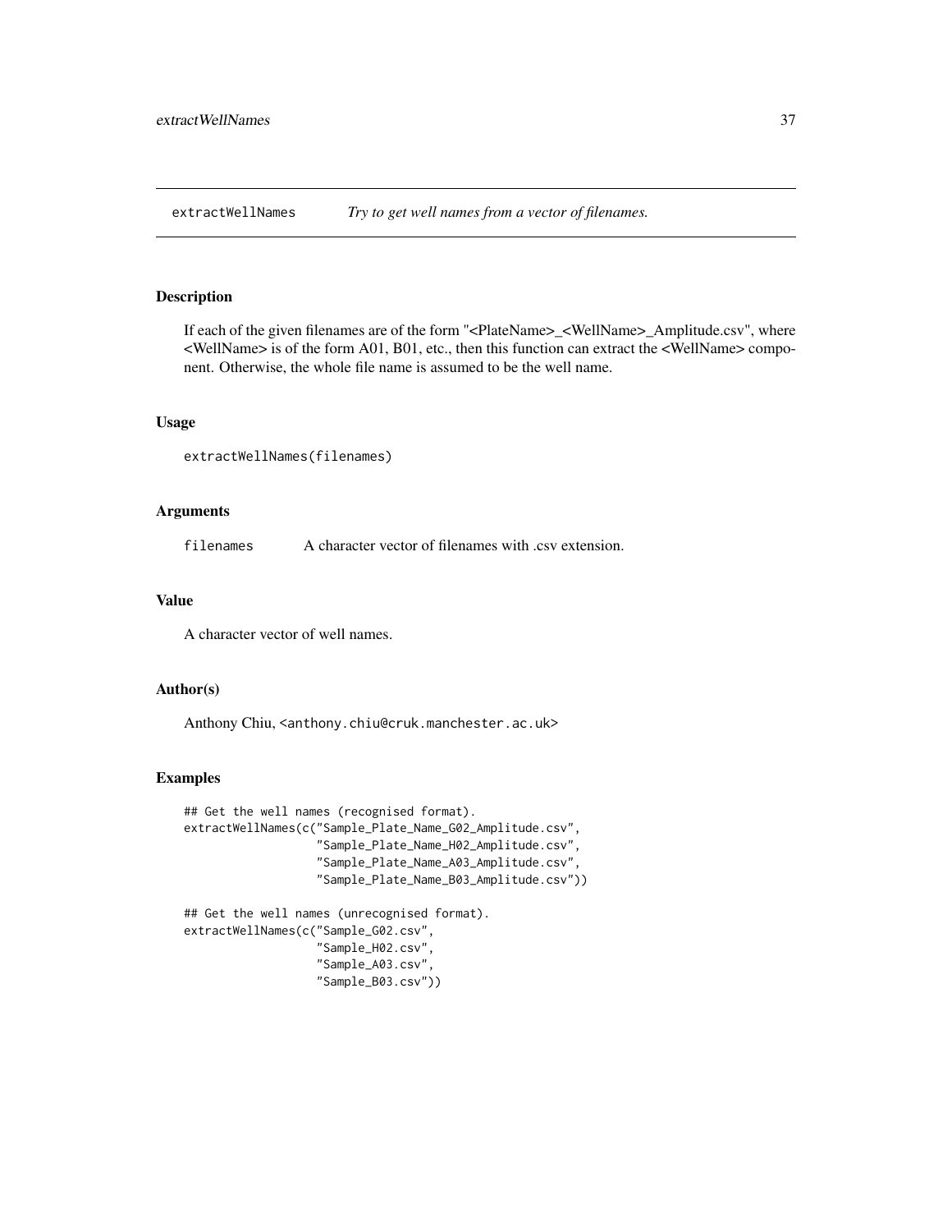## extractWellNames — *Try to get well names from a vector of filenames.*

### Description

If each of the given filenames are of the form "<PlateName>_<WellName>_Amplitude.csv", where <WellName> is of the form A01, B01, etc., then this function can extract the <WellName> component. Otherwise, the whole file name is assumed to be the well name.

### Usage

```
extractWellNames(filenames)
```

### Arguments

| | |
|---|---|
| filenames | A character vector of filenames with .csv extension. |

### Value

A character vector of well names.

### Author(s)

Anthony Chiu, <anthony.chiu@cruk.manchester.ac.uk>

### Examples

```
## Get the well names (recognised format).
extractWellNames(c("Sample_Plate_Name_G02_Amplitude.csv",
                   "Sample_Plate_Name_H02_Amplitude.csv",
                   "Sample_Plate_Name_A03_Amplitude.csv",
                   "Sample_Plate_Name_B03_Amplitude.csv"))

## Get the well names (unrecognised format).
extractWellNames(c("Sample_G02.csv",
                   "Sample_H02.csv",
                   "Sample_A03.csv",
                   "Sample_B03.csv"))
```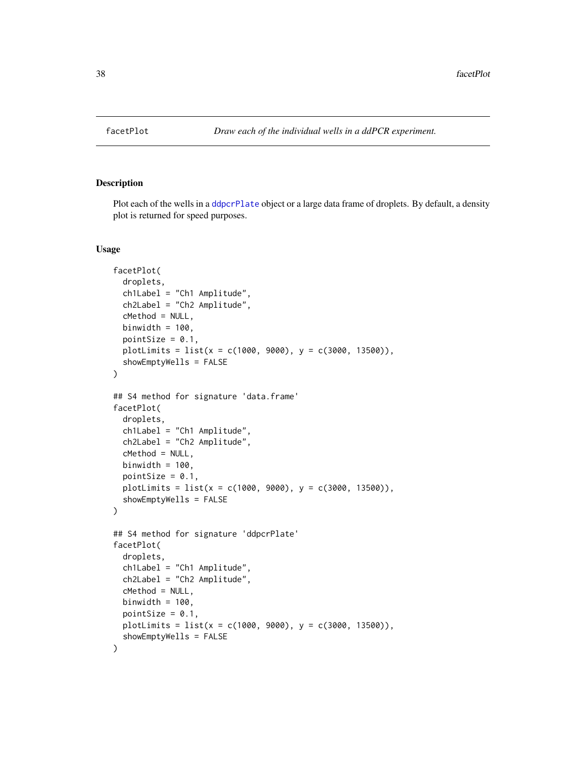facetPlot — *Draw each of the individual wells in a ddPCR experiment.*

## Description

Plot each of the wells in a ddpcrPlate object or a large data frame of droplets. By default, a density plot is returned for speed purposes.

## Usage

```
facetPlot(
  droplets,
  ch1Label = "Ch1 Amplitude",
  ch2Label = "Ch2 Amplitude",
  cMethod = NULL,
  binwidth = 100,
  pointSize = 0.1,
  plotLimits = list(x = c(1000, 9000), y = c(3000, 13500)),
  showEmptyWells = FALSE
)

## S4 method for signature 'data.frame'
facetPlot(
  droplets,
  ch1Label = "Ch1 Amplitude",
  ch2Label = "Ch2 Amplitude",
  cMethod = NULL,
  binwidth = 100,
  pointSize = 0.1,
  plotLimits = list(x = c(1000, 9000), y = c(3000, 13500)),
  showEmptyWells = FALSE
)

## S4 method for signature 'ddpcrPlate'
facetPlot(
  droplets,
  ch1Label = "Ch1 Amplitude",
  ch2Label = "Ch2 Amplitude",
  cMethod = NULL,
  binwidth = 100,
  pointSize = 0.1,
  plotLimits = list(x = c(1000, 9000), y = c(3000, 13500)),
  showEmptyWells = FALSE
)
```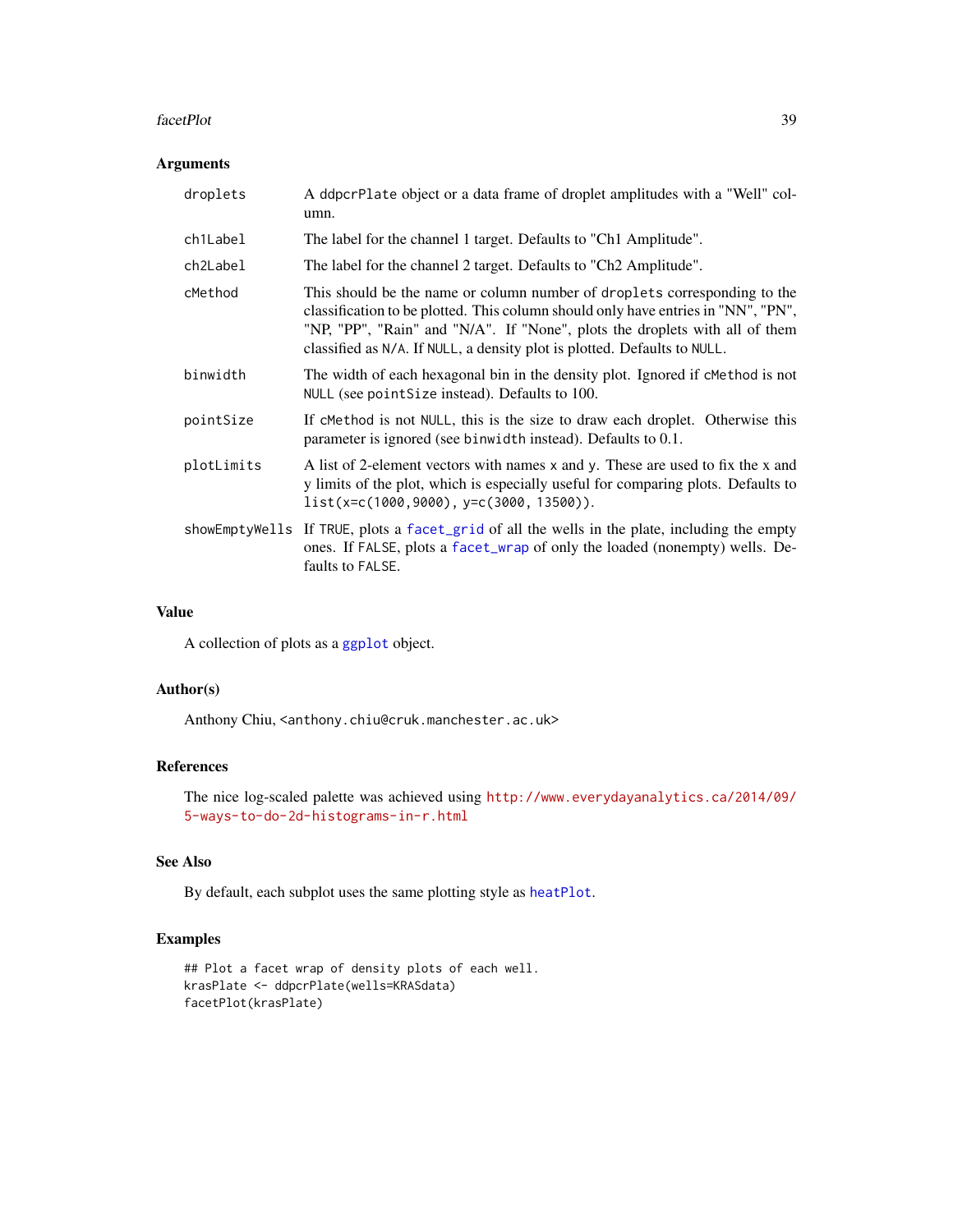### Arguments

| | |
|---|---|
| droplets | A ddpcrPlate object or a data frame of droplet amplitudes with a "Well" column. |
| ch1Label | The label for the channel 1 target. Defaults to "Ch1 Amplitude". |
| ch2Label | The label for the channel 2 target. Defaults to "Ch2 Amplitude". |
| cMethod | This should be the name or column number of droplets corresponding to the classification to be plotted. This column should only have entries in "NN", "PN", "NP, "PP", "Rain" and "N/A". If "None", plots the droplets with all of them classified as N/A. If NULL, a density plot is plotted. Defaults to NULL. |
| binwidth | The width of each hexagonal bin in the density plot. Ignored if cMethod is not NULL (see pointSize instead). Defaults to 100. |
| pointSize | If cMethod is not NULL, this is the size to draw each droplet. Otherwise this parameter is ignored (see binwidth instead). Defaults to 0.1. |
| plotLimits | A list of 2-element vectors with names x and y. These are used to fix the x and y limits of the plot, which is especially useful for comparing plots. Defaults to list(x=c(1000,9000), y=c(3000, 13500)). |
| showEmptyWells | If TRUE, plots a facet_grid of all the wells in the plate, including the empty ones. If FALSE, plots a facet_wrap of only the loaded (nonempty) wells. Defaults to FALSE. |

### Value

A collection of plots as a ggplot object.

### Author(s)

Anthony Chiu, <anthony.chiu@cruk.manchester.ac.uk>

### References

The nice log-scaled palette was achieved using http://www.everydayanalytics.ca/2014/09/5-ways-to-do-2d-histograms-in-r.html

### See Also

By default, each subplot uses the same plotting style as heatPlot.

### Examples

```
## Plot a facet wrap of density plots of each well.
krasPlate <- ddpcrPlate(wells=KRASdata)
facetPlot(krasPlate)
```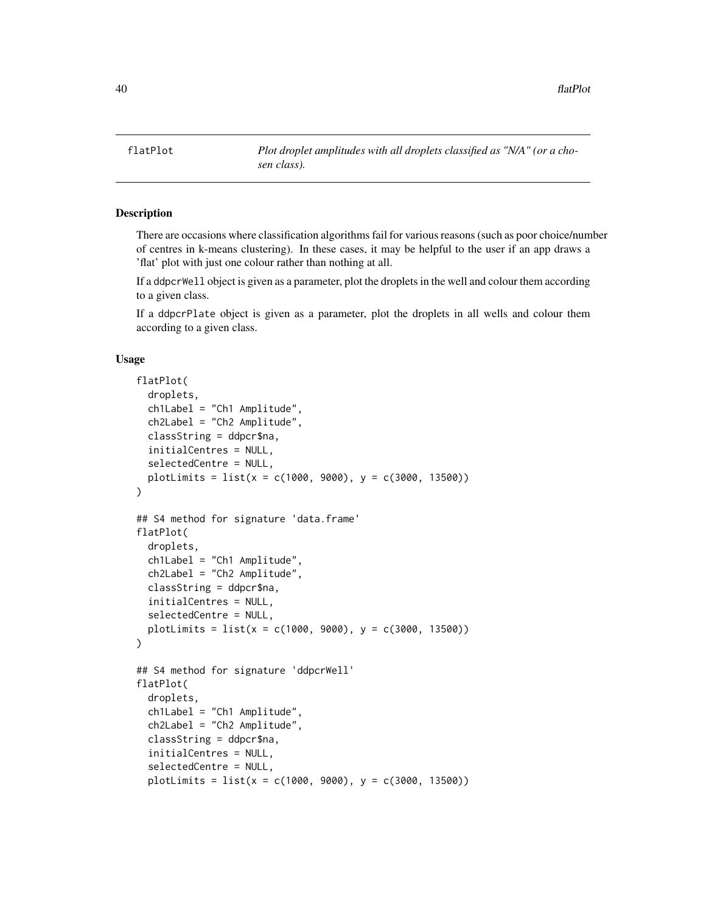# flatPlot

*Plot droplet amplitudes with all droplets classified as "N/A" (or a chosen class).*

## Description

There are occasions where classification algorithms fail for various reasons (such as poor choice/number of centres in k-means clustering). In these cases, it may be helpful to the user if an app draws a 'flat' plot with just one colour rather than nothing at all.

If a `ddpcrWell` object is given as a parameter, plot the droplets in the well and colour them according to a given class.

If a `ddpcrPlate` object is given as a parameter, plot the droplets in all wells and colour them according to a given class.

## Usage

```
flatPlot(
  droplets,
  ch1Label = "Ch1 Amplitude",
  ch2Label = "Ch2 Amplitude",
  classString = ddpcr$na,
  initialCentres = NULL,
  selectedCentre = NULL,
  plotLimits = list(x = c(1000, 9000), y = c(3000, 13500))
)

## S4 method for signature 'data.frame'
flatPlot(
  droplets,
  ch1Label = "Ch1 Amplitude",
  ch2Label = "Ch2 Amplitude",
  classString = ddpcr$na,
  initialCentres = NULL,
  selectedCentre = NULL,
  plotLimits = list(x = c(1000, 9000), y = c(3000, 13500))
)

## S4 method for signature 'ddpcrWell'
flatPlot(
  droplets,
  ch1Label = "Ch1 Amplitude",
  ch2Label = "Ch2 Amplitude",
  classString = ddpcr$na,
  initialCentres = NULL,
  selectedCentre = NULL,
  plotLimits = list(x = c(1000, 9000), y = c(3000, 13500))
```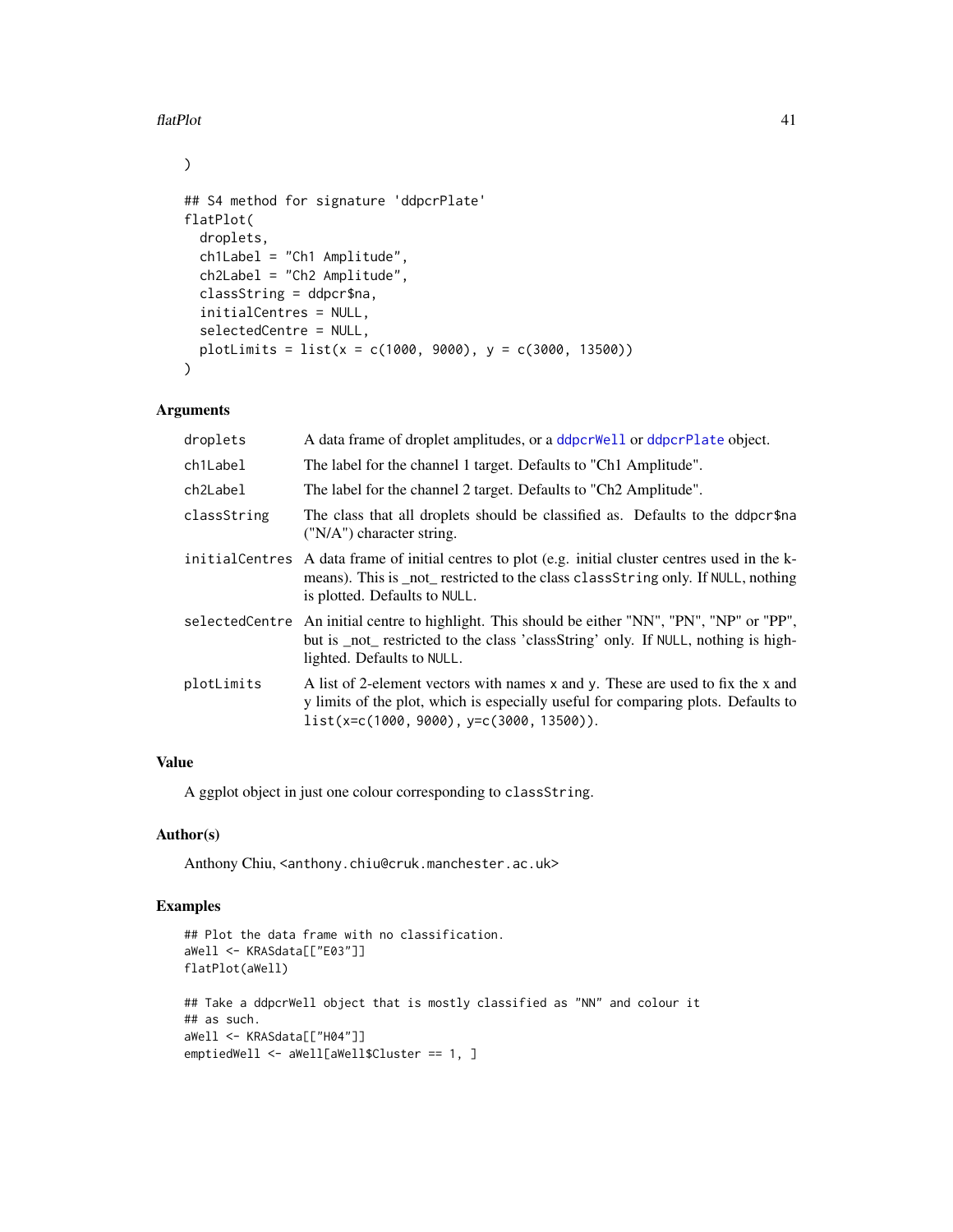```
)

## S4 method for signature 'ddpcrPlate'
flatPlot(
  droplets,
  ch1Label = "Ch1 Amplitude",
  ch2Label = "Ch2 Amplitude",
  classString = ddpcr$na,
  initialCentres = NULL,
  selectedCentre = NULL,
  plotLimits = list(x = c(1000, 9000), y = c(3000, 13500))
)
```

### Arguments

| | |
|---|---|
| droplets | A data frame of droplet amplitudes, or a ddpcrWell or ddpcrPlate object. |
| ch1Label | The label for the channel 1 target. Defaults to "Ch1 Amplitude". |
| ch2Label | The label for the channel 2 target. Defaults to "Ch2 Amplitude". |
| classString | The class that all droplets should be classified as. Defaults to the ddpcr$na ("N/A") character string. |
| initialCentres | A data frame of initial centres to plot (e.g. initial cluster centres used in the k-means). This is _not_ restricted to the class classString only. If NULL, nothing is plotted. Defaults to NULL. |
| selectedCentre | An initial centre to highlight. This should be either "NN", "PN", "NP" or "PP", but is _not_ restricted to the class 'classString' only. If NULL, nothing is highlighted. Defaults to NULL. |
| plotLimits | A list of 2-element vectors with names x and y. These are used to fix the x and y limits of the plot, which is especially useful for comparing plots. Defaults to list(x=c(1000, 9000), y=c(3000, 13500)). |

### Value

A ggplot object in just one colour corresponding to classString.

### Author(s)

Anthony Chiu, <anthony.chiu@cruk.manchester.ac.uk>

### Examples

```
## Plot the data frame with no classification.
aWell <- KRASdata[["E03"]]
flatPlot(aWell)

## Take a ddpcrWell object that is mostly classified as "NN" and colour it
## as such.
aWell <- KRASdata[["H04"]]
emptiedWell <- aWell[aWell$Cluster == 1, ]
```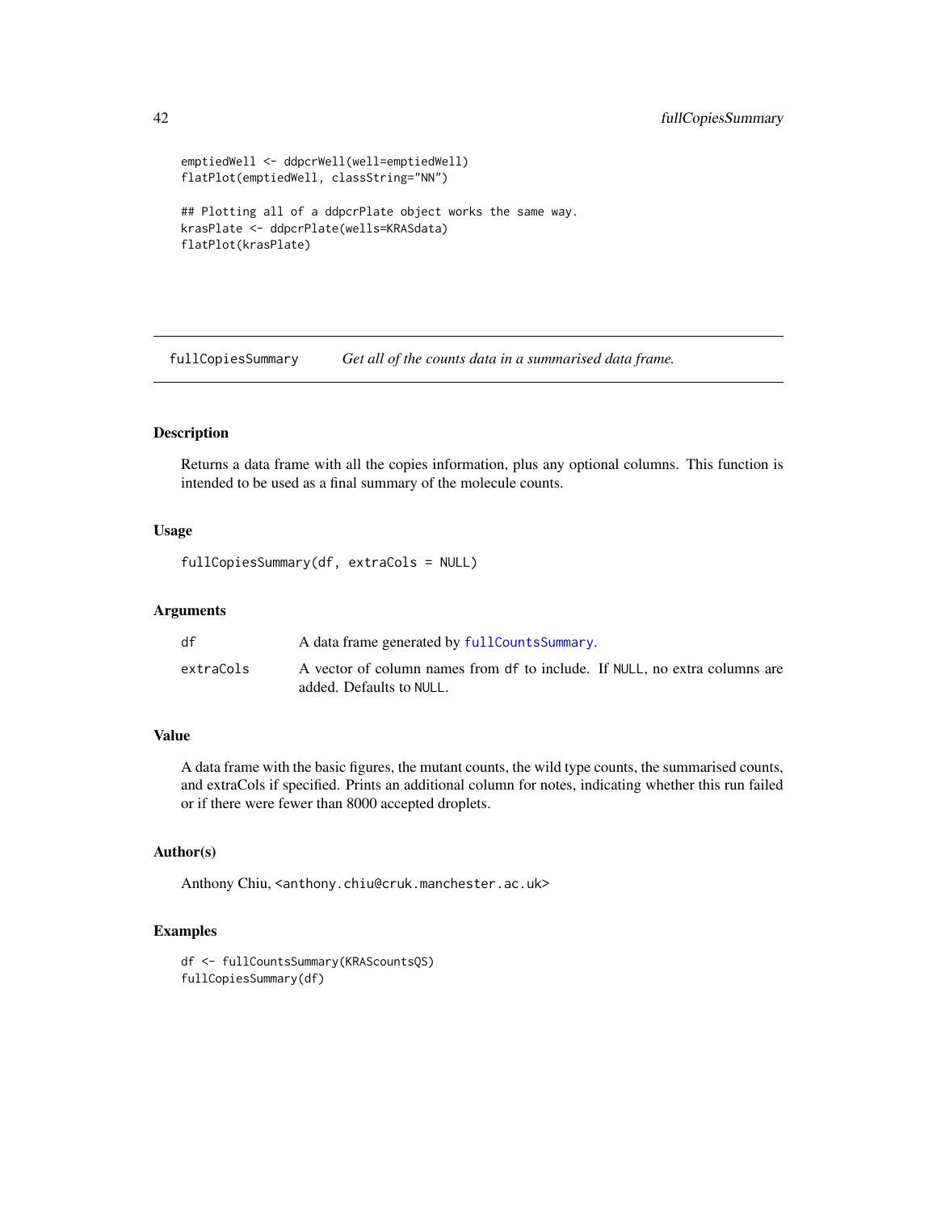```
emptiedWell <- ddpcrWell(well=emptiedWell)
flatPlot(emptiedWell, classString="NN")

## Plotting all of a ddpcrPlate object works the same way.
krasPlate <- ddpcrPlate(wells=KRASdata)
flatPlot(krasPlate)
```

---

## fullCopiesSummary — *Get all of the counts data in a summarised data frame.*

---

### Description

Returns a data frame with all the copies information, plus any optional columns. This function is intended to be used as a final summary of the molecule counts.

### Usage

```
fullCopiesSummary(df, extraCols = NULL)
```

### Arguments

| | |
|---|---|
| `df` | A data frame generated by `fullCountsSummary`. |
| `extraCols` | A vector of column names from `df` to include. If `NULL`, no extra columns are added. Defaults to `NULL`. |

### Value

A data frame with the basic figures, the mutant counts, the wild type counts, the summarised counts, and extraCols if specified. Prints an additional column for notes, indicating whether this run failed or if there were fewer than 8000 accepted droplets.

### Author(s)

Anthony Chiu, <anthony.chiu@cruk.manchester.ac.uk>

### Examples

```
df <- fullCountsSummary(KRAScountsQS)
fullCopiesSummary(df)
```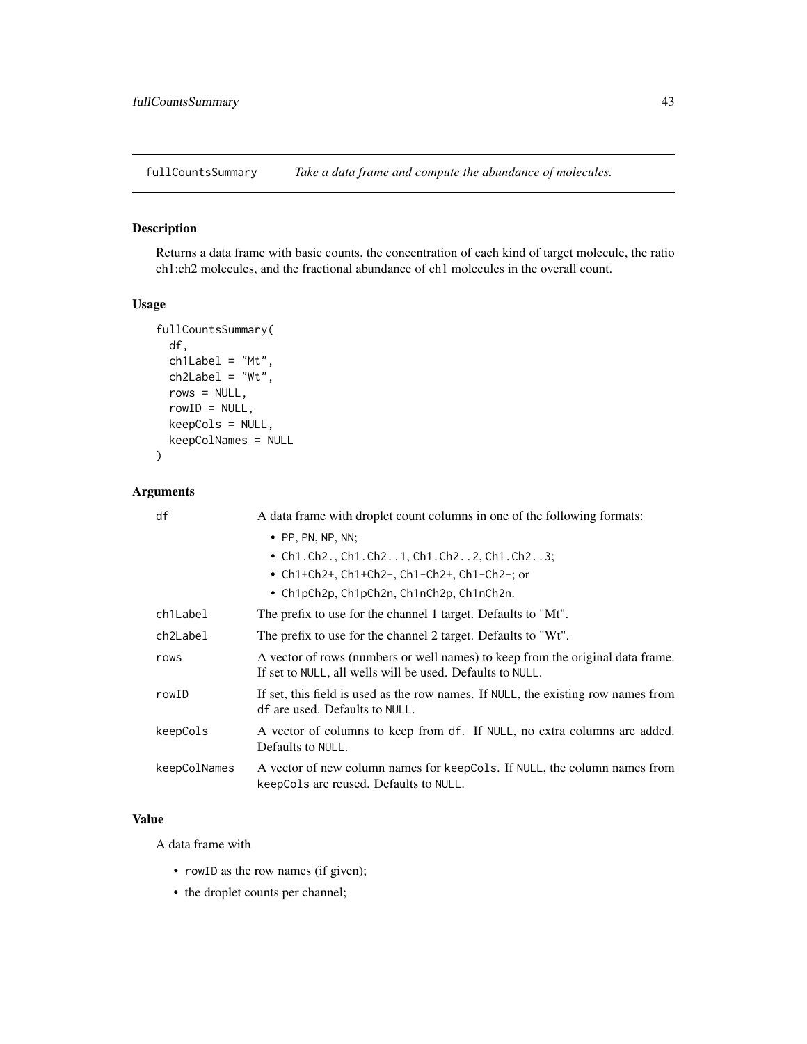# fullCountsSummary — *Take a data frame and compute the abundance of molecules.*

## Description

Returns a data frame with basic counts, the concentration of each kind of target molecule, the ratio ch1:ch2 molecules, and the fractional abundance of ch1 molecules in the overall count.

## Usage

```
fullCountsSummary(
  df,
  ch1Label = "Mt",
  ch2Label = "Wt",
  rows = NULL,
  rowID = NULL,
  keepCols = NULL,
  keepColNames = NULL
)
```

## Arguments

| Argument | Description |
|---|---|
| `df` | A data frame with droplet count columns in one of the following formats: <br>• `PP`, `PN`, `NP`, `NN`; <br>• `Ch1.Ch2.`, `Ch1.Ch2..1`, `Ch1.Ch2..2`, `Ch1.Ch2..3`; <br>• `Ch1+Ch2+`, `Ch1+Ch2-`, `Ch1-Ch2+`, `Ch1-Ch2-`; or <br>• `Ch1pCh2p`, `Ch1pCh2n`, `Ch1nCh2p`, `Ch1nCh2n`. |
| `ch1Label` | The prefix to use for the channel 1 target. Defaults to "Mt". |
| `ch2Label` | The prefix to use for the channel 2 target. Defaults to "Wt". |
| `rows` | A vector of rows (numbers or well names) to keep from the original data frame. If set to `NULL`, all wells will be used. Defaults to `NULL`. |
| `rowID` | If set, this field is used as the row names. If `NULL`, the existing row names from `df` are used. Defaults to `NULL`. |
| `keepCols` | A vector of columns to keep from `df`. If `NULL`, no extra columns are added. Defaults to `NULL`. |
| `keepColNames` | A vector of new column names for `keepCols`. If `NULL`, the column names from `keepCols` are reused. Defaults to `NULL`. |

## Value

A data frame with

- `rowID` as the row names (if given);
- the droplet counts per channel;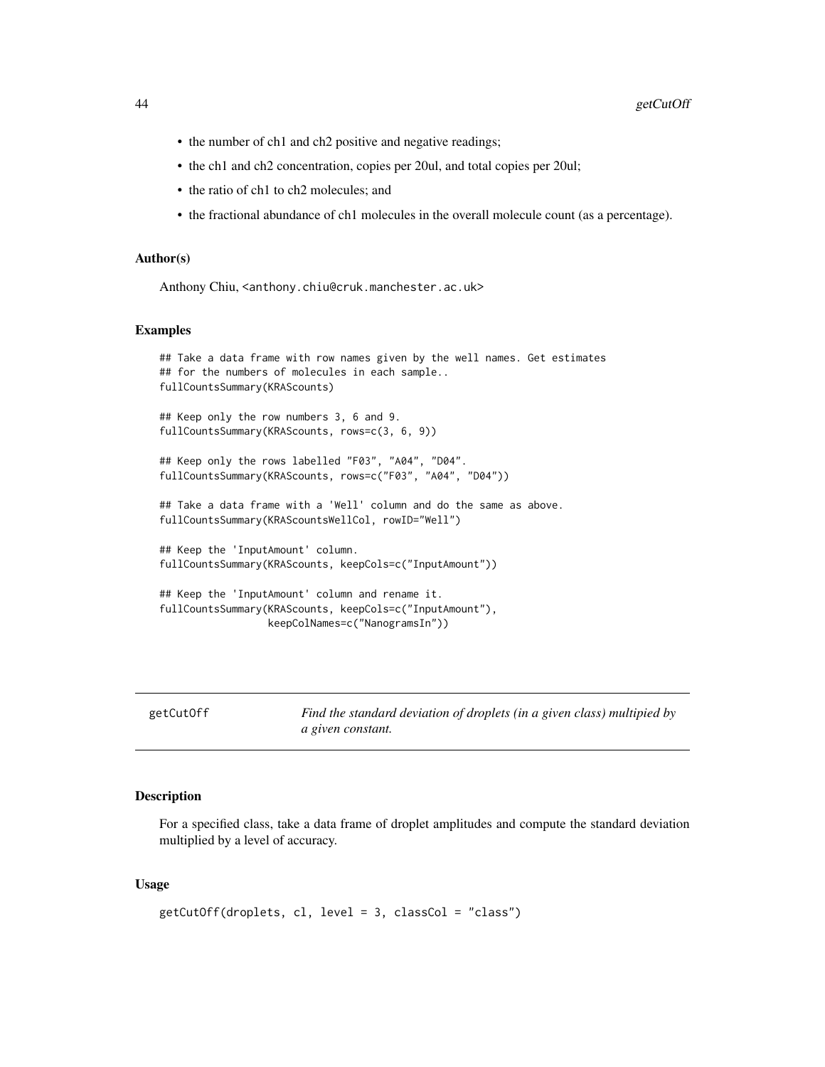- the number of ch1 and ch2 positive and negative readings;
- the ch1 and ch2 concentration, copies per 20ul, and total copies per 20ul;
- the ratio of ch1 to ch2 molecules; and
- the fractional abundance of ch1 molecules in the overall molecule count (as a percentage).

### Author(s)

Anthony Chiu, <anthony.chiu@cruk.manchester.ac.uk>

### Examples

```
## Take a data frame with row names given by the well names. Get estimates
## for the numbers of molecules in each sample..
fullCountsSummary(KRAScounts)

## Keep only the row numbers 3, 6 and 9.
fullCountsSummary(KRAScounts, rows=c(3, 6, 9))

## Keep only the rows labelled "F03", "A04", "D04".
fullCountsSummary(KRAScounts, rows=c("F03", "A04", "D04"))

## Take a data frame with a 'Well' column and do the same as above.
fullCountsSummary(KRAScountsWellCol, rowID="Well")

## Keep the 'InputAmount' column.
fullCountsSummary(KRAScounts, keepCols=c("InputAmount"))

## Keep the 'InputAmount' column and rename it.
fullCountsSummary(KRAScounts, keepCols=c("InputAmount"),
                  keepColNames=c("NanogramsIn"))
```

---

## getCutOff — *Find the standard deviation of droplets (in a given class) multipied by a given constant.*

### Description

For a specified class, take a data frame of droplet amplitudes and compute the standard deviation multiplied by a level of accuracy.

### Usage

```
getCutOff(droplets, cl, level = 3, classCol = "class")
```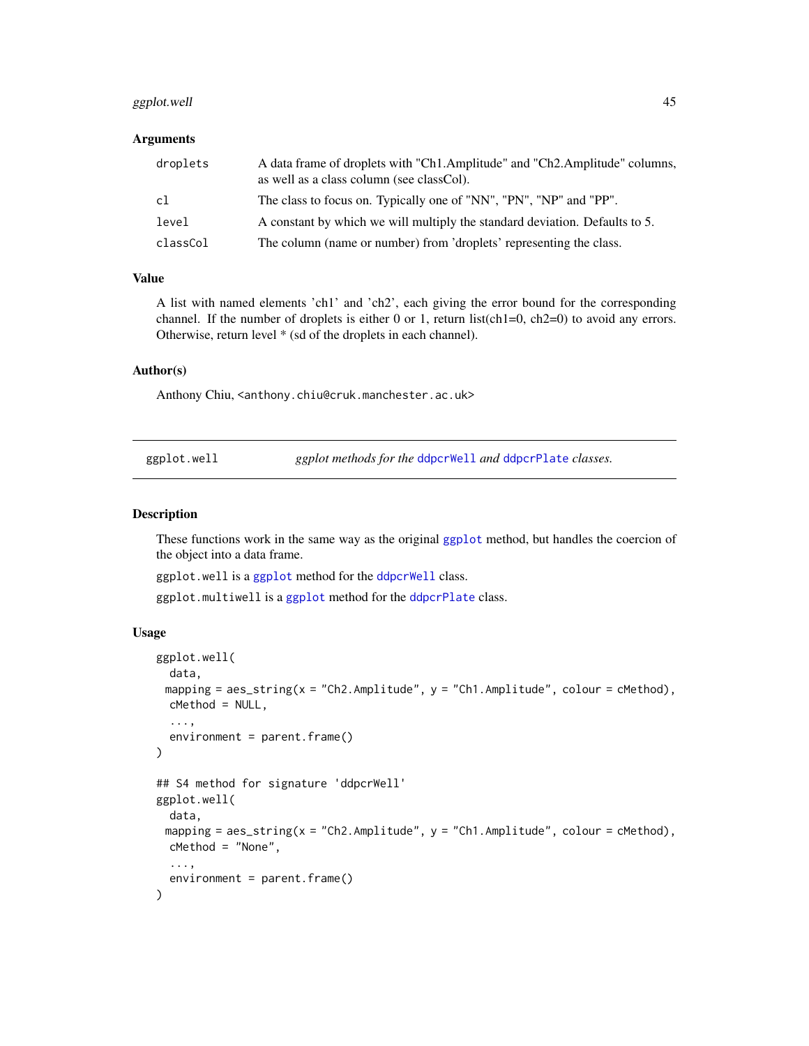### Arguments

| | |
|---|---|
| `droplets` | A data frame of droplets with "Ch1.Amplitude" and "Ch2.Amplitude" columns, as well as a class column (see classCol). |
| `cl` | The class to focus on. Typically one of "NN", "PN", "NP" and "PP". |
| `level` | A constant by which we will multiply the standard deviation. Defaults to 5. |
| `classCol` | The column (name or number) from 'droplets' representing the class. |

### Value

A list with named elements 'ch1' and 'ch2', each giving the error bound for the corresponding channel. If the number of droplets is either 0 or 1, return list(ch1=0, ch2=0) to avoid any errors. Otherwise, return level * (sd of the droplets in each channel).

### Author(s)

Anthony Chiu, <anthony.chiu@cruk.manchester.ac.uk>

---

## ggplot.well — *ggplot methods for the* `ddpcrWell` *and* `ddpcrPlate` *classes.*

### Description

These functions work in the same way as the original `ggplot` method, but handles the coercion of the object into a data frame.

`ggplot.well` is a `ggplot` method for the `ddpcrWell` class.

`ggplot.multiwell` is a `ggplot` method for the `ddpcrPlate` class.

### Usage

```
ggplot.well(
  data,
  mapping = aes_string(x = "Ch2.Amplitude", y = "Ch1.Amplitude", colour = cMethod),
  cMethod = NULL,
  ...,
  environment = parent.frame()
)

## S4 method for signature 'ddpcrWell'
ggplot.well(
  data,
  mapping = aes_string(x = "Ch2.Amplitude", y = "Ch1.Amplitude", colour = cMethod),
  cMethod = "None",
  ...,
  environment = parent.frame()
)
```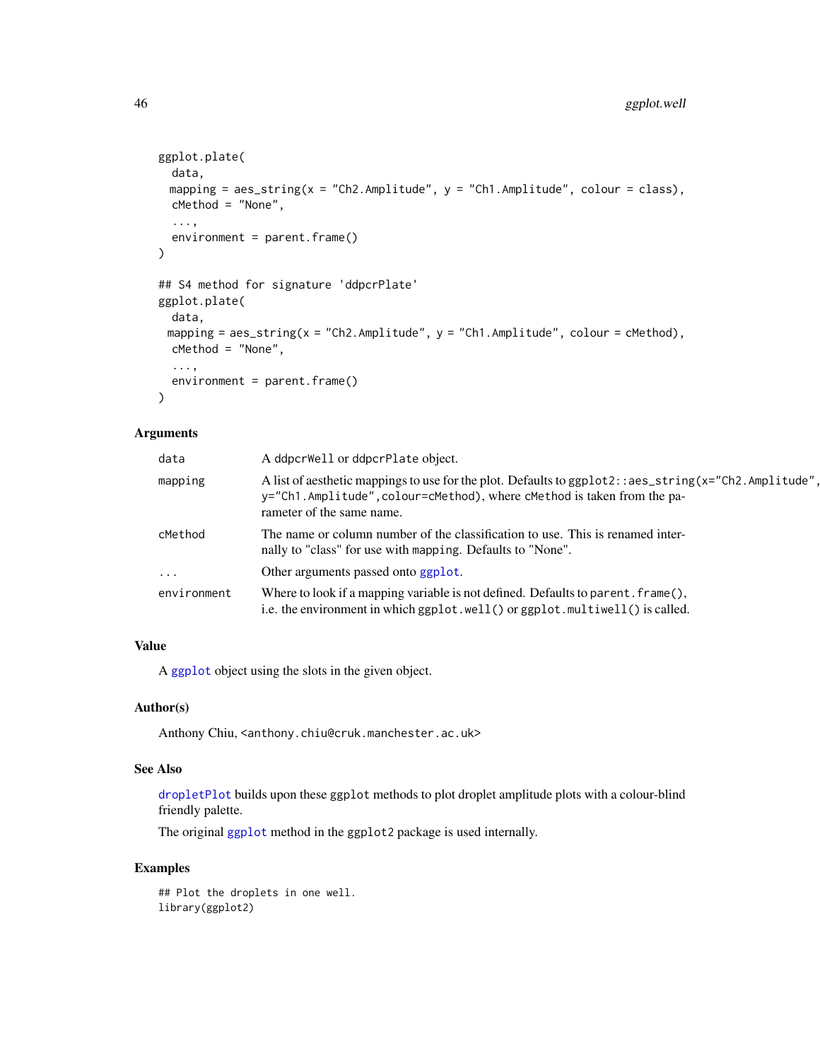```
ggplot.plate(
  data,
  mapping = aes_string(x = "Ch2.Amplitude", y = "Ch1.Amplitude", colour = class),
  cMethod = "None",
  ...,
  environment = parent.frame()
)

## S4 method for signature 'ddpcrPlate'
ggplot.plate(
  data,
  mapping = aes_string(x = "Ch2.Amplitude", y = "Ch1.Amplitude", colour = cMethod),
  cMethod = "None",
  ...,
  environment = parent.frame()
)
```

### Arguments

| | |
|---|---|
| data | A `ddpcrWell` or `ddpcrPlate` object. |
| mapping | A list of aesthetic mappings to use for the plot. Defaults to `ggplot2::aes_string(x="Ch2.Amplitude", y="Ch1.Amplitude",colour=cMethod)`, where `cMethod` is taken from the parameter of the same name. |
| cMethod | The name or column number of the classification to use. This is renamed internally to "class" for use with `mapping`. Defaults to "None". |
| ... | Other arguments passed onto `ggplot`. |
| environment | Where to look if a mapping variable is not defined. Defaults to `parent.frame()`, i.e. the environment in which `ggplot.well()` or `ggplot.multiwell()` is called. |

### Value

A `ggplot` object using the slots in the given object.

### Author(s)

Anthony Chiu, `<anthony.chiu@cruk.manchester.ac.uk>`

### See Also

`dropletPlot` builds upon these `ggplot` methods to plot droplet amplitude plots with a colour-blind friendly palette.

The original `ggplot` method in the `ggplot2` package is used internally.

### Examples

```
## Plot the droplets in one well.
library(ggplot2)
```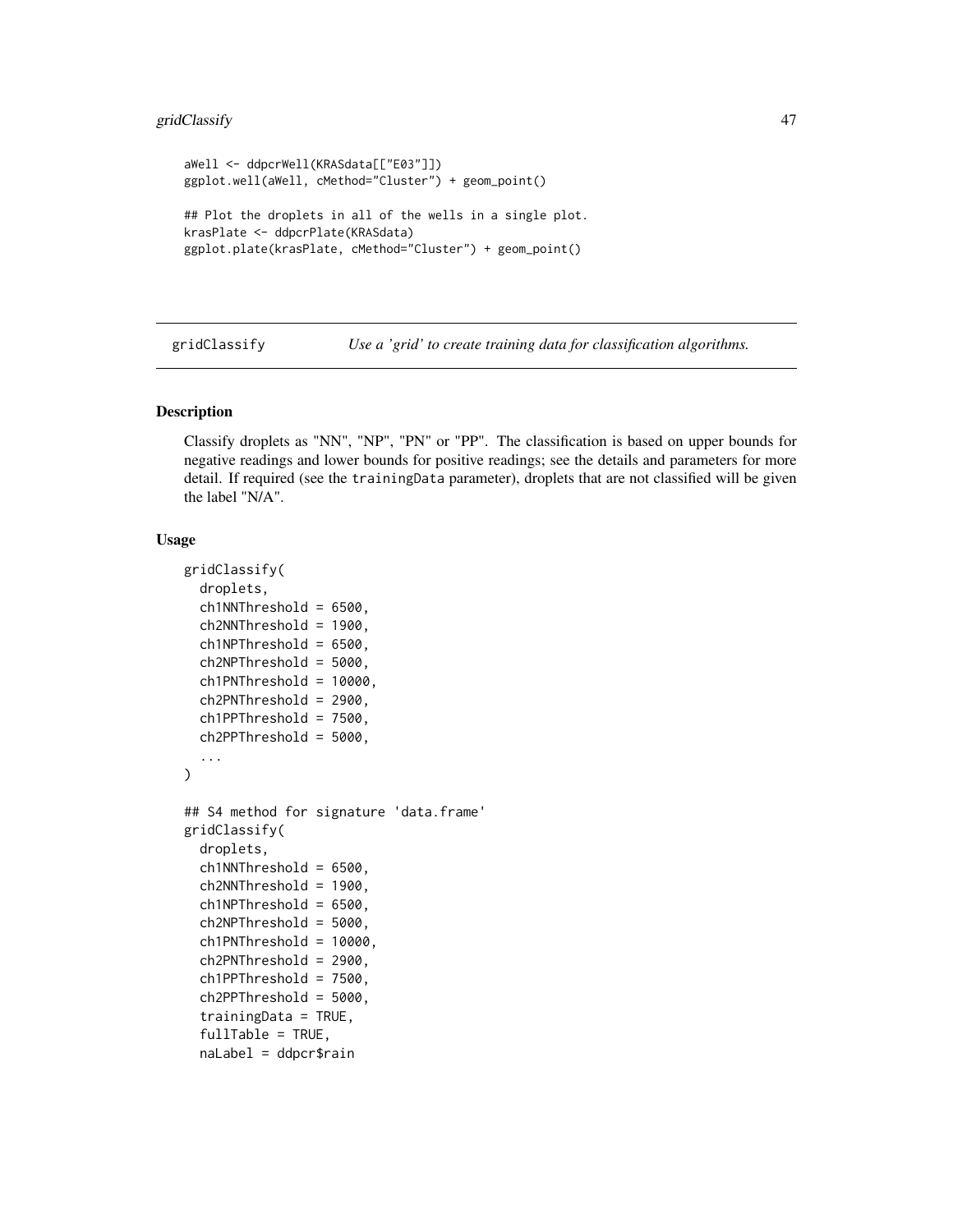```
aWell <- ddpcrWell(KRASdata[["E03"]])
ggplot.well(aWell, cMethod="Cluster") + geom_point()

## Plot the droplets in all of the wells in a single plot.
krasPlate <- ddpcrPlate(KRASdata)
ggplot.plate(krasPlate, cMethod="Cluster") + geom_point()
```

---

## gridClassify — *Use a 'grid' to create training data for classification algorithms.*

---

### Description

Classify droplets as "NN", "NP", "PN" or "PP". The classification is based on upper bounds for negative readings and lower bounds for positive readings; see the details and parameters for more detail. If required (see the `trainingData` parameter), droplets that are not classified will be given the label "N/A".

### Usage

```
gridClassify(
  droplets,
  ch1NNThreshold = 6500,
  ch2NNThreshold = 1900,
  ch1NPThreshold = 6500,
  ch2NPThreshold = 5000,
  ch1PNThreshold = 10000,
  ch2PNThreshold = 2900,
  ch1PPThreshold = 7500,
  ch2PPThreshold = 5000,
  ...
)

## S4 method for signature 'data.frame'
gridClassify(
  droplets,
  ch1NNThreshold = 6500,
  ch2NNThreshold = 1900,
  ch1NPThreshold = 6500,
  ch2NPThreshold = 5000,
  ch1PNThreshold = 10000,
  ch2PNThreshold = 2900,
  ch1PPThreshold = 7500,
  ch2PPThreshold = 5000,
  trainingData = TRUE,
  fullTable = TRUE,
  naLabel = ddpcr$rain
```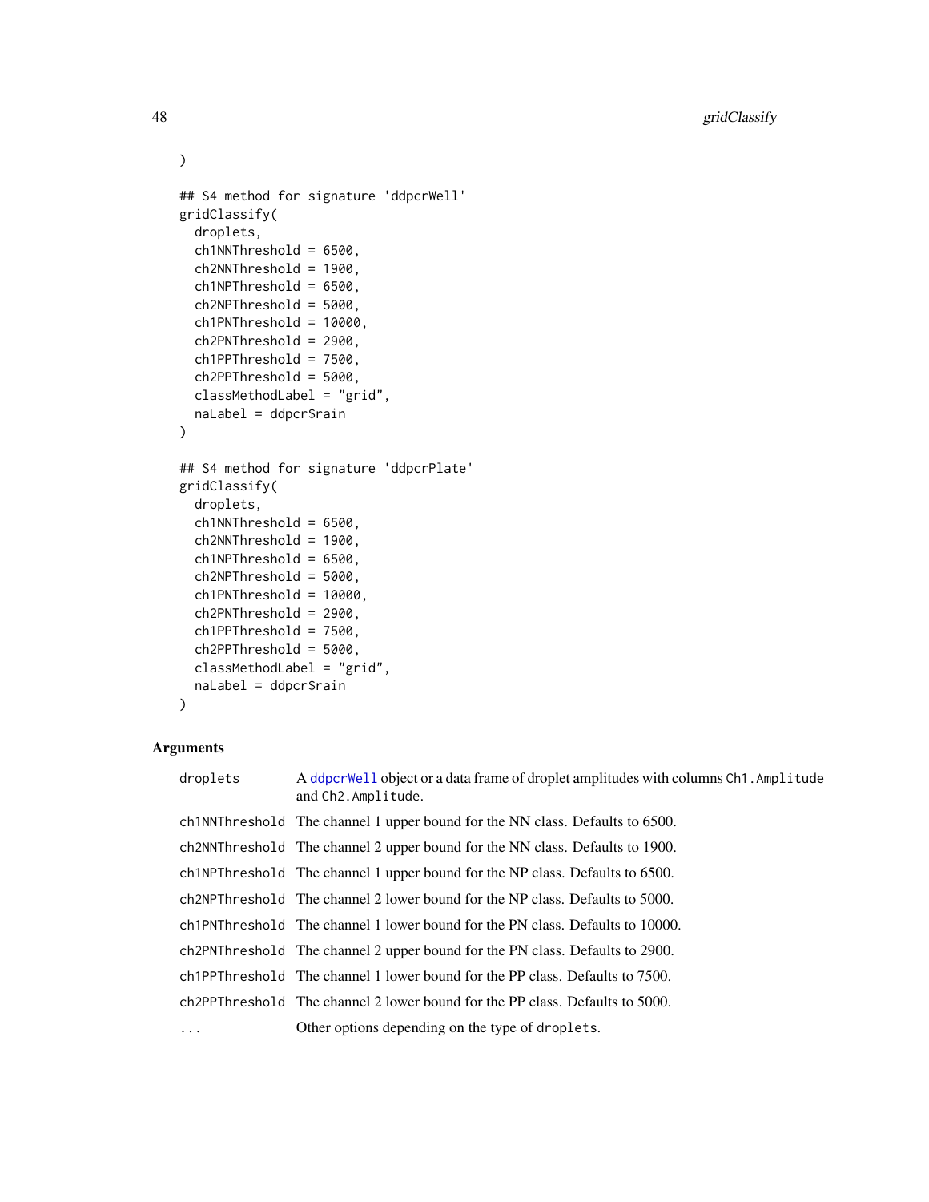```
)

## S4 method for signature 'ddpcrWell'
gridClassify(
  droplets,
  ch1NNThreshold = 6500,
  ch2NNThreshold = 1900,
  ch1NPThreshold = 6500,
  ch2NPThreshold = 5000,
  ch1PNThreshold = 10000,
  ch2PNThreshold = 2900,
  ch1PPThreshold = 7500,
  ch2PPThreshold = 5000,
  classMethodLabel = "grid",
  naLabel = ddpcr$rain
)

## S4 method for signature 'ddpcrPlate'
gridClassify(
  droplets,
  ch1NNThreshold = 6500,
  ch2NNThreshold = 1900,
  ch1NPThreshold = 6500,
  ch2NPThreshold = 5000,
  ch1PNThreshold = 10000,
  ch2PNThreshold = 2900,
  ch1PPThreshold = 7500,
  ch2PPThreshold = 5000,
  classMethodLabel = "grid",
  naLabel = ddpcr$rain
)
```

### Arguments

| | |
|---|---|
| droplets | A ddpcrWell object or a data frame of droplet amplitudes with columns Ch1.Amplitude and Ch2.Amplitude. |
| ch1NNThreshold | The channel 1 upper bound for the NN class. Defaults to 6500. |
| ch2NNThreshold | The channel 2 upper bound for the NN class. Defaults to 1900. |
| ch1NPThreshold | The channel 1 upper bound for the NP class. Defaults to 6500. |
| ch2NPThreshold | The channel 2 lower bound for the NP class. Defaults to 5000. |
| ch1PNThreshold | The channel 1 lower bound for the PN class. Defaults to 10000. |
| ch2PNThreshold | The channel 2 upper bound for the PN class. Defaults to 2900. |
| ch1PPThreshold | The channel 1 lower bound for the PP class. Defaults to 7500. |
| ch2PPThreshold | The channel 2 lower bound for the PP class. Defaults to 5000. |
| ... | Other options depending on the type of droplets. |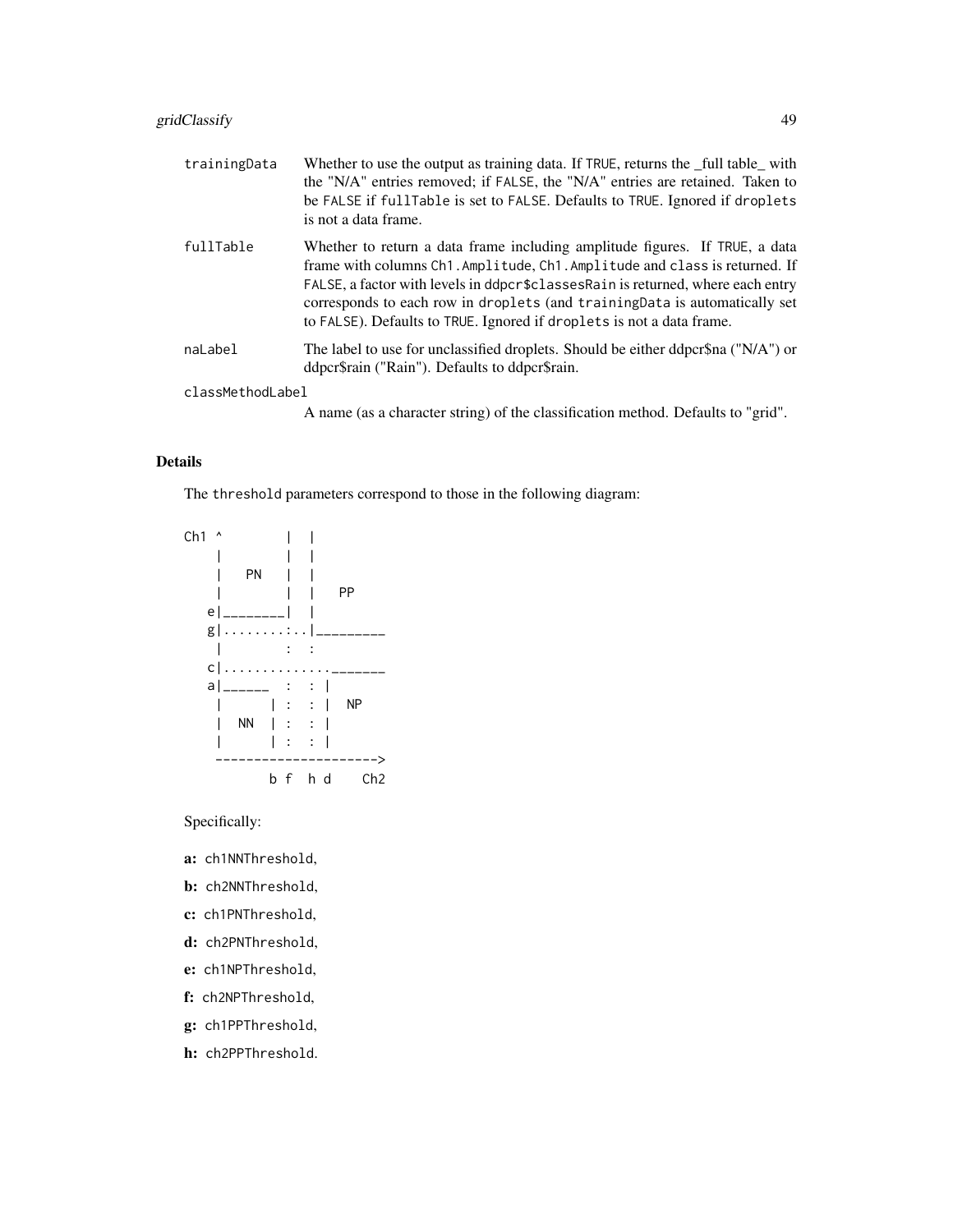trainingData
: Whether to use the output as training data. If TRUE, returns the _full table_ with the "N/A" entries removed; if FALSE, the "N/A" entries are retained. Taken to be FALSE if fullTable is set to FALSE. Defaults to TRUE. Ignored if droplets is not a data frame.

fullTable
: Whether to return a data frame including amplitude figures. If TRUE, a data frame with columns Ch1.Amplitude, Ch1.Amplitude and class is returned. If FALSE, a factor with levels in ddpcr$classesRain is returned, where each entry corresponds to each row in droplets (and trainingData is automatically set to FALSE). Defaults to TRUE. Ignored if droplets is not a data frame.

naLabel
: The label to use for unclassified droplets. Should be either ddpcr$na ("N/A") or ddpcr$rain ("Rain"). Defaults to ddpcr$rain.

classMethodLabel
: A name (as a character string) of the classification method. Defaults to "grid".

## Details

The threshold parameters correspond to those in the following diagram:

```
Ch1 ^        |  |
    |        |  |
    |   PN   |  |
    |        |  |   PP
   e|________|  |
   g|........:..|_________
    |        :  :
   c|..............._______
   a|______  :  : |
    |      | :  : |  NP
    |  NN  | :  : |
    |      | :  : |
    --------------------->
          b f  h d    Ch2
```

Specifically:

- **a:** ch1NNThreshold,
- **b:** ch2NNThreshold,
- **c:** ch1PNThreshold,
- **d:** ch2PNThreshold,
- **e:** ch1NPThreshold,
- **f:** ch2NPThreshold,
- **g:** ch1PPThreshold,
- **h:** ch2PPThreshold.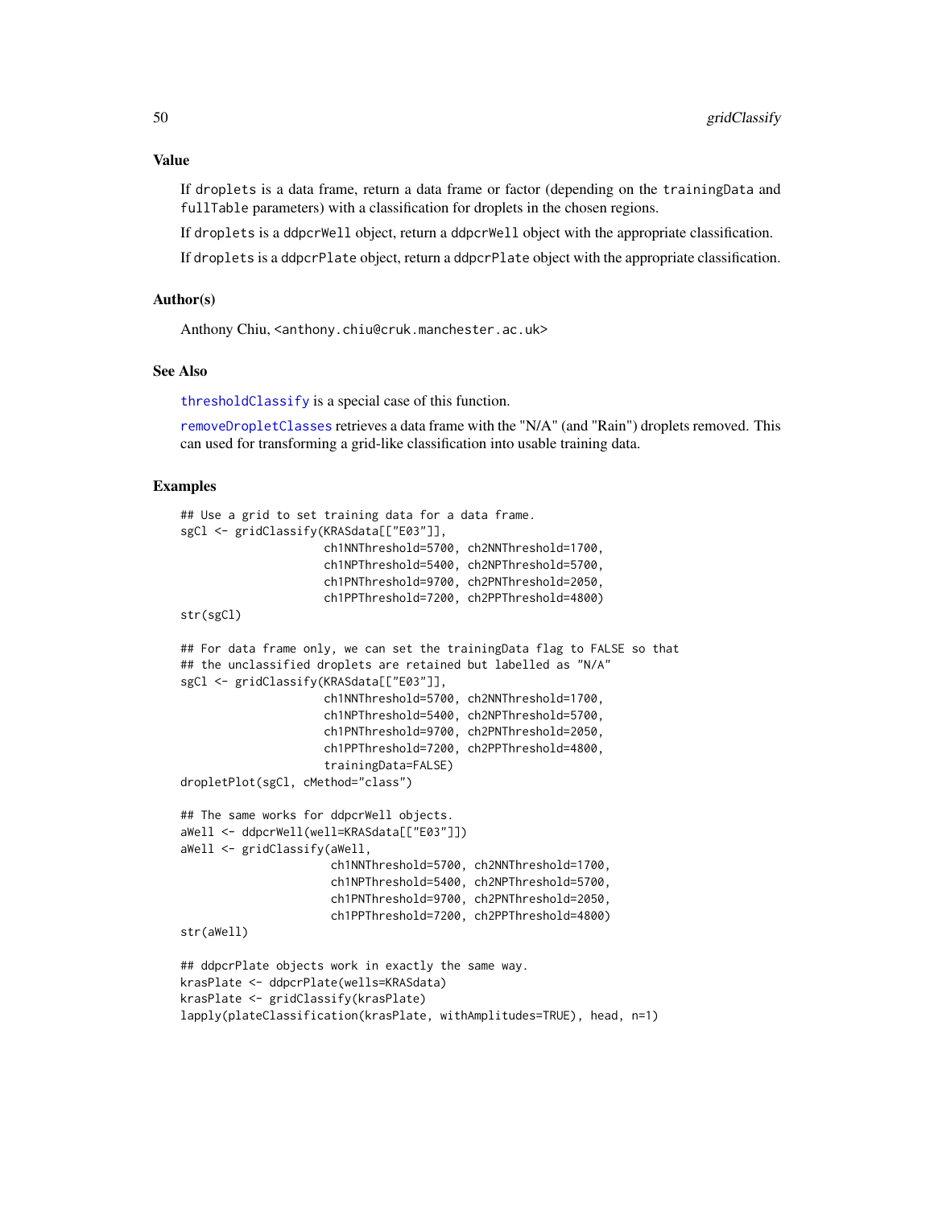## Value

If `droplets` is a data frame, return a data frame or factor (depending on the `trainingData` and `fullTable` parameters) with a classification for droplets in the chosen regions.

If `droplets` is a `ddpcrWell` object, return a `ddpcrWell` object with the appropriate classification.

If `droplets` is a `ddpcrPlate` object, return a `ddpcrPlate` object with the appropriate classification.

## Author(s)

Anthony Chiu, <anthony.chiu@cruk.manchester.ac.uk>

## See Also

`thresholdClassify` is a special case of this function.

`removeDropletClasses` retrieves a data frame with the "N/A" (and "Rain") droplets removed. This can used for transforming a grid-like classification into usable training data.

## Examples

```
## Use a grid to set training data for a data frame.
sgCl <- gridClassify(KRASdata[["E03"]],
                     ch1NNThreshold=5700, ch2NNThreshold=1700,
                     ch1NPThreshold=5400, ch2NPThreshold=5700,
                     ch1PNThreshold=9700, ch2PNThreshold=2050,
                     ch1PPThreshold=7200, ch2PPThreshold=4800)
str(sgCl)

## For data frame only, we can set the trainingData flag to FALSE so that
## the unclassified droplets are retained but labelled as "N/A"
sgCl <- gridClassify(KRASdata[["E03"]],
                     ch1NNThreshold=5700, ch2NNThreshold=1700,
                     ch1NPThreshold=5400, ch2NPThreshold=5700,
                     ch1PNThreshold=9700, ch2PNThreshold=2050,
                     ch1PPThreshold=7200, ch2PPThreshold=4800,
                     trainingData=FALSE)
dropletPlot(sgCl, cMethod="class")

## The same works for ddpcrWell objects.
aWell <- ddpcrWell(well=KRASdata[["E03"]])
aWell <- gridClassify(aWell,
                      ch1NNThreshold=5700, ch2NNThreshold=1700,
                      ch1NPThreshold=5400, ch2NPThreshold=5700,
                      ch1PNThreshold=9700, ch2PNThreshold=2050,
                      ch1PPThreshold=7200, ch2PPThreshold=4800)
str(aWell)

## ddpcrPlate objects work in exactly the same way.
krasPlate <- ddpcrPlate(wells=KRASdata)
krasPlate <- gridClassify(krasPlate)
lapply(plateClassification(krasPlate, withAmplitudes=TRUE), head, n=1)
```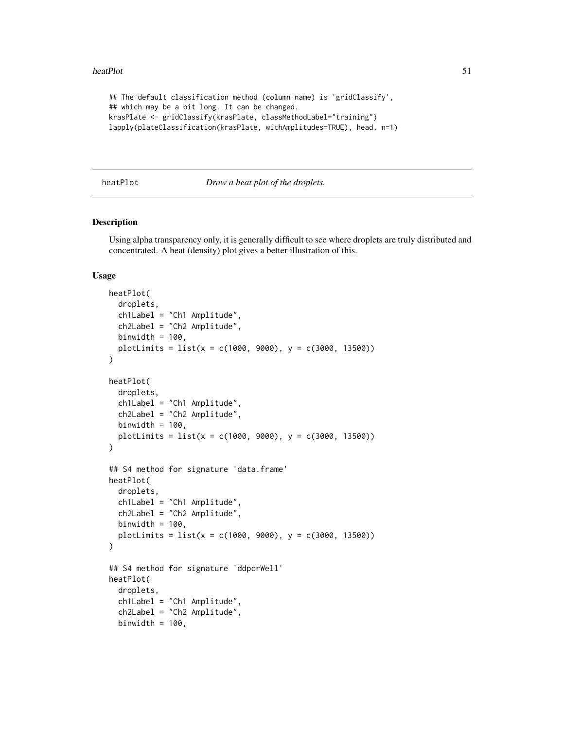```
## The default classification method (column name) is 'gridClassify',
## which may be a bit long. It can be changed.
krasPlate <- gridClassify(krasPlate, classMethodLabel="training")
lapply(plateClassification(krasPlate, withAmplitudes=TRUE), head, n=1)
```

## heatPlot — *Draw a heat plot of the droplets.*

### Description

Using alpha transparency only, it is generally difficult to see where droplets are truly distributed and concentrated. A heat (density) plot gives a better illustration of this.

### Usage

```
heatPlot(
  droplets,
  ch1Label = "Ch1 Amplitude",
  ch2Label = "Ch2 Amplitude",
  binwidth = 100,
  plotLimits = list(x = c(1000, 9000), y = c(3000, 13500))
)

heatPlot(
  droplets,
  ch1Label = "Ch1 Amplitude",
  ch2Label = "Ch2 Amplitude",
  binwidth = 100,
  plotLimits = list(x = c(1000, 9000), y = c(3000, 13500))
)

## S4 method for signature 'data.frame'
heatPlot(
  droplets,
  ch1Label = "Ch1 Amplitude",
  ch2Label = "Ch2 Amplitude",
  binwidth = 100,
  plotLimits = list(x = c(1000, 9000), y = c(3000, 13500))
)

## S4 method for signature 'ddpcrWell'
heatPlot(
  droplets,
  ch1Label = "Ch1 Amplitude",
  ch2Label = "Ch2 Amplitude",
  binwidth = 100,
```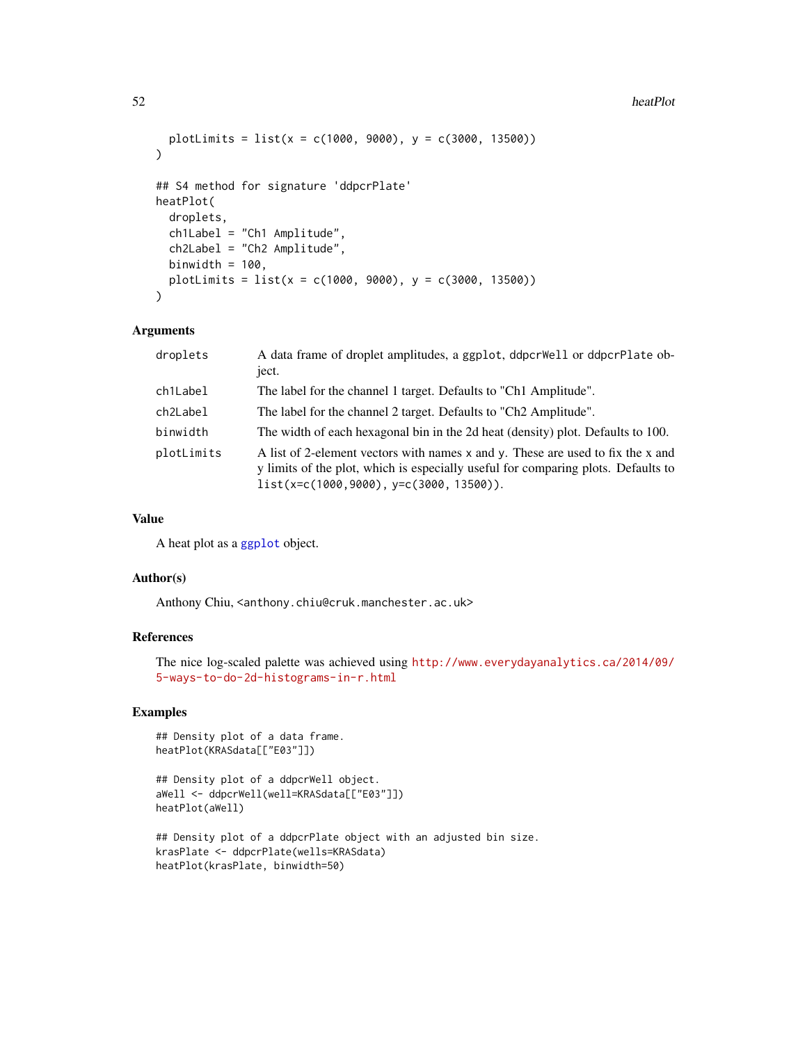```
  plotLimits = list(x = c(1000, 9000), y = c(3000, 13500))
)

## S4 method for signature 'ddpcrPlate'
heatPlot(
  droplets,
  ch1Label = "Ch1 Amplitude",
  ch2Label = "Ch2 Amplitude",
  binwidth = 100,
  plotLimits = list(x = c(1000, 9000), y = c(3000, 13500))
)
```

### Arguments

| | |
|---|---|
| `droplets` | A data frame of droplet amplitudes, a `ggplot`, `ddpcrWell` or `ddpcrPlate` object. |
| `ch1Label` | The label for the channel 1 target. Defaults to "Ch1 Amplitude". |
| `ch2Label` | The label for the channel 2 target. Defaults to "Ch2 Amplitude". |
| `binwidth` | The width of each hexagonal bin in the 2d heat (density) plot. Defaults to 100. |
| `plotLimits` | A list of 2-element vectors with names `x` and `y`. These are used to fix the x and y limits of the plot, which is especially useful for comparing plots. Defaults to `list(x=c(1000,9000), y=c(3000, 13500))`. |

### Value

A heat plot as a `ggplot` object.

### Author(s)

Anthony Chiu, <anthony.chiu@cruk.manchester.ac.uk>

### References

The nice log-scaled palette was achieved using http://www.everydayanalytics.ca/2014/09/5-ways-to-do-2d-histograms-in-r.html

### Examples

```
## Density plot of a data frame.
heatPlot(KRASdata[["E03"]])

## Density plot of a ddpcrWell object.
aWell <- ddpcrWell(well=KRASdata[["E03"]])
heatPlot(aWell)

## Density plot of a ddpcrPlate object with an adjusted bin size.
krasPlate <- ddpcrPlate(wells=KRASdata)
heatPlot(krasPlate, binwidth=50)
```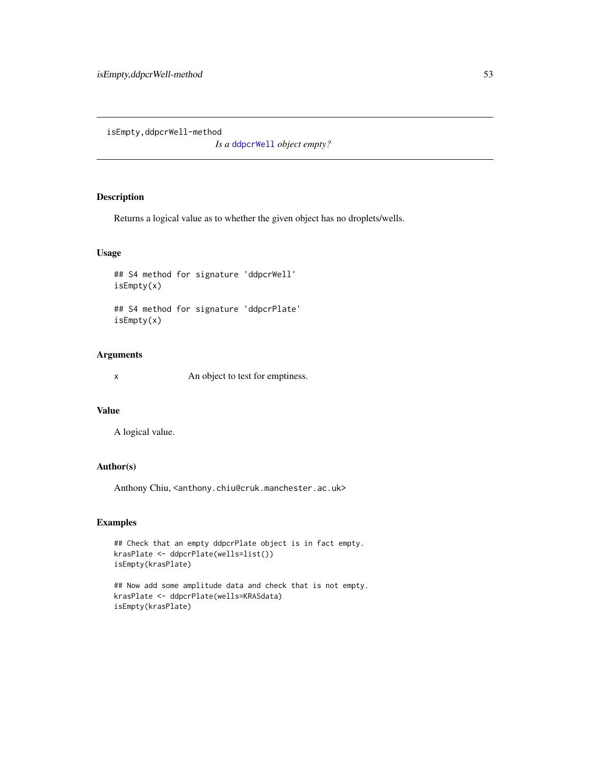isEmpty,ddpcrWell-method

*Is a ddpcrWell object empty?*

## Description

Returns a logical value as to whether the given object has no droplets/wells.

## Usage

```
## S4 method for signature 'ddpcrWell'
isEmpty(x)

## S4 method for signature 'ddpcrPlate'
isEmpty(x)
```

## Arguments

| | |
|---|---|
| x | An object to test for emptiness. |

## Value

A logical value.

## Author(s)

Anthony Chiu, <anthony.chiu@cruk.manchester.ac.uk>

## Examples

```
## Check that an empty ddpcrPlate object is in fact empty.
krasPlate <- ddpcrPlate(wells=list())
isEmpty(krasPlate)

## Now add some amplitude data and check that is not empty.
krasPlate <- ddpcrPlate(wells=KRASdata)
isEmpty(krasPlate)
```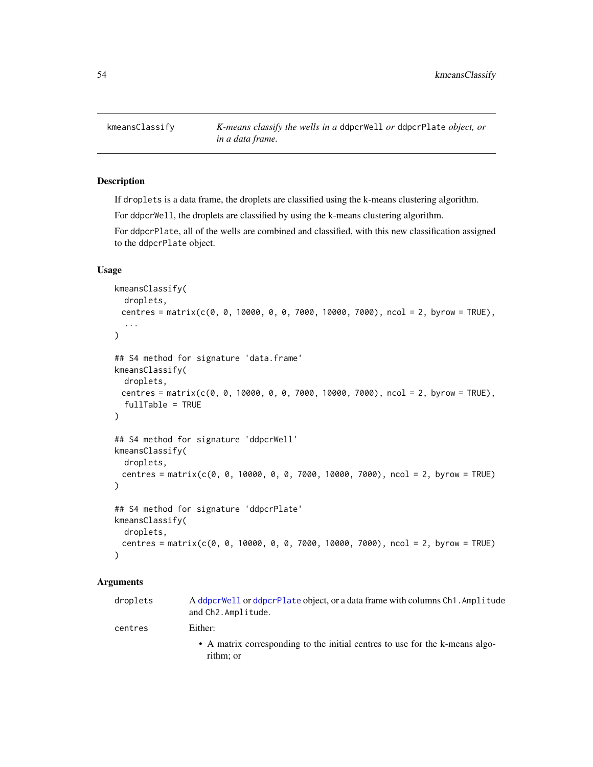`kmeansClassify` — *K-means classify the wells in a* `ddpcrWell` *or* `ddpcrPlate` *object, or in a data frame.*

## Description

If `droplets` is a data frame, the droplets are classified using the k-means clustering algorithm.

For `ddpcrWell`, the droplets are classified by using the k-means clustering algorithm.

For `ddpcrPlate`, all of the wells are combined and classified, with this new classification assigned to the `ddpcrPlate` object.

## Usage

```
kmeansClassify(
  droplets,
  centres = matrix(c(0, 0, 10000, 0, 0, 7000, 10000, 7000), ncol = 2, byrow = TRUE),
  ...
)

## S4 method for signature 'data.frame'
kmeansClassify(
  droplets,
  centres = matrix(c(0, 0, 10000, 0, 0, 7000, 10000, 7000), ncol = 2, byrow = TRUE),
  fullTable = TRUE
)

## S4 method for signature 'ddpcrWell'
kmeansClassify(
  droplets,
  centres = matrix(c(0, 0, 10000, 0, 0, 7000, 10000, 7000), ncol = 2, byrow = TRUE)
)

## S4 method for signature 'ddpcrPlate'
kmeansClassify(
  droplets,
  centres = matrix(c(0, 0, 10000, 0, 0, 7000, 10000, 7000), ncol = 2, byrow = TRUE)
)
```

## Arguments

`droplets` — A `ddpcrWell` or `ddpcrPlate` object, or a data frame with columns `Ch1.Amplitude` and `Ch2.Amplitude`.

`centres` — Either:

- A matrix corresponding to the initial centres to use for the k-means algorithm; or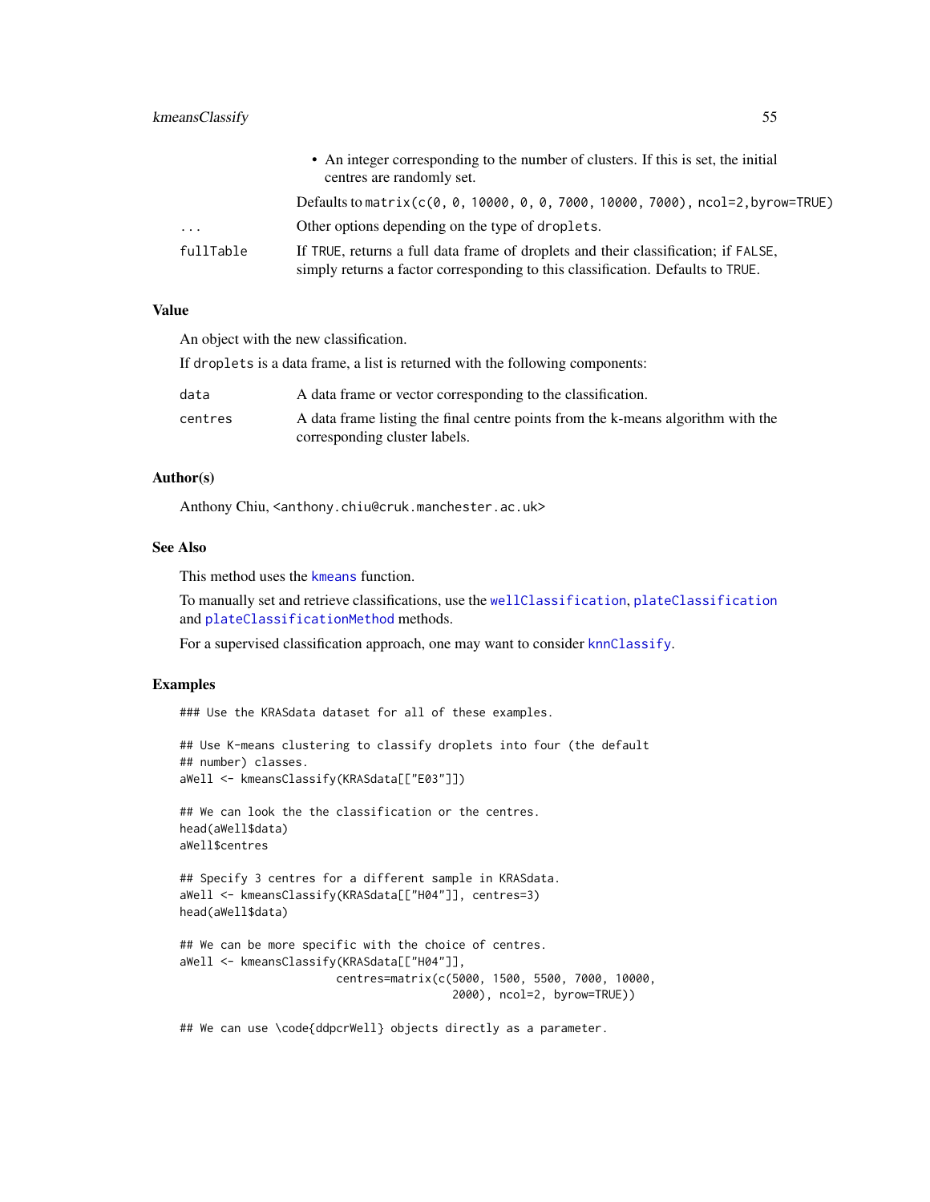- An integer corresponding to the number of clusters. If this is set, the initial centres are randomly set.

  Defaults to `matrix(c(0, 0, 10000, 0, 0, 7000, 10000, 7000), ncol=2,byrow=TRUE)`

| | |
|---|---|
| `...` | Other options depending on the type of `droplets`. |
| `fullTable` | If `TRUE`, returns a full data frame of droplets and their classification; if `FALSE`, simply returns a factor corresponding to this classification. Defaults to `TRUE`. |

## Value

An object with the new classification.

If `droplets` is a data frame, a list is returned with the following components:

| | |
|---|---|
| `data` | A data frame or vector corresponding to the classification. |
| `centres` | A data frame listing the final centre points from the k-means algorithm with the corresponding cluster labels. |

## Author(s)

Anthony Chiu, `<anthony.chiu@cruk.manchester.ac.uk>`

## See Also

This method uses the `kmeans` function.

To manually set and retrieve classifications, use the `wellClassification`, `plateClassification` and `plateClassificationMethod` methods.

For a supervised classification approach, one may want to consider `knnClassify`.

## Examples

```
### Use the KRASdata dataset for all of these examples.

## Use K-means clustering to classify droplets into four (the default
## number) classes.
aWell <- kmeansClassify(KRASdata[["E03"]])

## We can look the the classification or the centres.
head(aWell$data)
aWell$centres

## Specify 3 centres for a different sample in KRASdata.
aWell <- kmeansClassify(KRASdata[["H04"]], centres=3)
head(aWell$data)

## We can be more specific with the choice of centres.
aWell <- kmeansClassify(KRASdata[["H04"]],
                        centres=matrix(c(5000, 1500, 5500, 7000, 10000,
                                         2000), ncol=2, byrow=TRUE))

## We can use \code{ddpcrWell} objects directly as a parameter.
```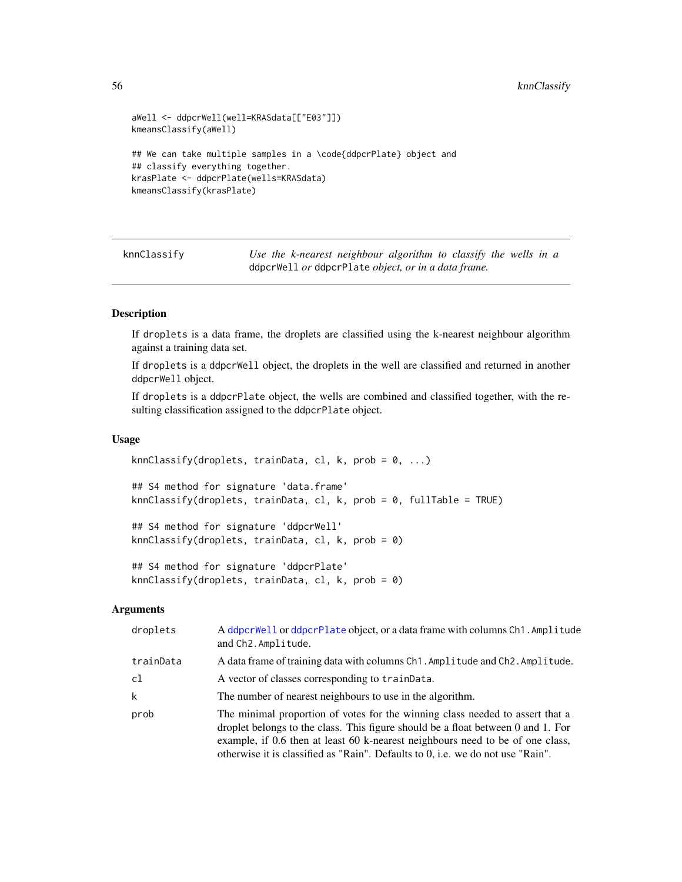```
aWell <- ddpcrWell(well=KRASdata[["E03"]])
kmeansClassify(aWell)

## We can take multiple samples in a \code{ddpcrPlate} object and
## classify everything together.
krasPlate <- ddpcrPlate(wells=KRASdata)
kmeansClassify(krasPlate)
```

---

## knnClassify — *Use the k-nearest neighbour algorithm to classify the wells in a* `ddpcrWell` *or* `ddpcrPlate` *object, or in a data frame.*

---

### Description

If `droplets` is a data frame, the droplets are classified using the k-nearest neighbour algorithm against a training data set.

If `droplets` is a `ddpcrWell` object, the droplets in the well are classified and returned in another `ddpcrWell` object.

If `droplets` is a `ddpcrPlate` object, the wells are combined and classified together, with the resulting classification assigned to the `ddpcrPlate` object.

### Usage

```
knnClassify(droplets, trainData, cl, k, prob = 0, ...)

## S4 method for signature 'data.frame'
knnClassify(droplets, trainData, cl, k, prob = 0, fullTable = TRUE)

## S4 method for signature 'ddpcrWell'
knnClassify(droplets, trainData, cl, k, prob = 0)

## S4 method for signature 'ddpcrPlate'
knnClassify(droplets, trainData, cl, k, prob = 0)
```

### Arguments

| | |
|---|---|
| `droplets` | A `ddpcrWell` or `ddpcrPlate` object, or a data frame with columns `Ch1.Amplitude` and `Ch2.Amplitude`. |
| `trainData` | A data frame of training data with columns `Ch1.Amplitude` and `Ch2.Amplitude`. |
| `cl` | A vector of classes corresponding to `trainData`. |
| `k` | The number of nearest neighbours to use in the algorithm. |
| `prob` | The minimal proportion of votes for the winning class needed to assert that a droplet belongs to the class. This figure should be a float between 0 and 1. For example, if 0.6 then at least 60 k-nearest neighbours need to be of one class, otherwise it is classified as "Rain". Defaults to 0, i.e. we do not use "Rain". |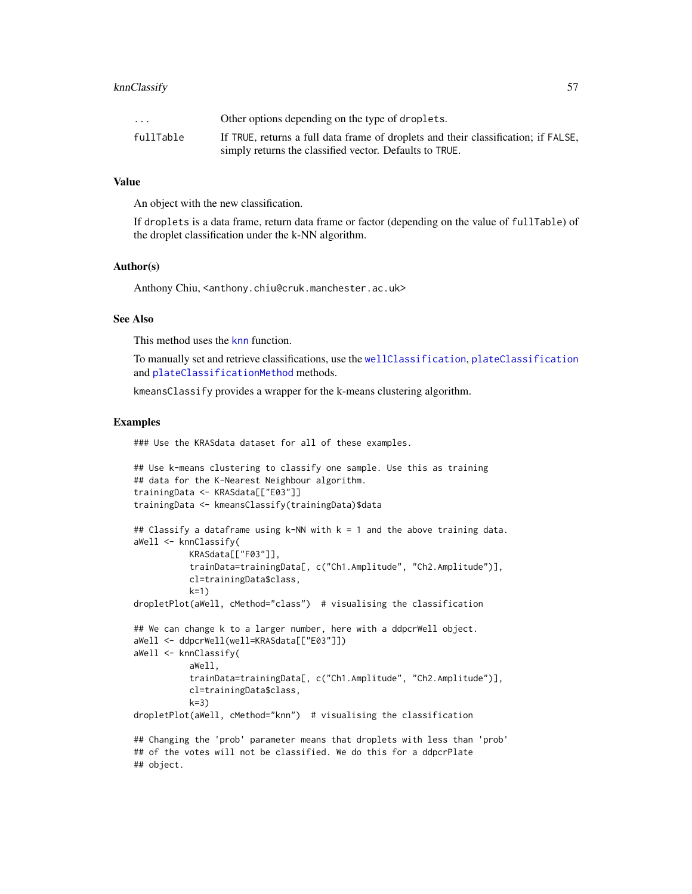| | |
|---|---|
| ... | Other options depending on the type of `droplets`. |
| fullTable | If `TRUE`, returns a full data frame of droplets and their classification; if `FALSE`, simply returns the classified vector. Defaults to `TRUE`. |

### Value

An object with the new classification.

If `droplets` is a data frame, return data frame or factor (depending on the value of `fullTable`) of the droplet classification under the k-NN algorithm.

### Author(s)

Anthony Chiu, <anthony.chiu@cruk.manchester.ac.uk>

### See Also

This method uses the knn function.

To manually set and retrieve classifications, use the `wellClassification`, `plateClassification` and `plateClassificationMethod` methods.

`kmeansClassify` provides a wrapper for the k-means clustering algorithm.

### Examples

```
### Use the KRASdata dataset for all of these examples.

## Use k-means clustering to classify one sample. Use this as training
## data for the K-Nearest Neighbour algorithm.
trainingData <- KRASdata[["E03"]]
trainingData <- kmeansClassify(trainingData)$data

## Classify a dataframe using k-NN with k = 1 and the above training data.
aWell <- knnClassify(
           KRASdata[["F03"]],
           trainData=trainingData[, c("Ch1.Amplitude", "Ch2.Amplitude")],
           cl=trainingData$class,
           k=1)
dropletPlot(aWell, cMethod="class")  # visualising the classification

## We can change k to a larger number, here with a ddpcrWell object.
aWell <- ddpcrWell(well=KRASdata[["E03"]])
aWell <- knnClassify(
           aWell,
           trainData=trainingData[, c("Ch1.Amplitude", "Ch2.Amplitude")],
           cl=trainingData$class,
           k=3)
dropletPlot(aWell, cMethod="knn")  # visualising the classification

## Changing the 'prob' parameter means that droplets with less than 'prob'
## of the votes will not be classified. We do this for a ddpcrPlate
## object.
```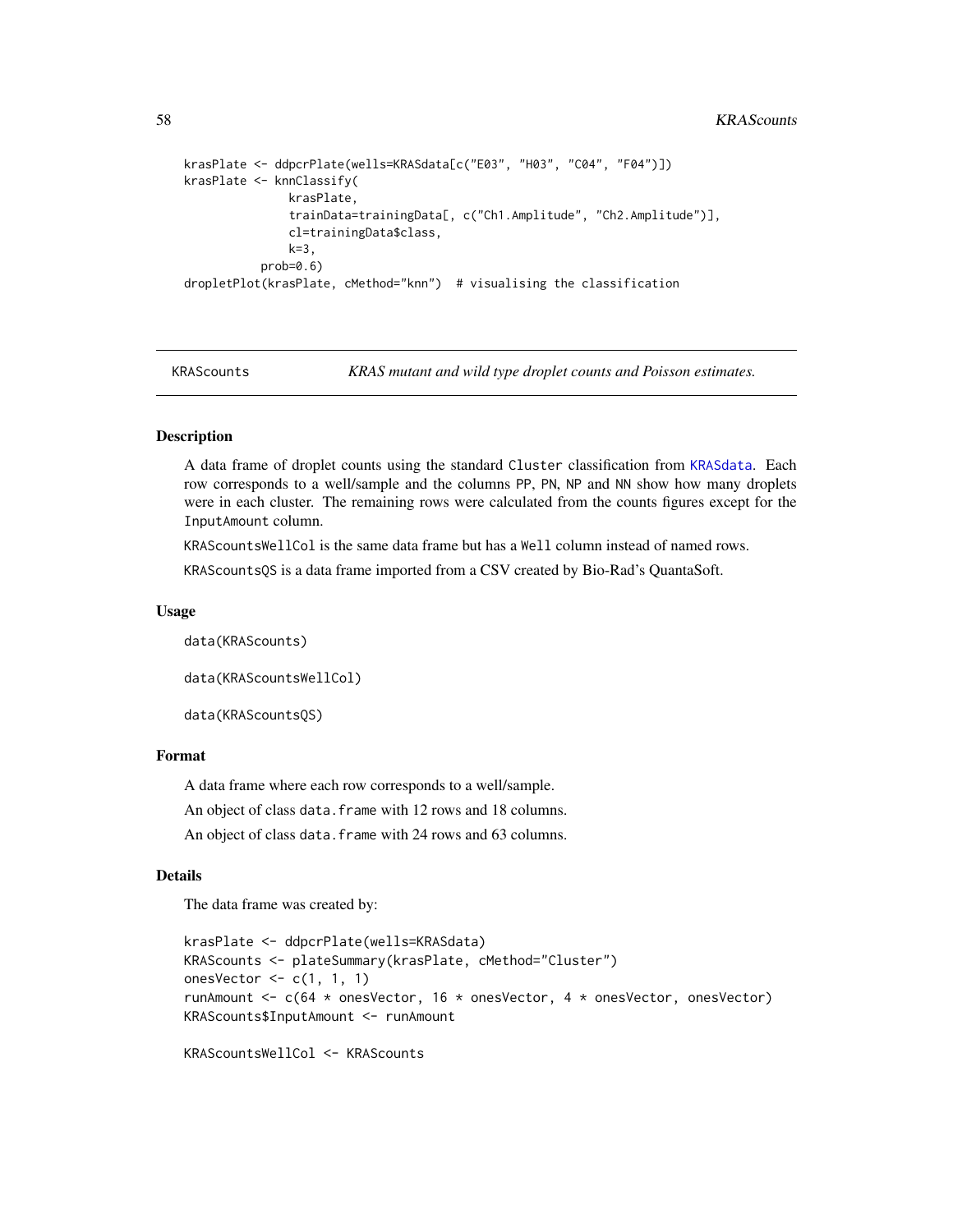```
krasPlate <- ddpcrPlate(wells=KRASdata[c("E03", "H03", "C04", "F04")])
krasPlate <- knnClassify(
               krasPlate,
               trainData=trainingData[, c("Ch1.Amplitude", "Ch2.Amplitude")],
               cl=trainingData$class,
               k=3,
           prob=0.6)
dropletPlot(krasPlate, cMethod="knn")  # visualising the classification
```

---

KRAScounts — *KRAS mutant and wild type droplet counts and Poisson estimates.*

---

### Description

A data frame of droplet counts using the standard `Cluster` classification from `KRASdata`. Each row corresponds to a well/sample and the columns `PP`, `PN`, `NP` and `NN` show how many droplets were in each cluster. The remaining rows were calculated from the counts figures except for the `InputAmount` column.

`KRAScountsWellCol` is the same data frame but has a `Well` column instead of named rows.

`KRAScountsQS` is a data frame imported from a CSV created by Bio-Rad's QuantaSoft.

### Usage

```
data(KRAScounts)

data(KRAScountsWellCol)

data(KRAScountsQS)
```

### Format

A data frame where each row corresponds to a well/sample.

An object of class `data.frame` with 12 rows and 18 columns.

An object of class `data.frame` with 24 rows and 63 columns.

### Details

The data frame was created by:

```
krasPlate <- ddpcrPlate(wells=KRASdata)
KRAScounts <- plateSummary(krasPlate, cMethod="Cluster")
onesVector <- c(1, 1, 1)
runAmount <- c(64 * onesVector, 16 * onesVector, 4 * onesVector, onesVector)
KRAScounts$InputAmount <- runAmount

KRAScountsWellCol <- KRAScounts
```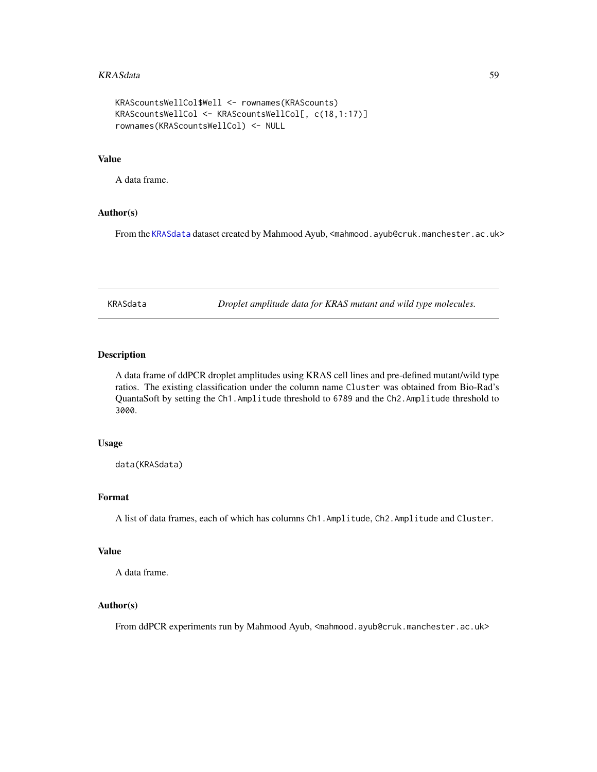```
KRAScountsWellCol$Well <- rownames(KRAScounts)
KRAScountsWellCol <- KRAScountsWellCol[, c(18,1:17)]
rownames(KRAScountsWellCol) <- NULL
```

### Value

A data frame.

### Author(s)

From the KRASdata dataset created by Mahmood Ayub, <mahmood.ayub@cruk.manchester.ac.uk>

---

## KRASdata — *Droplet amplitude data for KRAS mutant and wild type molecules.*

---

### Description

A data frame of ddPCR droplet amplitudes using KRAS cell lines and pre-defined mutant/wild type ratios. The existing classification under the column name `Cluster` was obtained from Bio-Rad's QuantaSoft by setting the `Ch1.Amplitude` threshold to `6789` and the `Ch2.Amplitude` threshold to `3000`.

### Usage

```
data(KRASdata)
```

### Format

A list of data frames, each of which has columns `Ch1.Amplitude`, `Ch2.Amplitude` and `Cluster`.

### Value

A data frame.

### Author(s)

From ddPCR experiments run by Mahmood Ayub, <mahmood.ayub@cruk.manchester.ac.uk>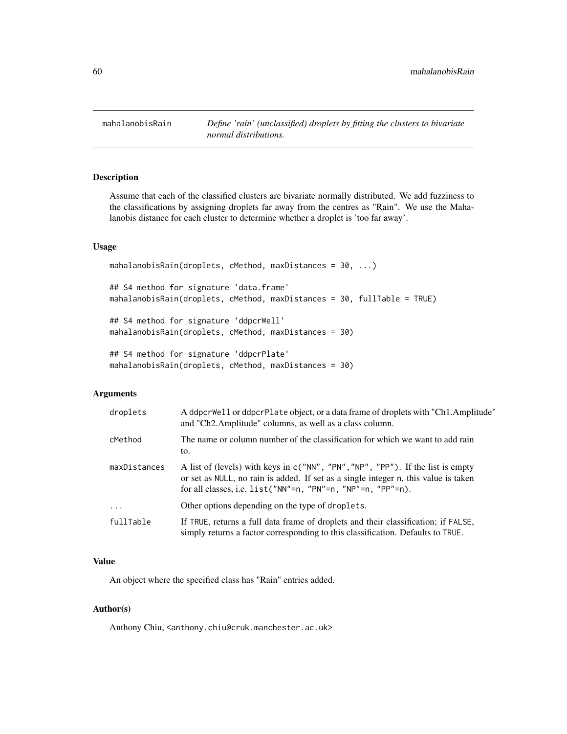# mahalanobisRain

*Define 'rain' (unclassified) droplets by fitting the clusters to bivariate normal distributions.*

## Description

Assume that each of the classified clusters are bivariate normally distributed. We add fuzziness to the classifications by assigning droplets far away from the centres as "Rain". We use the Mahalanobis distance for each cluster to determine whether a droplet is 'too far away'.

## Usage

```
mahalanobisRain(droplets, cMethod, maxDistances = 30, ...)

## S4 method for signature 'data.frame'
mahalanobisRain(droplets, cMethod, maxDistances = 30, fullTable = TRUE)

## S4 method for signature 'ddpcrWell'
mahalanobisRain(droplets, cMethod, maxDistances = 30)

## S4 method for signature 'ddpcrPlate'
mahalanobisRain(droplets, cMethod, maxDistances = 30)
```

## Arguments

| | |
|---|---|
| droplets | A `ddpcrWell` or `ddpcrPlate` object, or a data frame of droplets with "Ch1.Amplitude" and "Ch2.Amplitude" columns, as well as a class column. |
| cMethod | The name or column number of the classification for which we want to add rain to. |
| maxDistances | A list of (levels) with keys in `c("NN", "PN","NP", "PP")`. If the list is empty or set as `NULL`, no rain is added. If set as a single integer `n`, this value is taken for all classes, i.e. `list("NN"=n, "PN"=n, "NP"=n, "PP"=n)`. |
| ... | Other options depending on the type of `droplets`. |
| fullTable | If `TRUE`, returns a full data frame of droplets and their classification; if `FALSE`, simply returns a factor corresponding to this classification. Defaults to `TRUE`. |

## Value

An object where the specified class has "Rain" entries added.

## Author(s)

Anthony Chiu, <anthony.chiu@cruk.manchester.ac.uk>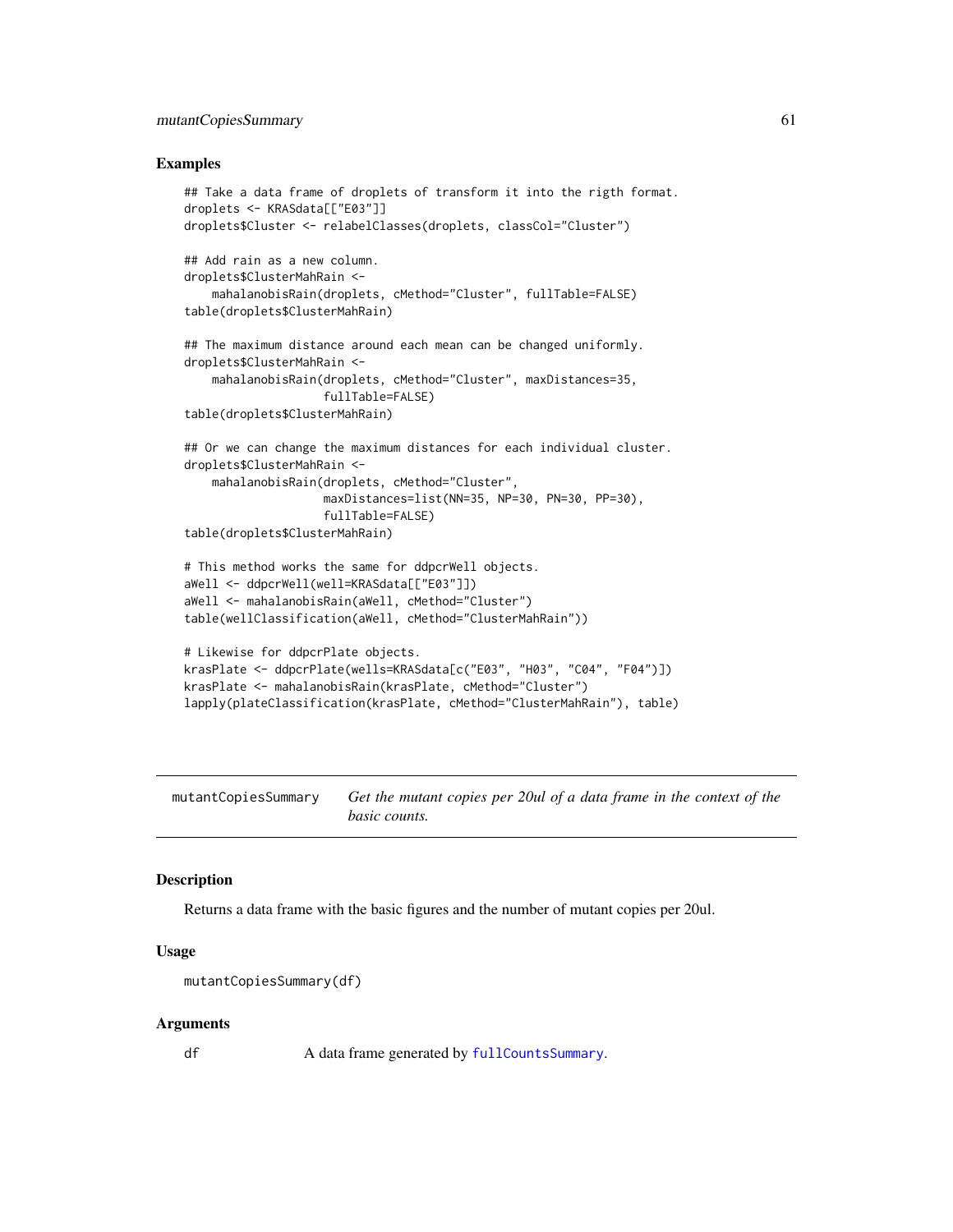### Examples

```
## Take a data frame of droplets of transform it into the rigth format.
droplets <- KRASdata[["E03"]]
droplets$Cluster <- relabelClasses(droplets, classCol="Cluster")

## Add rain as a new column.
droplets$ClusterMahRain <-
    mahalanobisRain(droplets, cMethod="Cluster", fullTable=FALSE)
table(droplets$ClusterMahRain)

## The maximum distance around each mean can be changed uniformly.
droplets$ClusterMahRain <-
    mahalanobisRain(droplets, cMethod="Cluster", maxDistances=35,
                    fullTable=FALSE)
table(droplets$ClusterMahRain)

## Or we can change the maximum distances for each individual cluster.
droplets$ClusterMahRain <-
    mahalanobisRain(droplets, cMethod="Cluster",
                    maxDistances=list(NN=35, NP=30, PN=30, PP=30),
                    fullTable=FALSE)
table(droplets$ClusterMahRain)

# This method works the same for ddpcrWell objects.
aWell <- ddpcrWell(well=KRASdata[["E03"]])
aWell <- mahalanobisRain(aWell, cMethod="Cluster")
table(wellClassification(aWell, cMethod="ClusterMahRain"))

# Likewise for ddpcrPlate objects.
krasPlate <- ddpcrPlate(wells=KRASdata[c("E03", "H03", "C04", "F04")])
krasPlate <- mahalanobisRain(krasPlate, cMethod="Cluster")
lapply(plateClassification(krasPlate, cMethod="ClusterMahRain"), table)
```

---

## mutantCopiesSummary — *Get the mutant copies per 20ul of a data frame in the context of the basic counts.*

---

### Description

Returns a data frame with the basic figures and the number of mutant copies per 20ul.

### Usage

```
mutantCopiesSummary(df)
```

### Arguments

| | |
|---|---|
| df | A data frame generated by fullCountsSummary. |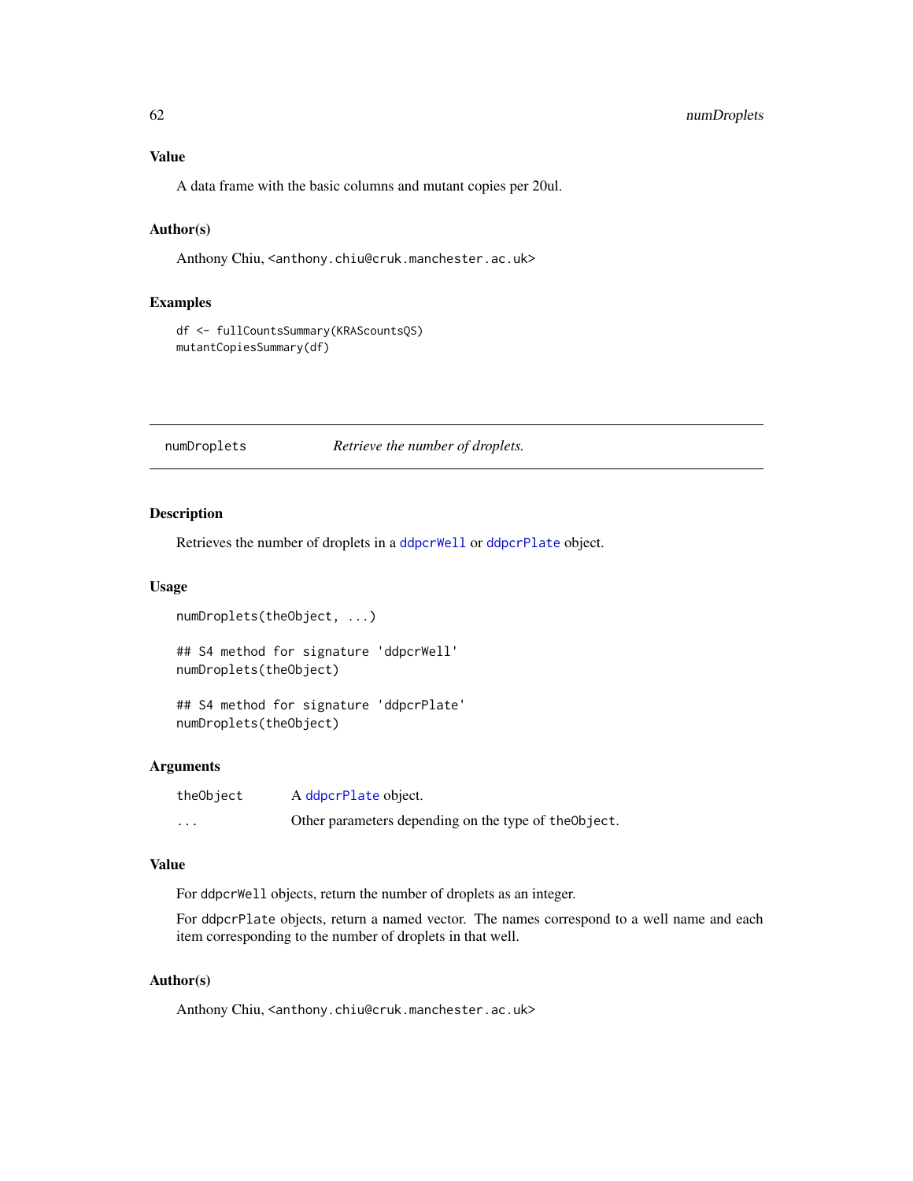### Value

A data frame with the basic columns and mutant copies per 20ul.

### Author(s)

Anthony Chiu, <anthony.chiu@cruk.manchester.ac.uk>

### Examples

```
df <- fullCountsSummary(KRAScountsQS)
mutantCopiesSummary(df)
```

---

## numDroplets — *Retrieve the number of droplets.*

---

### Description

Retrieves the number of droplets in a ddpcrWell or ddpcrPlate object.

### Usage

```
numDroplets(theObject, ...)

## S4 method for signature 'ddpcrWell'
numDroplets(theObject)

## S4 method for signature 'ddpcrPlate'
numDroplets(theObject)
```

### Arguments

| | |
|---|---|
| theObject | A ddpcrPlate object. |
| ... | Other parameters depending on the type of theObject. |

### Value

For ddpcrWell objects, return the number of droplets as an integer.

For ddpcrPlate objects, return a named vector. The names correspond to a well name and each item corresponding to the number of droplets in that well.

### Author(s)

Anthony Chiu, <anthony.chiu@cruk.manchester.ac.uk>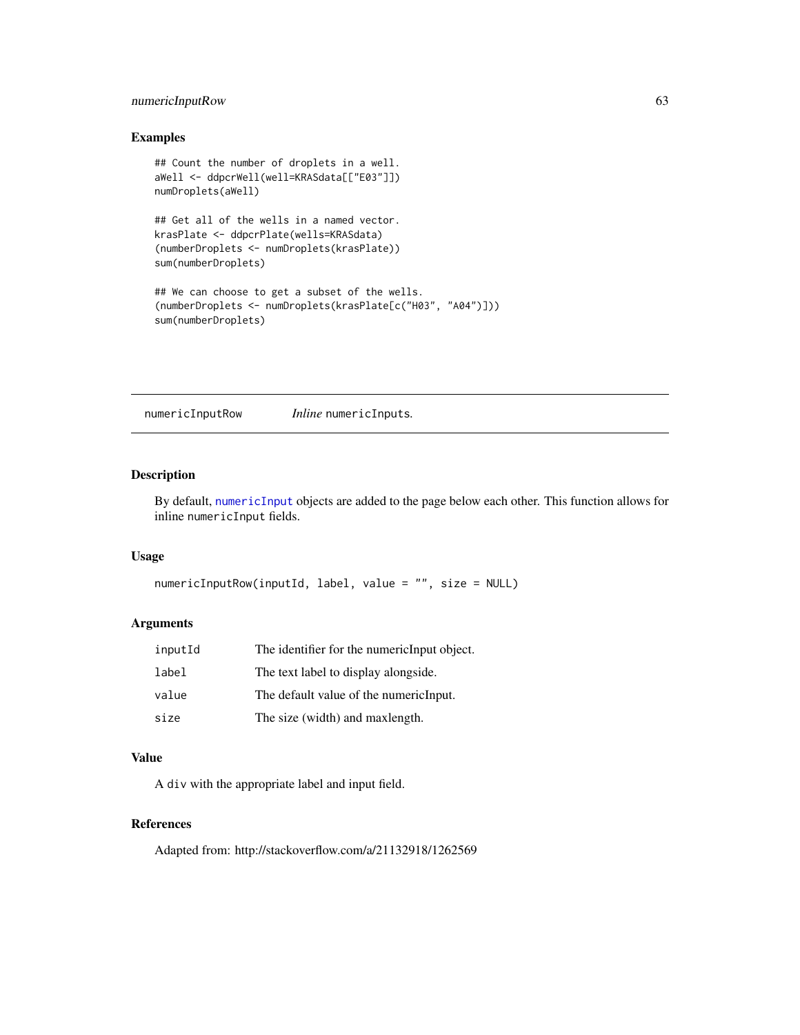### Examples

```
## Count the number of droplets in a well.
aWell <- ddpcrWell(well=KRASdata[["E03"]])
numDroplets(aWell)

## Get all of the wells in a named vector.
krasPlate <- ddpcrPlate(wells=KRASdata)
(numberDroplets <- numDroplets(krasPlate))
sum(numberDroplets)

## We can choose to get a subset of the wells.
(numberDroplets <- numDroplets(krasPlate[c("H03", "A04")]))
sum(numberDroplets)
```

---

## numericInputRow — *Inline* `numericInputs`.

### Description

By default, `numericInput` objects are added to the page below each other. This function allows for inline `numericInput` fields.

### Usage

```
numericInputRow(inputId, label, value = "", size = NULL)
```

### Arguments

| | |
|---|---|
| `inputId` | The identifier for the numericInput object. |
| `label` | The text label to display alongside. |
| `value` | The default value of the numericInput. |
| `size` | The size (width) and maxlength. |

### Value

A `div` with the appropriate label and input field.

### References

Adapted from: http://stackoverflow.com/a/21132918/1262569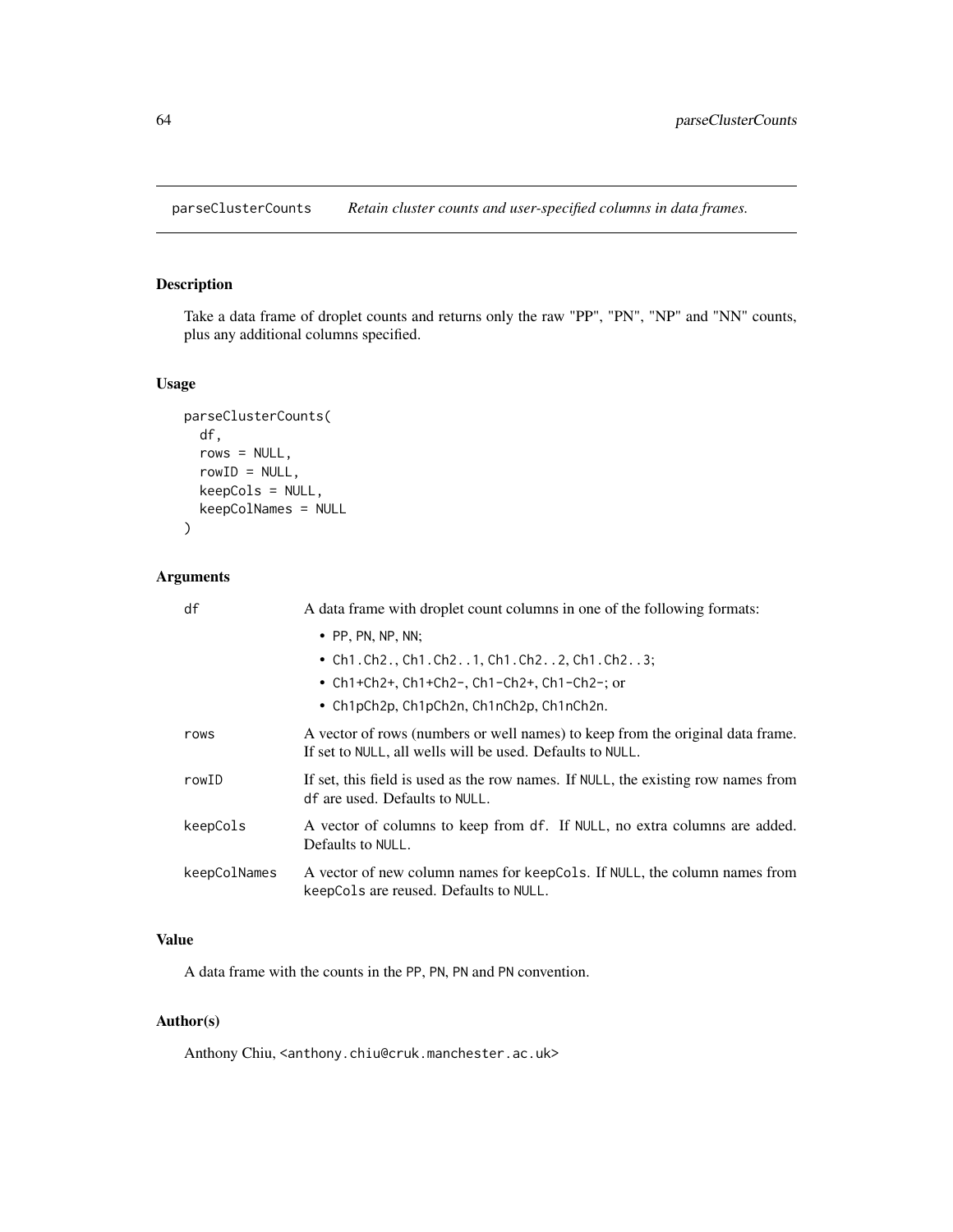parseClusterCounts *Retain cluster counts and user-specified columns in data frames.*

## Description

Take a data frame of droplet counts and returns only the raw "PP", "PN", "NP" and "NN" counts, plus any additional columns specified.

## Usage

```
parseClusterCounts(
  df,
  rows = NULL,
  rowID = NULL,
  keepCols = NULL,
  keepColNames = NULL
)
```

## Arguments

| | |
|---|---|
| df | A data frame with droplet count columns in one of the following formats: <br>• PP, PN, NP, NN; <br>• Ch1.Ch2., Ch1.Ch2..1, Ch1.Ch2..2, Ch1.Ch2..3; <br>• Ch1+Ch2+, Ch1+Ch2-, Ch1-Ch2+, Ch1-Ch2-; or <br>• Ch1pCh2p, Ch1pCh2n, Ch1nCh2p, Ch1nCh2n. |
| rows | A vector of rows (numbers or well names) to keep from the original data frame. If set to NULL, all wells will be used. Defaults to NULL. |
| rowID | If set, this field is used as the row names. If NULL, the existing row names from df are used. Defaults to NULL. |
| keepCols | A vector of columns to keep from df. If NULL, no extra columns are added. Defaults to NULL. |
| keepColNames | A vector of new column names for keepCols. If NULL, the column names from keepCols are reused. Defaults to NULL. |

## Value

A data frame with the counts in the PP, PN, PN and PN convention.

## Author(s)

Anthony Chiu, <anthony.chiu@cruk.manchester.ac.uk>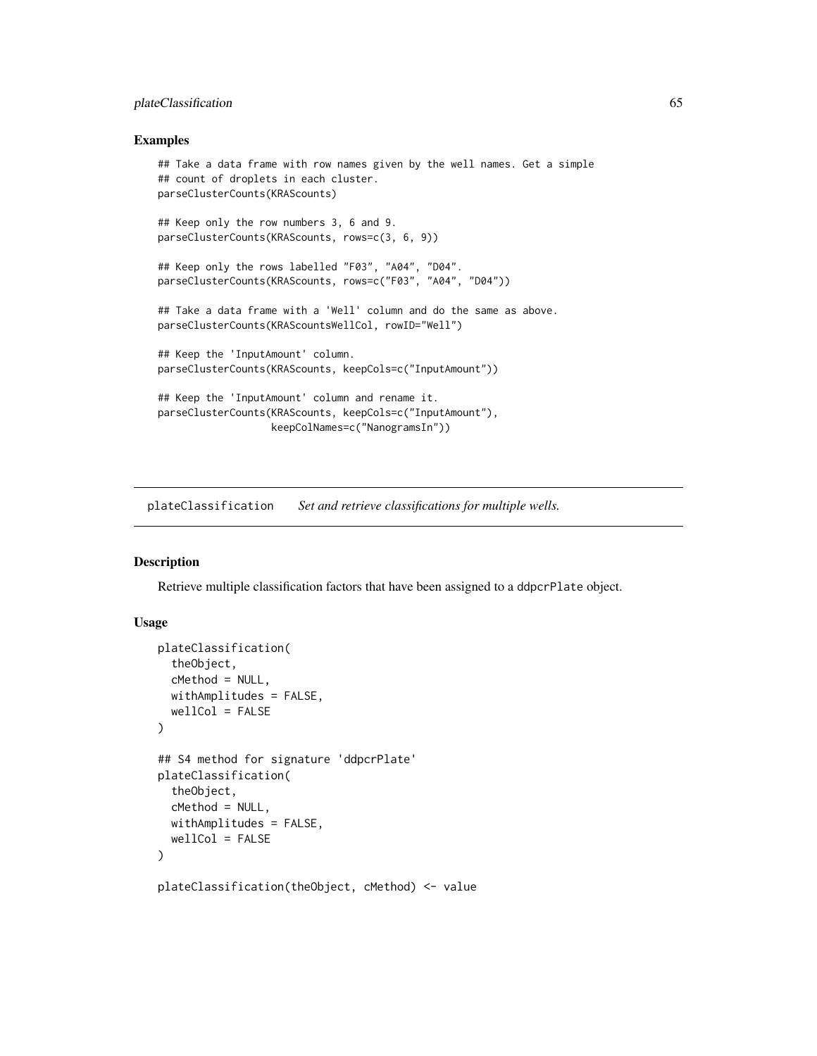## Examples

```
## Take a data frame with row names given by the well names. Get a simple
## count of droplets in each cluster.
parseClusterCounts(KRAScounts)

## Keep only the row numbers 3, 6 and 9.
parseClusterCounts(KRAScounts, rows=c(3, 6, 9))

## Keep only the rows labelled "F03", "A04", "D04".
parseClusterCounts(KRAScounts, rows=c("F03", "A04", "D04"))

## Take a data frame with a 'Well' column and do the same as above.
parseClusterCounts(KRAScountsWellCol, rowID="Well")

## Keep the 'InputAmount' column.
parseClusterCounts(KRAScounts, keepCols=c("InputAmount"))

## Keep the 'InputAmount' column and rename it.
parseClusterCounts(KRAScounts, keepCols=c("InputAmount"),
                   keepColNames=c("NanogramsIn"))
```

---

# plateClassification *Set and retrieve classifications for multiple wells.*

---

## Description

Retrieve multiple classification factors that have been assigned to a `ddpcrPlate` object.

## Usage

```
plateClassification(
  theObject,
  cMethod = NULL,
  withAmplitudes = FALSE,
  wellCol = FALSE
)

## S4 method for signature 'ddpcrPlate'
plateClassification(
  theObject,
  cMethod = NULL,
  withAmplitudes = FALSE,
  wellCol = FALSE
)

plateClassification(theObject, cMethod) <- value
```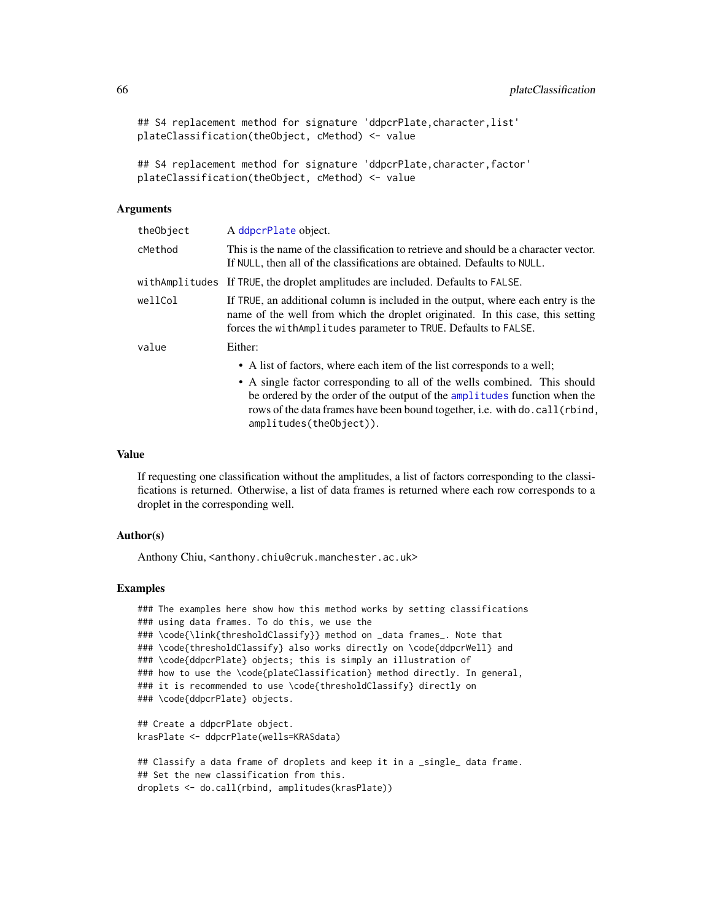```
## S4 replacement method for signature 'ddpcrPlate,character,list'
plateClassification(theObject, cMethod) <- value

## S4 replacement method for signature 'ddpcrPlate,character,factor'
plateClassification(theObject, cMethod) <- value
```

### Arguments

| | |
|---|---|
| theObject | A ddpcrPlate object. |
| cMethod | This is the name of the classification to retrieve and should be a character vector. If NULL, then all of the classifications are obtained. Defaults to NULL. |
| withAmplitudes | If TRUE, the droplet amplitudes are included. Defaults to FALSE. |
| wellCol | If TRUE, an additional column is included in the output, where each entry is the name of the well from which the droplet originated. In this case, this setting forces the withAmplitudes parameter to TRUE. Defaults to FALSE. |
| value | Either: • A list of factors, where each item of the list corresponds to a well; • A single factor corresponding to all of the wells combined. This should be ordered by the order of the output of the amplitudes function when the rows of the data frames have been bound together, i.e. with do.call(rbind, amplitudes(theObject)). |

### Value

If requesting one classification without the amplitudes, a list of factors corresponding to the classifications is returned. Otherwise, a list of data frames is returned where each row corresponds to a droplet in the corresponding well.

### Author(s)

Anthony Chiu, <anthony.chiu@cruk.manchester.ac.uk>

### Examples

```
### The examples here show how this method works by setting classifications
### using data frames. To do this, we use the
### \code{\link{thresholdClassify}} method on _data frames_. Note that
### \code{thresholdClassify} also works directly on \code{ddpcrWell} and
### \code{ddpcrPlate} objects; this is simply an illustration of
### how to use the \code{plateClassification} method directly. In general,
### it is recommended to use \code{thresholdClassify} directly on
### \code{ddpcrPlate} objects.

## Create a ddpcrPlate object.
krasPlate <- ddpcrPlate(wells=KRASdata)

## Classify a data frame of droplets and keep it in a _single_ data frame.
## Set the new classification from this.
droplets <- do.call(rbind, amplitudes(krasPlate))
```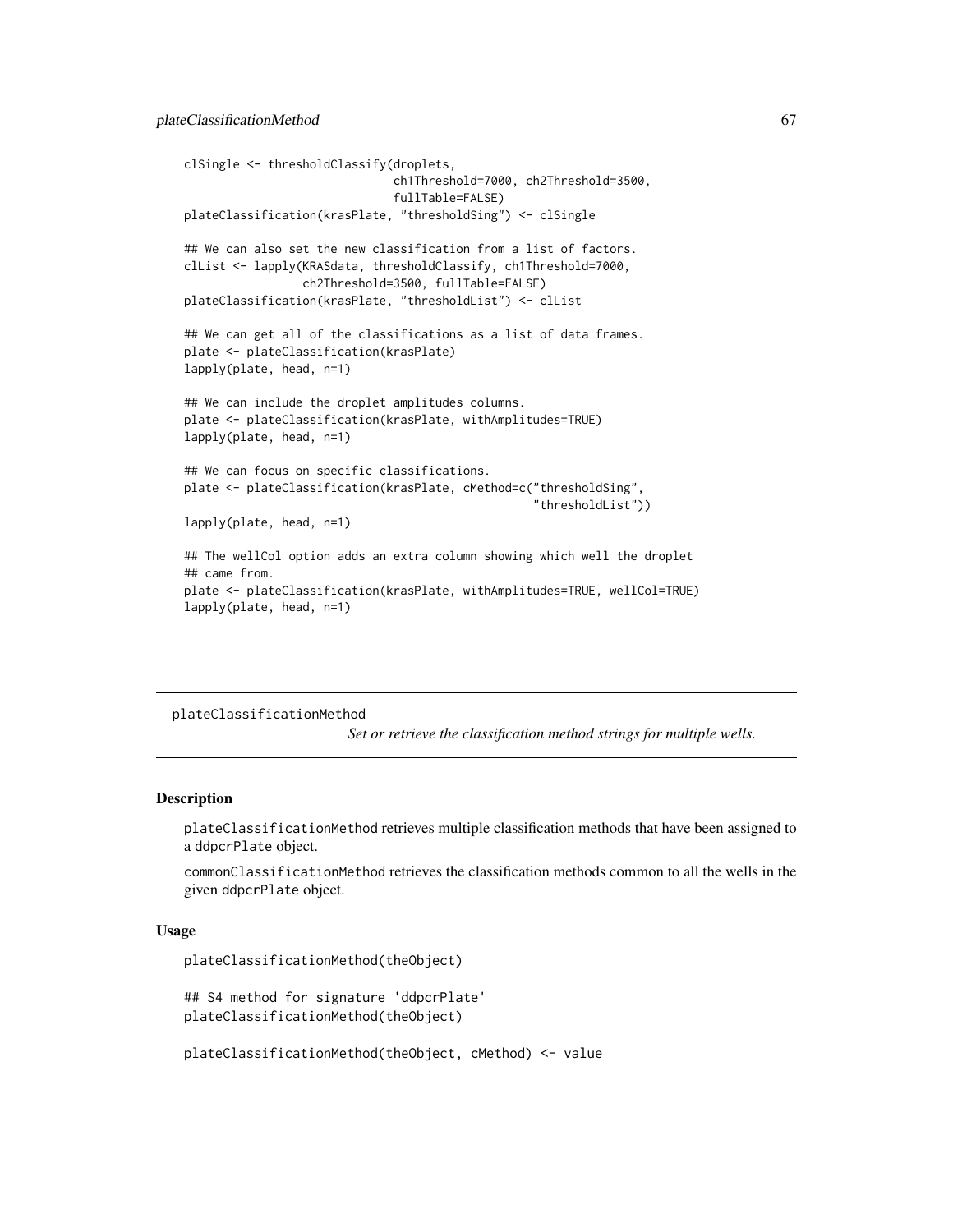```
clSingle <- thresholdClassify(droplets,
                              ch1Threshold=7000, ch2Threshold=3500,
                              fullTable=FALSE)
plateClassification(krasPlate, "thresholdSing") <- clSingle

## We can also set the new classification from a list of factors.
clList <- lapply(KRASdata, thresholdClassify, ch1Threshold=7000,
                 ch2Threshold=3500, fullTable=FALSE)
plateClassification(krasPlate, "thresholdList") <- clList

## We can get all of the classifications as a list of data frames.
plate <- plateClassification(krasPlate)
lapply(plate, head, n=1)

## We can include the droplet amplitudes columns.
plate <- plateClassification(krasPlate, withAmplitudes=TRUE)
lapply(plate, head, n=1)

## We can focus on specific classifications.
plate <- plateClassification(krasPlate, cMethod=c("thresholdSing",
                                                  "thresholdList"))
lapply(plate, head, n=1)

## The wellCol option adds an extra column showing which well the droplet
## came from.
plate <- plateClassification(krasPlate, withAmplitudes=TRUE, wellCol=TRUE)
lapply(plate, head, n=1)
```

---

## plateClassificationMethod

*Set or retrieve the classification method strings for multiple wells.*

---

### Description

plateClassificationMethod retrieves multiple classification methods that have been assigned to a ddpcrPlate object.

commonClassificationMethod retrieves the classification methods common to all the wells in the given ddpcrPlate object.

### Usage

```
plateClassificationMethod(theObject)

## S4 method for signature 'ddpcrPlate'
plateClassificationMethod(theObject)

plateClassificationMethod(theObject, cMethod) <- value
```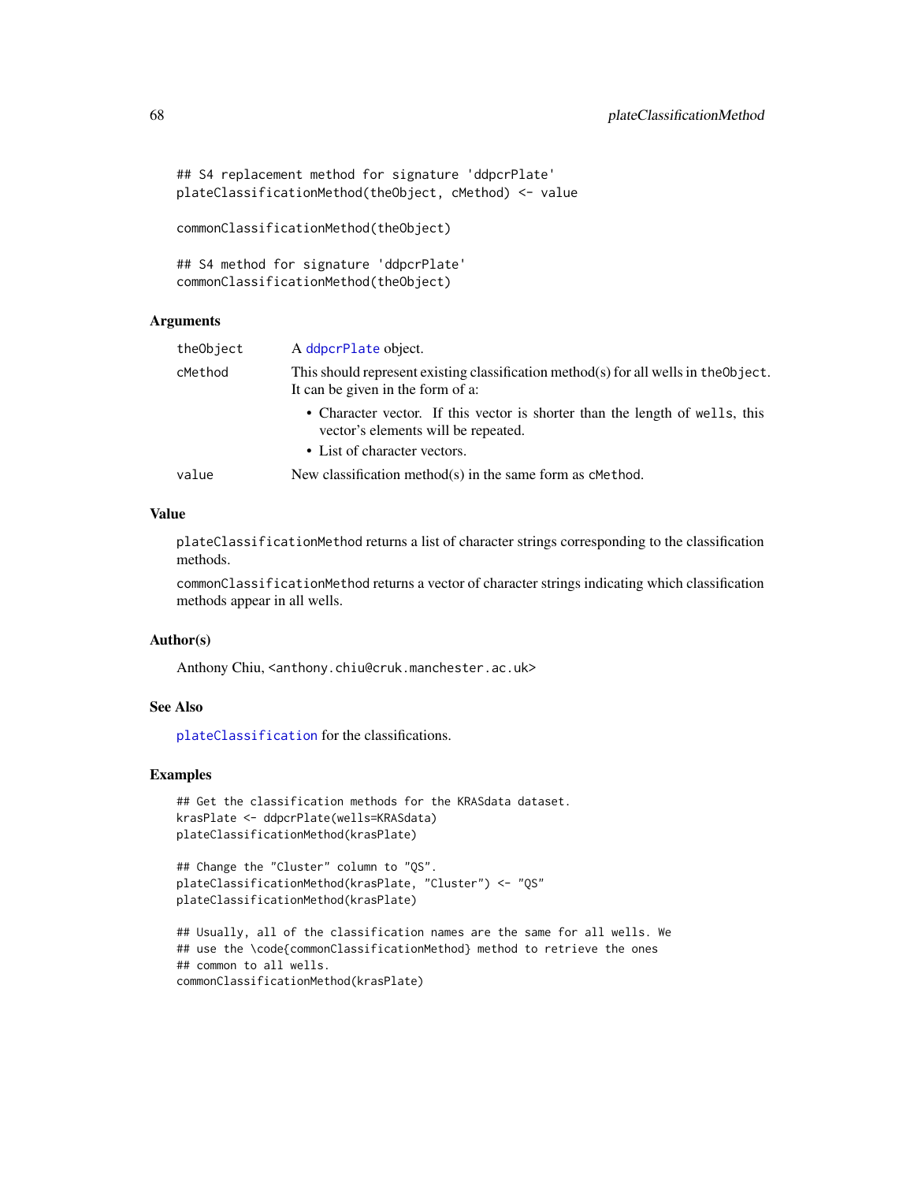```
## S4 replacement method for signature 'ddpcrPlate'
plateClassificationMethod(theObject, cMethod) <- value

commonClassificationMethod(theObject)

## S4 method for signature 'ddpcrPlate'
commonClassificationMethod(theObject)
```

### Arguments

| | |
|---|---|
| `theObject` | A `ddpcrPlate` object. |
| `cMethod` | This should represent existing classification method(s) for all wells in `theObject`. It can be given in the form of a: <br>• Character vector. If this vector is shorter than the length of `wells`, this vector's elements will be repeated. <br>• List of character vectors. |
| `value` | New classification method(s) in the same form as `cMethod`. |

### Value

`plateClassificationMethod` returns a list of character strings corresponding to the classification methods.

`commonClassificationMethod` returns a vector of character strings indicating which classification methods appear in all wells.

### Author(s)

Anthony Chiu, `<anthony.chiu@cruk.manchester.ac.uk>`

### See Also

`plateClassification` for the classifications.

### Examples

```
## Get the classification methods for the KRASdata dataset.
krasPlate <- ddpcrPlate(wells=KRASdata)
plateClassificationMethod(krasPlate)

## Change the "Cluster" column to "QS".
plateClassificationMethod(krasPlate, "Cluster") <- "QS"
plateClassificationMethod(krasPlate)

## Usually, all of the classification names are the same for all wells. We
## use the \code{commonClassificationMethod} method to retrieve the ones
## common to all wells.
commonClassificationMethod(krasPlate)
```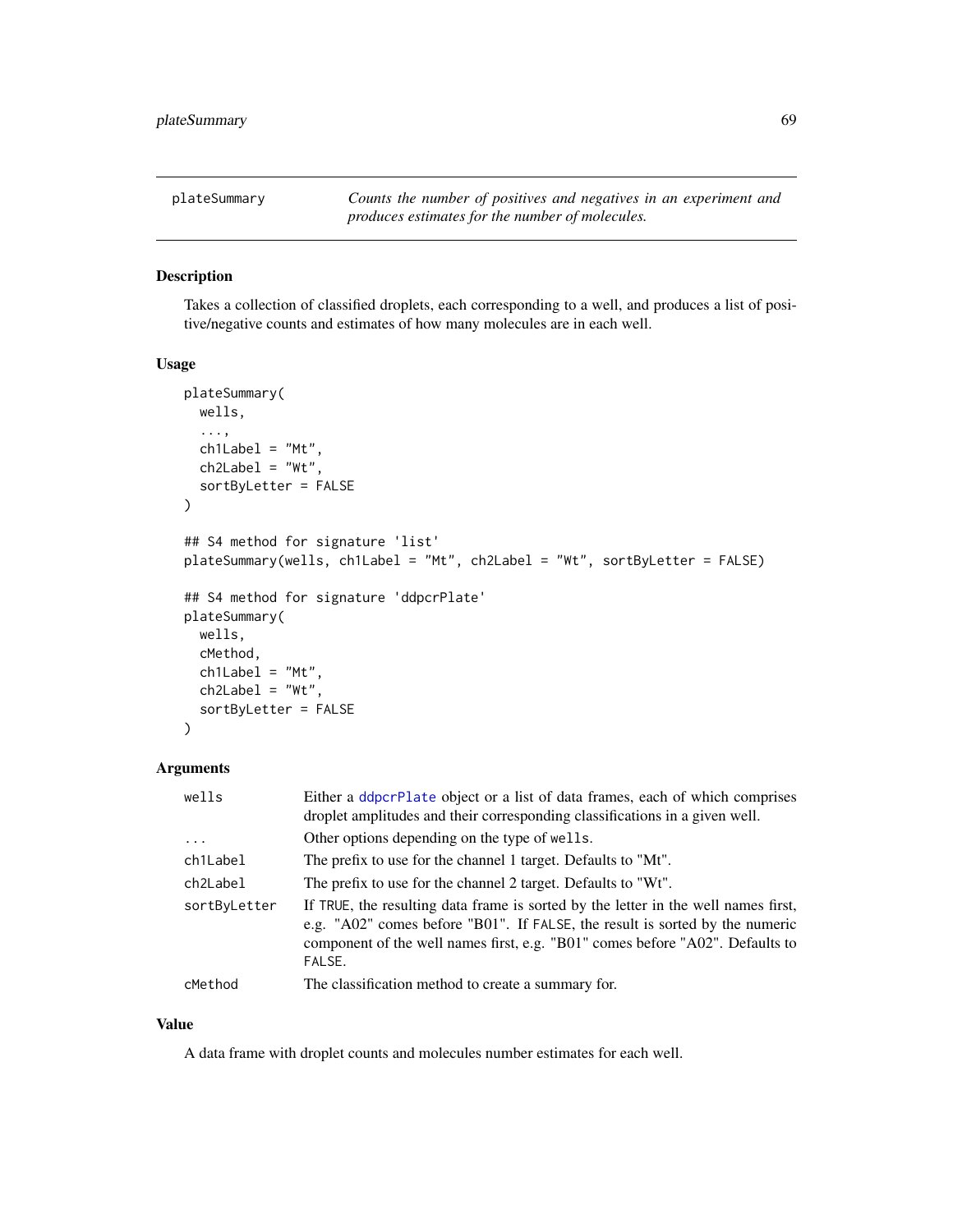## plateSummary

*Counts the number of positives and negatives in an experiment and produces estimates for the number of molecules.*

### Description

Takes a collection of classified droplets, each corresponding to a well, and produces a list of positive/negative counts and estimates of how many molecules are in each well.

### Usage

```
plateSummary(
  wells,
  ...,
  ch1Label = "Mt",
  ch2Label = "Wt",
  sortByLetter = FALSE
)

## S4 method for signature 'list'
plateSummary(wells, ch1Label = "Mt", ch2Label = "Wt", sortByLetter = FALSE)

## S4 method for signature 'ddpcrPlate'
plateSummary(
  wells,
  cMethod,
  ch1Label = "Mt",
  ch2Label = "Wt",
  sortByLetter = FALSE
)
```

### Arguments

| | |
|---|---|
| `wells` | Either a `ddpcrPlate` object or a list of data frames, each of which comprises droplet amplitudes and their corresponding classifications in a given well. |
| `...` | Other options depending on the type of `wells`. |
| `ch1Label` | The prefix to use for the channel 1 target. Defaults to "Mt". |
| `ch2Label` | The prefix to use for the channel 2 target. Defaults to "Wt". |
| `sortByLetter` | If `TRUE`, the resulting data frame is sorted by the letter in the well names first, e.g. "A02" comes before "B01". If `FALSE`, the result is sorted by the numeric component of the well names first, e.g. "B01" comes before "A02". Defaults to `FALSE`. |
| `cMethod` | The classification method to create a summary for. |

### Value

A data frame with droplet counts and molecules number estimates for each well.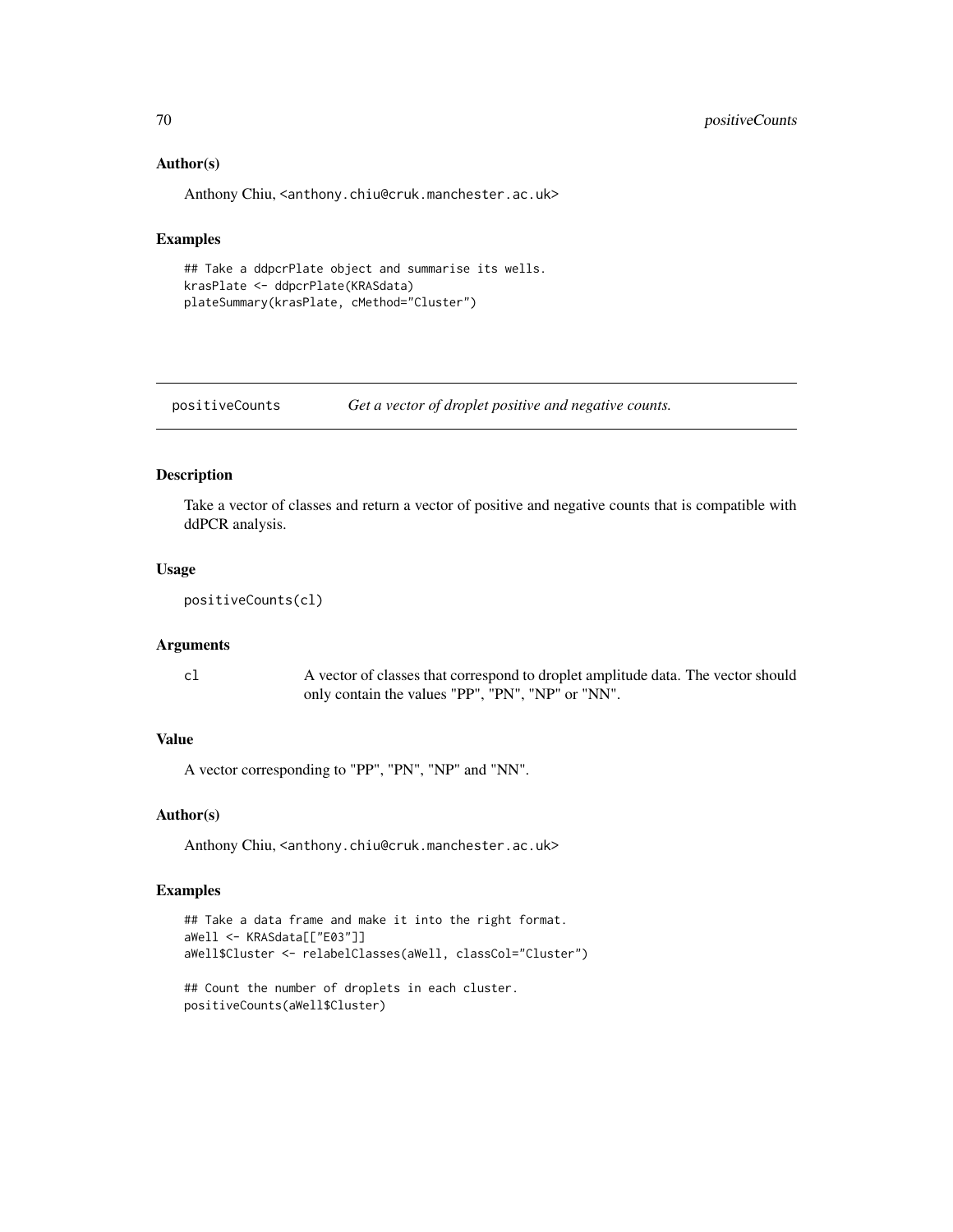### Author(s)

Anthony Chiu, <anthony.chiu@cruk.manchester.ac.uk>

### Examples

```
## Take a ddpcrPlate object and summarise its wells.
krasPlate <- ddpcrPlate(KRASdata)
plateSummary(krasPlate, cMethod="Cluster")
```

---

## positiveCounts — *Get a vector of droplet positive and negative counts.*

---

### Description

Take a vector of classes and return a vector of positive and negative counts that is compatible with ddPCR analysis.

### Usage

```
positiveCounts(cl)
```

### Arguments

| | |
|---|---|
| cl | A vector of classes that correspond to droplet amplitude data. The vector should only contain the values "PP", "PN", "NP" or "NN". |

### Value

A vector corresponding to "PP", "PN", "NP" and "NN".

### Author(s)

Anthony Chiu, <anthony.chiu@cruk.manchester.ac.uk>

### Examples

```
## Take a data frame and make it into the right format.
aWell <- KRASdata[["E03"]]
aWell$Cluster <- relabelClasses(aWell, classCol="Cluster")

## Count the number of droplets in each cluster.
positiveCounts(aWell$Cluster)
```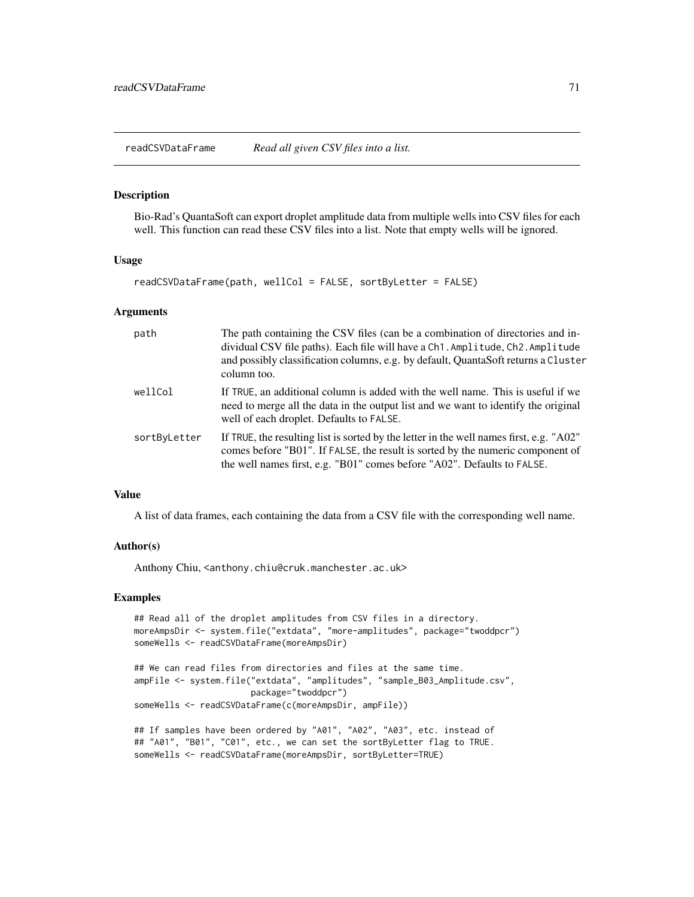## readCSVDataFrame *Read all given CSV files into a list.*

### Description

Bio-Rad's QuantaSoft can export droplet amplitude data from multiple wells into CSV files for each well. This function can read these CSV files into a list. Note that empty wells will be ignored.

### Usage

```
readCSVDataFrame(path, wellCol = FALSE, sortByLetter = FALSE)
```

### Arguments

| | |
|---|---|
| path | The path containing the CSV files (can be a combination of directories and individual CSV file paths). Each file will have a `Ch1.Amplitude`, `Ch2.Amplitude` and possibly classification columns, e.g. by default, QuantaSoft returns a `Cluster` column too. |
| wellCol | If `TRUE`, an additional column is added with the well name. This is useful if we need to merge all the data in the output list and we want to identify the original well of each droplet. Defaults to `FALSE`. |
| sortByLetter | If `TRUE`, the resulting list is sorted by the letter in the well names first, e.g. "A02" comes before "B01". If `FALSE`, the result is sorted by the numeric component of the well names first, e.g. "B01" comes before "A02". Defaults to `FALSE`. |

### Value

A list of data frames, each containing the data from a CSV file with the corresponding well name.

### Author(s)

Anthony Chiu, <anthony.chiu@cruk.manchester.ac.uk>

### Examples

```
## Read all of the droplet amplitudes from CSV files in a directory.
moreAmpsDir <- system.file("extdata", "more-amplitudes", package="twoddpcr")
someWells <- readCSVDataFrame(moreAmpsDir)

## We can read files from directories and files at the same time.
ampFile <- system.file("extdata", "amplitudes", "sample_B03_Amplitude.csv",
                       package="twoddpcr")
someWells <- readCSVDataFrame(c(moreAmpsDir, ampFile))

## If samples have been ordered by "A01", "A02", "A03", etc. instead of
## "A01", "B01", "C01", etc., we can set the sortByLetter flag to TRUE.
someWells <- readCSVDataFrame(moreAmpsDir, sortByLetter=TRUE)
```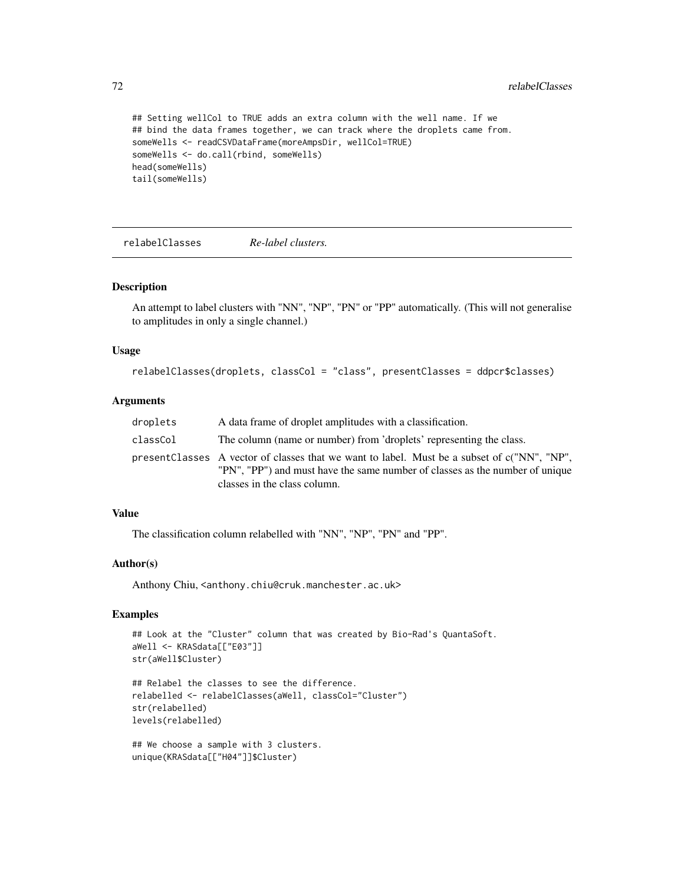```
## Setting wellCol to TRUE adds an extra column with the well name. If we
## bind the data frames together, we can track where the droplets came from.
someWells <- readCSVDataFrame(moreAmpsDir, wellCol=TRUE)
someWells <- do.call(rbind, someWells)
head(someWells)
tail(someWells)
```

## relabelClasses *Re-label clusters.*

### Description

An attempt to label clusters with "NN", "NP", "PN" or "PP" automatically. (This will not generalise to amplitudes in only a single channel.)

### Usage

```
relabelClasses(droplets, classCol = "class", presentClasses = ddpcr$classes)
```

### Arguments

| | |
|---|---|
| droplets | A data frame of droplet amplitudes with a classification. |
| classCol | The column (name or number) from 'droplets' representing the class. |
| presentClasses | A vector of classes that we want to label. Must be a subset of c("NN", "NP", "PN", "PP") and must have the same number of classes as the number of unique classes in the class column. |

### Value

The classification column relabelled with "NN", "NP", "PN" and "PP".

### Author(s)

Anthony Chiu, <anthony.chiu@cruk.manchester.ac.uk>

### Examples

```
## Look at the "Cluster" column that was created by Bio-Rad's QuantaSoft.
aWell <- KRASdata[["E03"]]
str(aWell$Cluster)

## Relabel the classes to see the difference.
relabelled <- relabelClasses(aWell, classCol="Cluster")
str(relabelled)
levels(relabelled)

## We choose a sample with 3 clusters.
unique(KRASdata[["H04"]]$Cluster)
```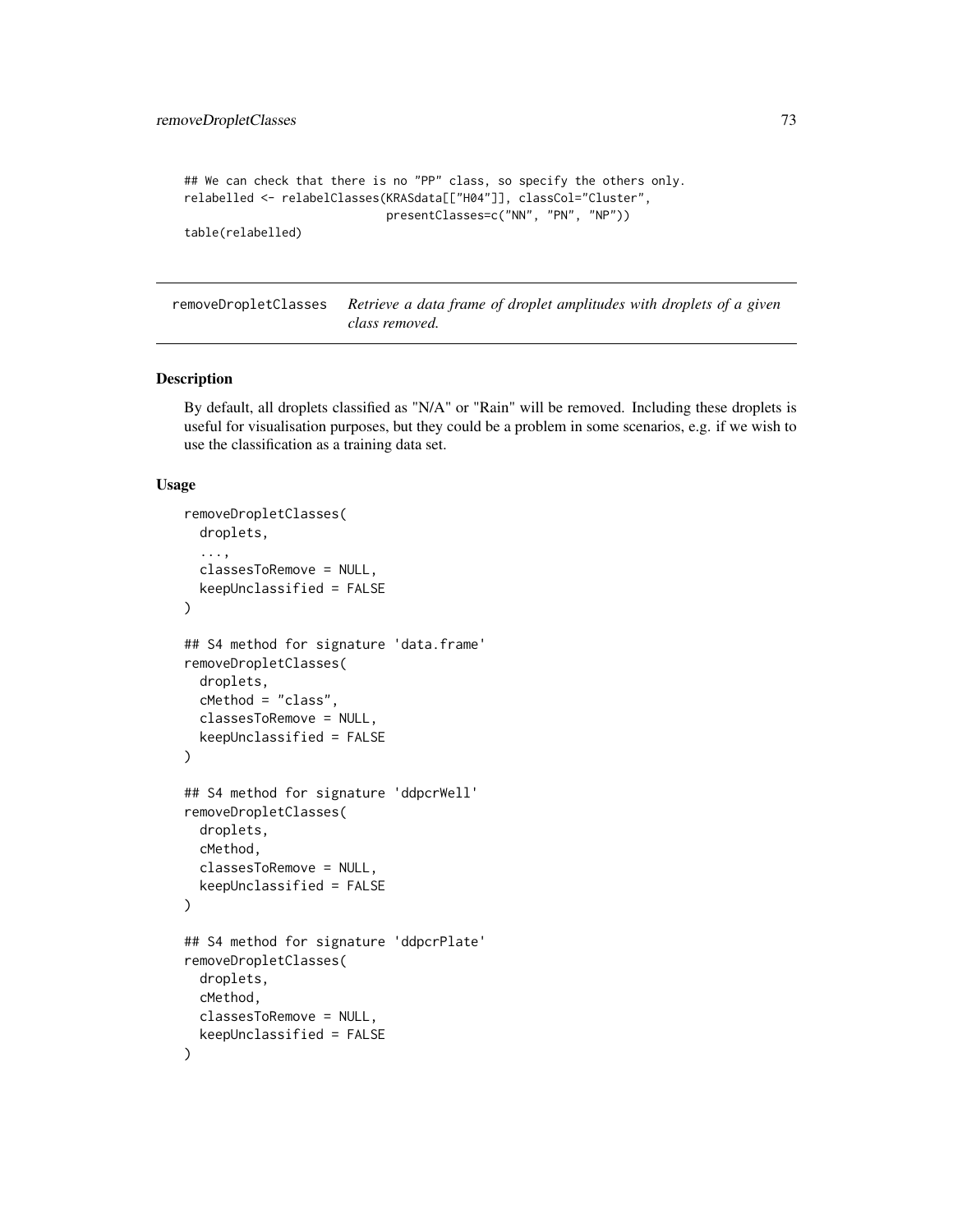```
## We can check that there is no "PP" class, so specify the others only.
relabelled <- relabelClasses(KRASdata[["H04"]], classCol="Cluster",
                             presentClasses=c("NN", "PN", "NP"))
table(relabelled)
```

## removeDropletClasses — *Retrieve a data frame of droplet amplitudes with droplets of a given class removed.*

### Description

By default, all droplets classified as "N/A" or "Rain" will be removed. Including these droplets is useful for visualisation purposes, but they could be a problem in some scenarios, e.g. if we wish to use the classification as a training data set.

### Usage

```
removeDropletClasses(
  droplets,
  ...,
  classesToRemove = NULL,
  keepUnclassified = FALSE
)

## S4 method for signature 'data.frame'
removeDropletClasses(
  droplets,
  cMethod = "class",
  classesToRemove = NULL,
  keepUnclassified = FALSE
)

## S4 method for signature 'ddpcrWell'
removeDropletClasses(
  droplets,
  cMethod,
  classesToRemove = NULL,
  keepUnclassified = FALSE
)

## S4 method for signature 'ddpcrPlate'
removeDropletClasses(
  droplets,
  cMethod,
  classesToRemove = NULL,
  keepUnclassified = FALSE
)
```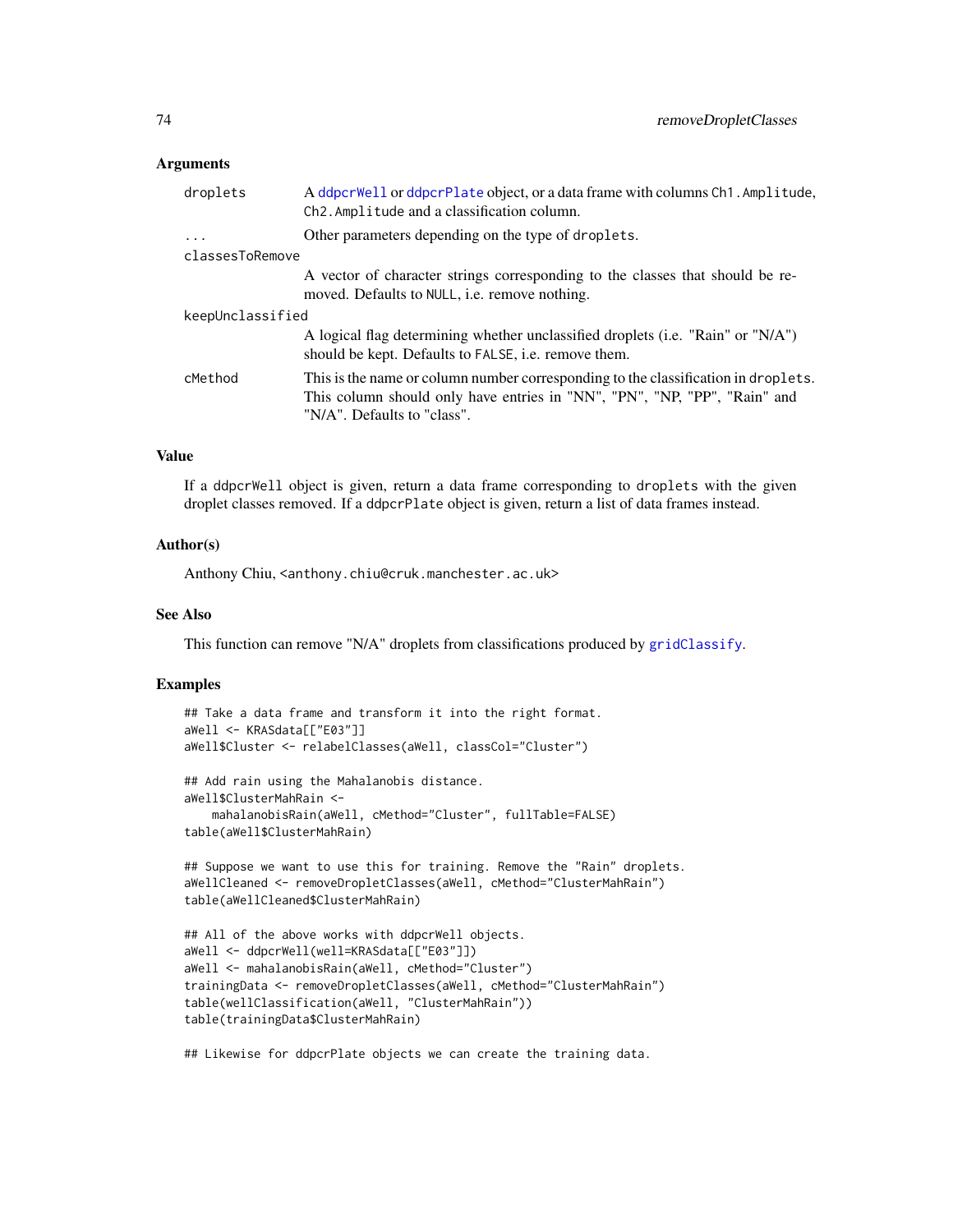### Arguments

- **droplets** A ddpcrWell or ddpcrPlate object, or a data frame with columns Ch1.Amplitude, Ch2.Amplitude and a classification column.
- **...** Other parameters depending on the type of droplets.
- **classesToRemove** A vector of character strings corresponding to the classes that should be removed. Defaults to NULL, i.e. remove nothing.
- **keepUnclassified** A logical flag determining whether unclassified droplets (i.e. "Rain" or "N/A") should be kept. Defaults to FALSE, i.e. remove them.
- **cMethod** This is the name or column number corresponding to the classification in droplets. This column should only have entries in "NN", "PN", "NP, "PP", "Rain" and "N/A". Defaults to "class".

### Value

If a ddpcrWell object is given, return a data frame corresponding to droplets with the given droplet classes removed. If a ddpcrPlate object is given, return a list of data frames instead.

### Author(s)

Anthony Chiu, <anthony.chiu@cruk.manchester.ac.uk>

### See Also

This function can remove "N/A" droplets from classifications produced by gridClassify.

### Examples

```
## Take a data frame and transform it into the right format.
aWell <- KRASdata[["E03"]]
aWell$Cluster <- relabelClasses(aWell, classCol="Cluster")

## Add rain using the Mahalanobis distance.
aWell$ClusterMahRain <-
    mahalanobisRain(aWell, cMethod="Cluster", fullTable=FALSE)
table(aWell$ClusterMahRain)

## Suppose we want to use this for training. Remove the "Rain" droplets.
aWellCleaned <- removeDropletClasses(aWell, cMethod="ClusterMahRain")
table(aWellCleaned$ClusterMahRain)

## All of the above works with ddpcrWell objects.
aWell <- ddpcrWell(well=KRASdata[["E03"]])
aWell <- mahalanobisRain(aWell, cMethod="Cluster")
trainingData <- removeDropletClasses(aWell, cMethod="ClusterMahRain")
table(wellClassification(aWell, "ClusterMahRain"))
table(trainingData$ClusterMahRain)

## Likewise for ddpcrPlate objects we can create the training data.
```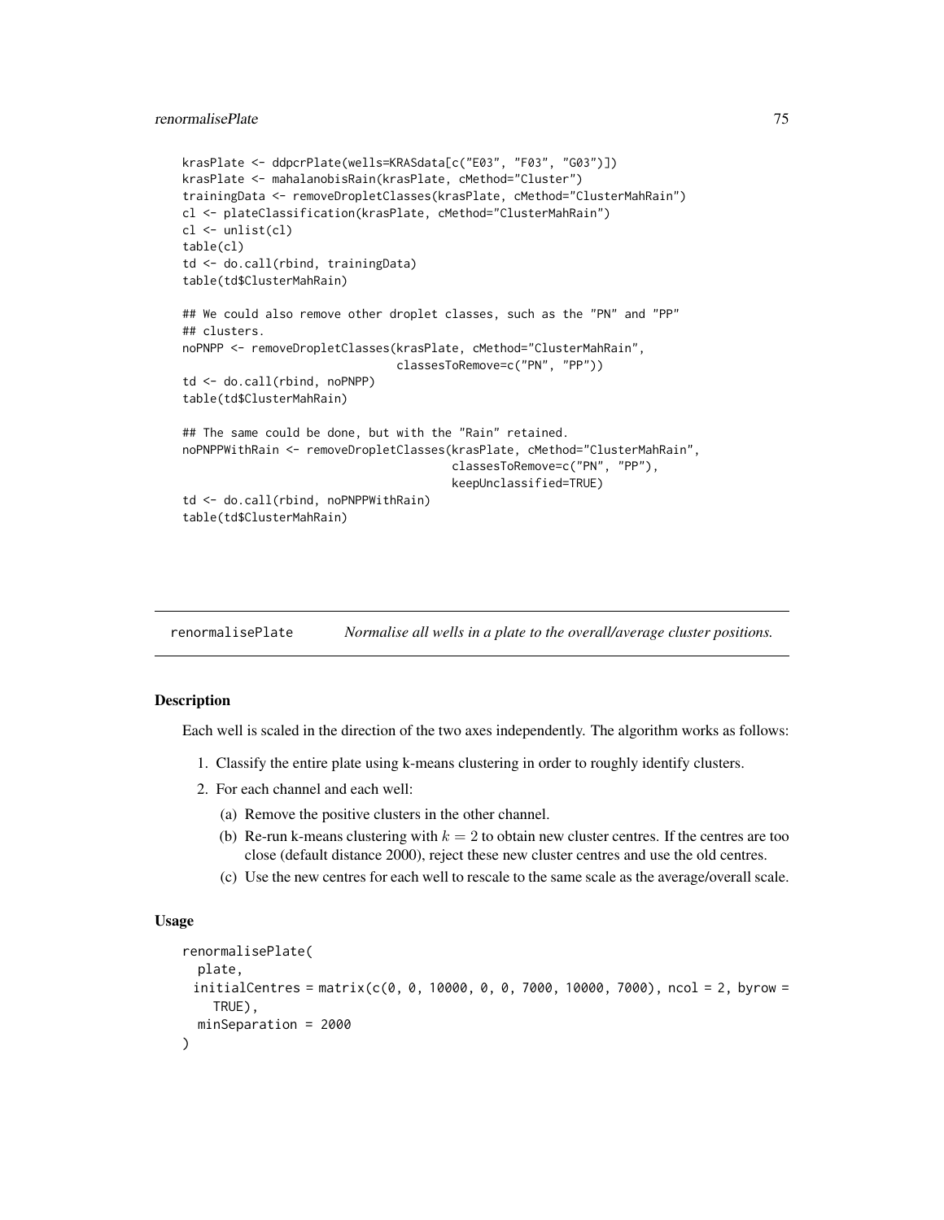```
krasPlate <- ddpcrPlate(wells=KRASdata[c("E03", "F03", "G03")])
krasPlate <- mahalanobisRain(krasPlate, cMethod="Cluster")
trainingData <- removeDropletClasses(krasPlate, cMethod="ClusterMahRain")
cl <- plateClassification(krasPlate, cMethod="ClusterMahRain")
cl <- unlist(cl)
table(cl)
td <- do.call(rbind, trainingData)
table(td$ClusterMahRain)

## We could also remove other droplet classes, such as the "PN" and "PP"
## clusters.
noPNPP <- removeDropletClasses(krasPlate, cMethod="ClusterMahRain",
                               classesToRemove=c("PN", "PP"))
td <- do.call(rbind, noPNPP)
table(td$ClusterMahRain)

## The same could be done, but with the "Rain" retained.
noPNPPWithRain <- removeDropletClasses(krasPlate, cMethod="ClusterMahRain",
                                       classesToRemove=c("PN", "PP"),
                                       keepUnclassified=TRUE)
td <- do.call(rbind, noPNPPWithRain)
table(td$ClusterMahRain)
```

## renormalisePlate *Normalise all wells in a plate to the overall/average cluster positions.*

### Description

Each well is scaled in the direction of the two axes independently. The algorithm works as follows:

1. Classify the entire plate using k-means clustering in order to roughly identify clusters.
2. For each channel and each well:
   (a) Remove the positive clusters in the other channel.
   (b) Re-run k-means clustering with $k = 2$ to obtain new cluster centres. If the centres are too close (default distance 2000), reject these new cluster centres and use the old centres.
   (c) Use the new centres for each well to rescale to the same scale as the average/overall scale.

### Usage

```
renormalisePlate(
  plate,
  initialCentres = matrix(c(0, 0, 10000, 0, 0, 7000, 10000, 7000), ncol = 2, byrow =
    TRUE),
  minSeparation = 2000
)
```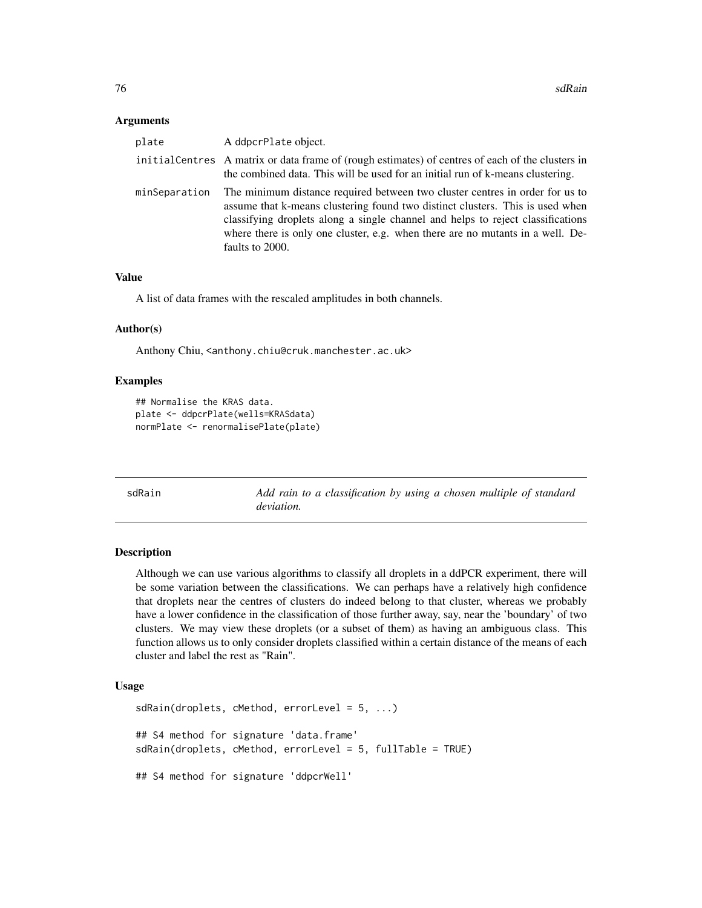### Arguments

| | |
|---|---|
| plate | A ddpcrPlate object. |
| initialCentres | A matrix or data frame of (rough estimates) of centres of each of the clusters in the combined data. This will be used for an initial run of k-means clustering. |
| minSeparation | The minimum distance required between two cluster centres in order for us to assume that k-means clustering found two distinct clusters. This is used when classifying droplets along a single channel and helps to reject classifications where there is only one cluster, e.g. when there are no mutants in a well. Defaults to 2000. |

### Value

A list of data frames with the rescaled amplitudes in both channels.

### Author(s)

Anthony Chiu, <anthony.chiu@cruk.manchester.ac.uk>

### Examples

```
## Normalise the KRAS data.
plate <- ddpcrPlate(wells=KRASdata)
normPlate <- renormalisePlate(plate)
```

---

## sdRain — *Add rain to a classification by using a chosen multiple of standard deviation.*

### Description

Although we can use various algorithms to classify all droplets in a ddPCR experiment, there will be some variation between the classifications. We can perhaps have a relatively high confidence that droplets near the centres of clusters do indeed belong to that cluster, whereas we probably have a lower confidence in the classification of those further away, say, near the 'boundary' of two clusters. We may view these droplets (or a subset of them) as having an ambiguous class. This function allows us to only consider droplets classified within a certain distance of the means of each cluster and label the rest as "Rain".

### Usage

```
sdRain(droplets, cMethod, errorLevel = 5, ...)

## S4 method for signature 'data.frame'
sdRain(droplets, cMethod, errorLevel = 5, fullTable = TRUE)

## S4 method for signature 'ddpcrWell'
```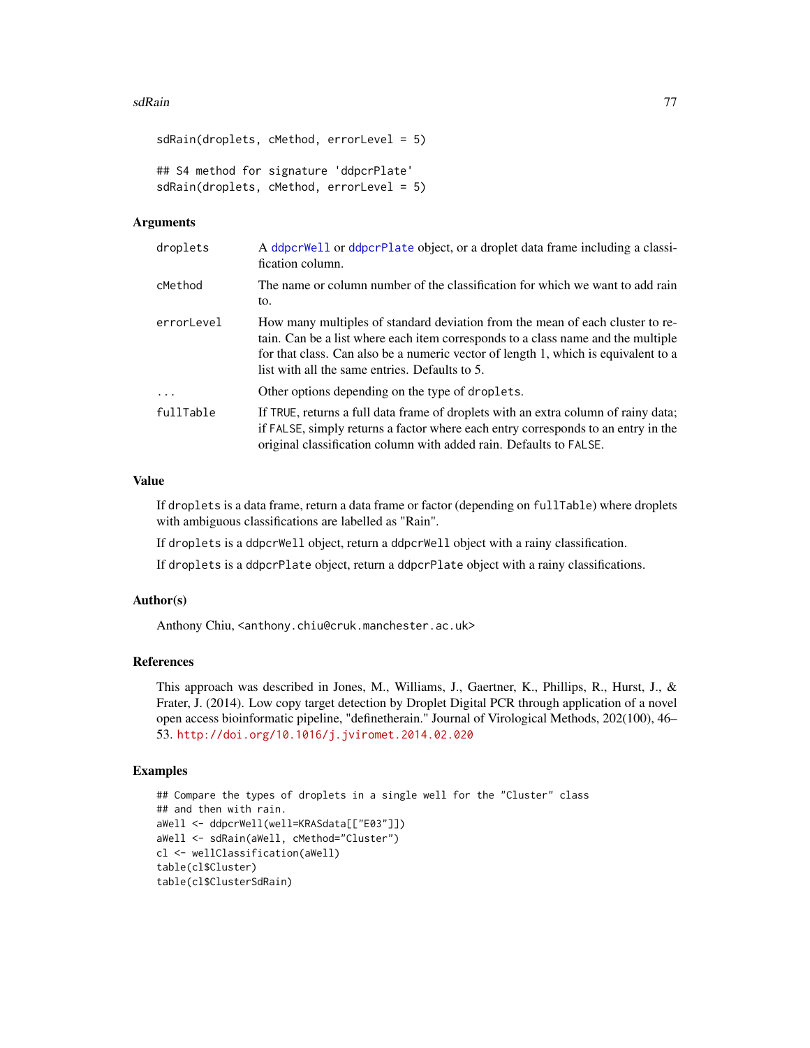```
sdRain(droplets, cMethod, errorLevel = 5)

## S4 method for signature 'ddpcrPlate'
sdRain(droplets, cMethod, errorLevel = 5)
```

### Arguments

| | |
|---|---|
| droplets | A ddpcrWell or ddpcrPlate object, or a droplet data frame including a classification column. |
| cMethod | The name or column number of the classification for which we want to add rain to. |
| errorLevel | How many multiples of standard deviation from the mean of each cluster to retain. Can be a list where each item corresponds to a class name and the multiple for that class. Can also be a numeric vector of length 1, which is equivalent to a list with all the same entries. Defaults to 5. |
| ... | Other options depending on the type of droplets. |
| fullTable | If TRUE, returns a full data frame of droplets with an extra column of rainy data; if FALSE, simply returns a factor where each entry corresponds to an entry in the original classification column with added rain. Defaults to FALSE. |

### Value

If droplets is a data frame, return a data frame or factor (depending on fullTable) where droplets with ambiguous classifications are labelled as "Rain".

If droplets is a ddpcrWell object, return a ddpcrWell object with a rainy classification.

If droplets is a ddpcrPlate object, return a ddpcrPlate object with a rainy classifications.

### Author(s)

Anthony Chiu, <anthony.chiu@cruk.manchester.ac.uk>

### References

This approach was described in Jones, M., Williams, J., Gaertner, K., Phillips, R., Hurst, J., & Frater, J. (2014). Low copy target detection by Droplet Digital PCR through application of a novel open access bioinformatic pipeline, "definetherain." Journal of Virological Methods, 202(100), 46–53. http://doi.org/10.1016/j.jviromet.2014.02.020

### Examples

```
## Compare the types of droplets in a single well for the "Cluster" class
## and then with rain.
aWell <- ddpcrWell(well=KRASdata[["E03"]])
aWell <- sdRain(aWell, cMethod="Cluster")
cl <- wellClassification(aWell)
table(cl$Cluster)
table(cl$ClusterSdRain)
```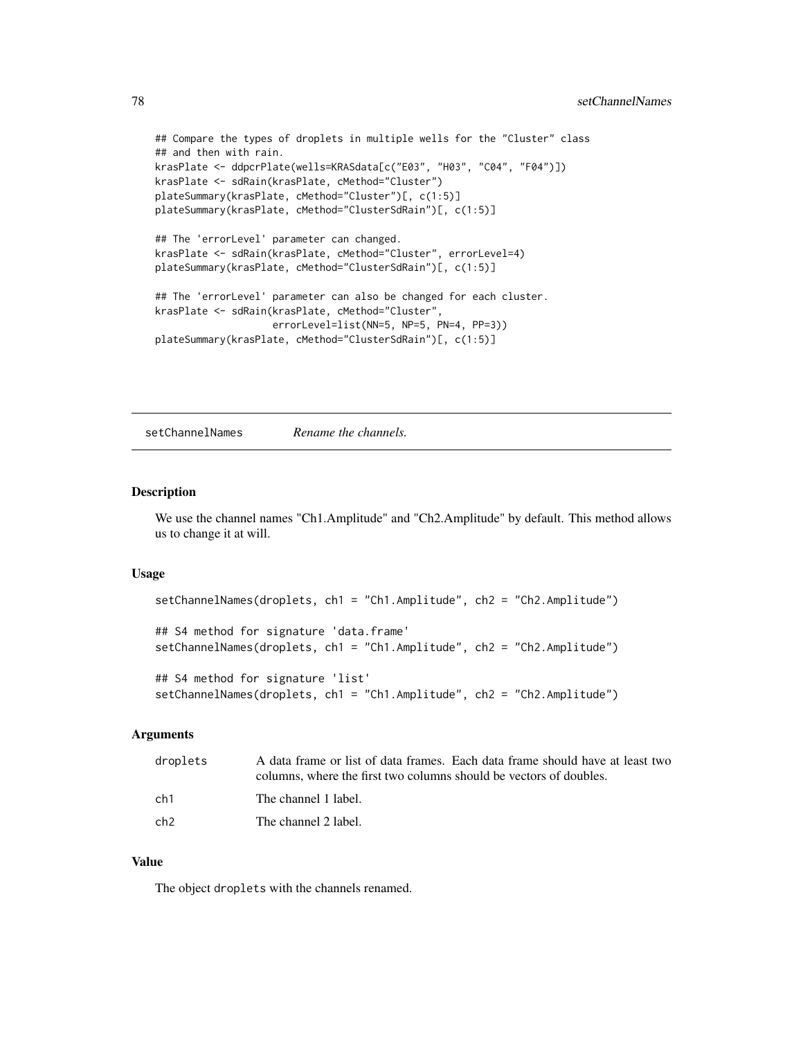```
## Compare the types of droplets in multiple wells for the "Cluster" class
## and then with rain.
krasPlate <- ddpcrPlate(wells=KRASdata[c("E03", "H03", "C04", "F04")])
krasPlate <- sdRain(krasPlate, cMethod="Cluster")
plateSummary(krasPlate, cMethod="Cluster")[, c(1:5)]
plateSummary(krasPlate, cMethod="ClusterSdRain")[, c(1:5)]

## The 'errorLevel' parameter can changed.
krasPlate <- sdRain(krasPlate, cMethod="Cluster", errorLevel=4)
plateSummary(krasPlate, cMethod="ClusterSdRain")[, c(1:5)]

## The 'errorLevel' parameter can also be changed for each cluster.
krasPlate <- sdRain(krasPlate, cMethod="Cluster",
                    errorLevel=list(NN=5, NP=5, PN=4, PP=3))
plateSummary(krasPlate, cMethod="ClusterSdRain")[, c(1:5)]
```

## setChannelNames *Rename the channels.*

### Description

We use the channel names "Ch1.Amplitude" and "Ch2.Amplitude" by default. This method allows us to change it at will.

### Usage

```
setChannelNames(droplets, ch1 = "Ch1.Amplitude", ch2 = "Ch2.Amplitude")

## S4 method for signature 'data.frame'
setChannelNames(droplets, ch1 = "Ch1.Amplitude", ch2 = "Ch2.Amplitude")

## S4 method for signature 'list'
setChannelNames(droplets, ch1 = "Ch1.Amplitude", ch2 = "Ch2.Amplitude")
```

### Arguments

| | |
|---|---|
| droplets | A data frame or list of data frames. Each data frame should have at least two columns, where the first two columns should be vectors of doubles. |
| ch1 | The channel 1 label. |
| ch2 | The channel 2 label. |

### Value

The object `droplets` with the channels renamed.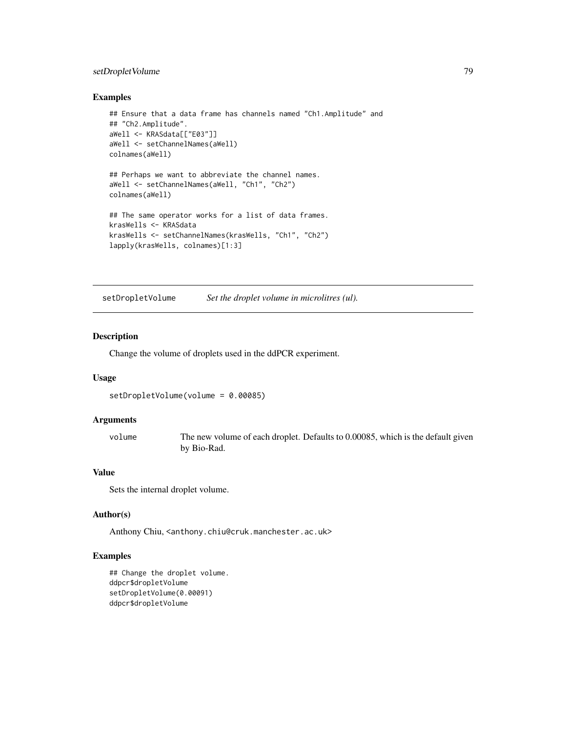### Examples

```
## Ensure that a data frame has channels named "Ch1.Amplitude" and
## "Ch2.Amplitude".
aWell <- KRASdata[["E03"]]
aWell <- setChannelNames(aWell)
colnames(aWell)

## Perhaps we want to abbreviate the channel names.
aWell <- setChannelNames(aWell, "Ch1", "Ch2")
colnames(aWell)

## The same operator works for a list of data frames.
krasWells <- KRASdata
krasWells <- setChannelNames(krasWells, "Ch1", "Ch2")
lapply(krasWells, colnames)[1:3]
```

---

## setDropletVolume — *Set the droplet volume in microlitres (ul).*

---

### Description

Change the volume of droplets used in the ddPCR experiment.

### Usage

```
setDropletVolume(volume = 0.00085)
```

### Arguments

| | |
|---|---|
| `volume` | The new volume of each droplet. Defaults to 0.00085, which is the default given by Bio-Rad. |

### Value

Sets the internal droplet volume.

### Author(s)

Anthony Chiu, `<anthony.chiu@cruk.manchester.ac.uk>`

### Examples

```
## Change the droplet volume.
ddpcr$dropletVolume
setDropletVolume(0.00091)
ddpcr$dropletVolume
```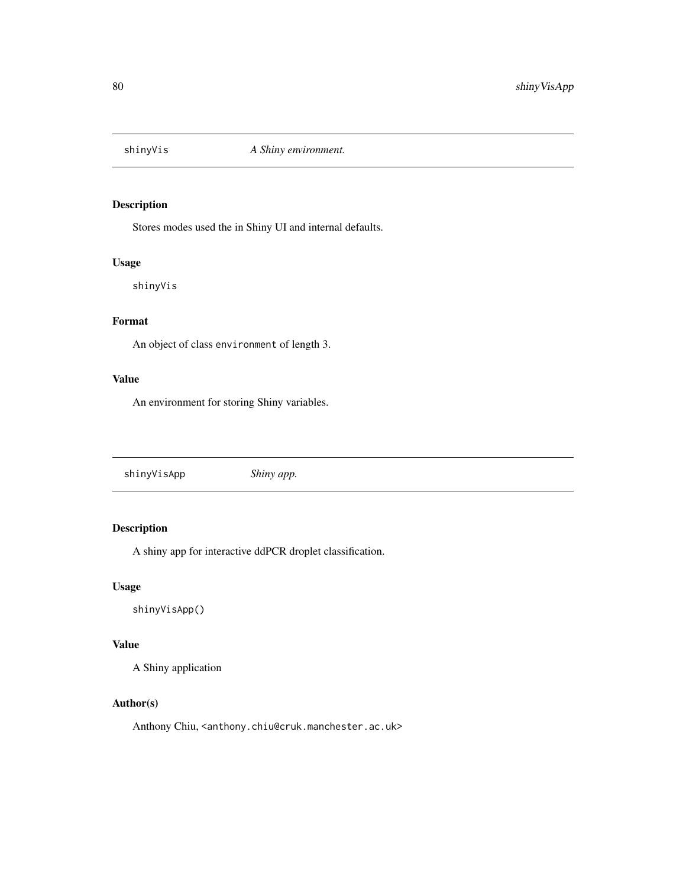## shinyVis — *A Shiny environment.*

### Description

Stores modes used the in Shiny UI and internal defaults.

### Usage

```
shinyVis
```

### Format

An object of class `environment` of length 3.

### Value

An environment for storing Shiny variables.

## shinyVisApp — *Shiny app.*

### Description

A shiny app for interactive ddPCR droplet classification.

### Usage

```
shinyVisApp()
```

### Value

A Shiny application

### Author(s)

Anthony Chiu, `<anthony.chiu@cruk.manchester.ac.uk>`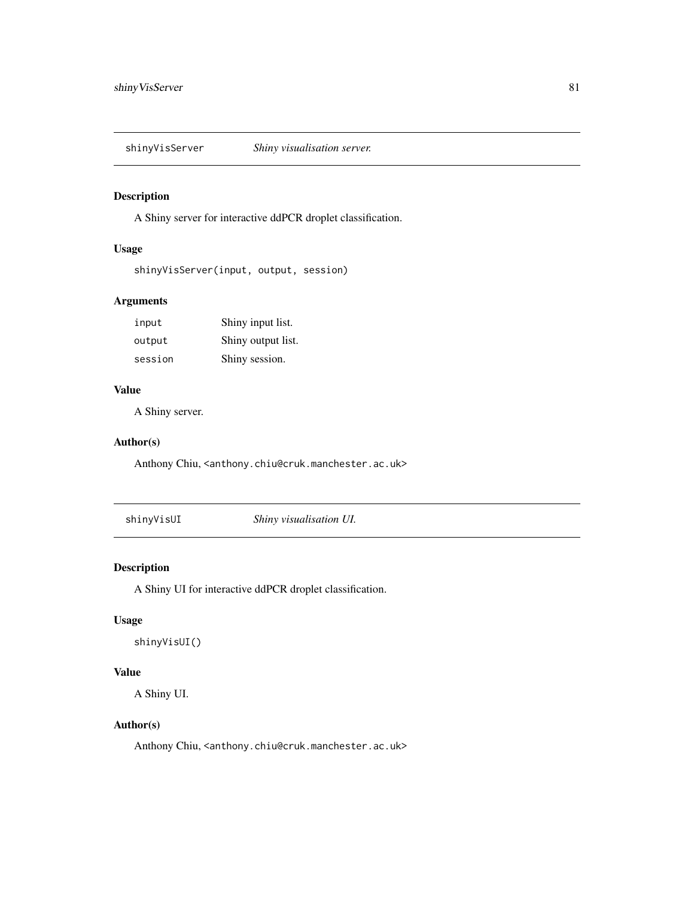## shinyVisServer *Shiny visualisation server.*

### Description

A Shiny server for interactive ddPCR droplet classification.

### Usage

```
shinyVisServer(input, output, session)
```

### Arguments

| | |
|---|---|
| `input` | Shiny input list. |
| `output` | Shiny output list. |
| `session` | Shiny session. |

### Value

A Shiny server.

### Author(s)

Anthony Chiu, <anthony.chiu@cruk.manchester.ac.uk>

## shinyVisUI *Shiny visualisation UI.*

### Description

A Shiny UI for interactive ddPCR droplet classification.

### Usage

```
shinyVisUI()
```

### Value

A Shiny UI.

### Author(s)

Anthony Chiu, <anthony.chiu@cruk.manchester.ac.uk>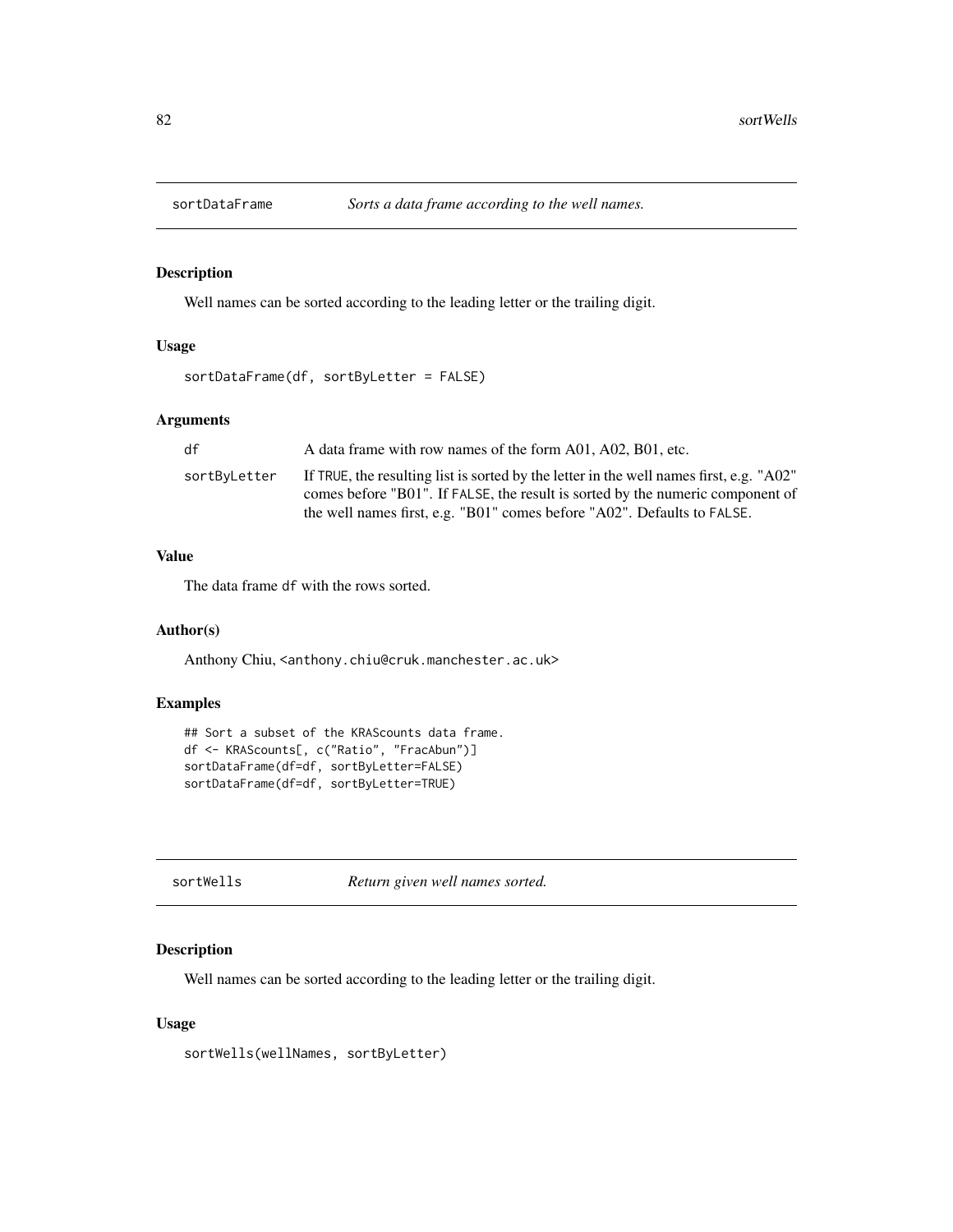## sortDataFrame — *Sorts a data frame according to the well names.*

### Description

Well names can be sorted according to the leading letter or the trailing digit.

### Usage

```
sortDataFrame(df, sortByLetter = FALSE)
```

### Arguments

| | |
|---|---|
| df | A data frame with row names of the form A01, A02, B01, etc. |
| sortByLetter | If TRUE, the resulting list is sorted by the letter in the well names first, e.g. "A02" comes before "B01". If FALSE, the result is sorted by the numeric component of the well names first, e.g. "B01" comes before "A02". Defaults to FALSE. |

### Value

The data frame df with the rows sorted.

### Author(s)

Anthony Chiu, <anthony.chiu@cruk.manchester.ac.uk>

### Examples

```
## Sort a subset of the KRAScounts data frame.
df <- KRAScounts[, c("Ratio", "FracAbun")]
sortDataFrame(df=df, sortByLetter=FALSE)
sortDataFrame(df=df, sortByLetter=TRUE)
```

## sortWells — *Return given well names sorted.*

### Description

Well names can be sorted according to the leading letter or the trailing digit.

### Usage

```
sortWells(wellNames, sortByLetter)
```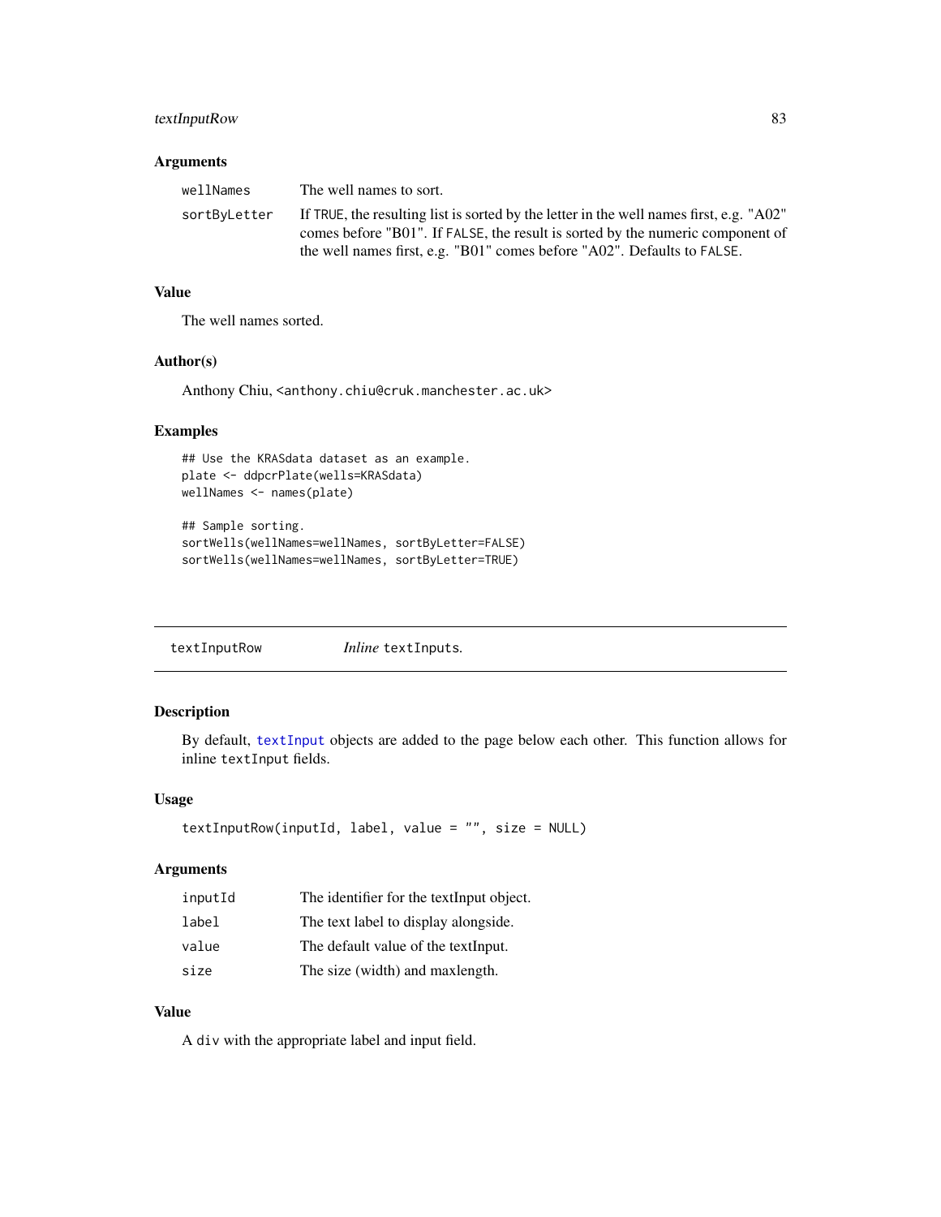### Arguments

| | |
|---|---|
| `wellNames` | The well names to sort. |
| `sortByLetter` | If `TRUE`, the resulting list is sorted by the letter in the well names first, e.g. "A02" comes before "B01". If `FALSE`, the result is sorted by the numeric component of the well names first, e.g. "B01" comes before "A02". Defaults to `FALSE`. |

### Value

The well names sorted.

### Author(s)

Anthony Chiu, <anthony.chiu@cruk.manchester.ac.uk>

### Examples

```
## Use the KRASdata dataset as an example.
plate <- ddpcrPlate(wells=KRASdata)
wellNames <- names(plate)

## Sample sorting.
sortWells(wellNames=wellNames, sortByLetter=FALSE)
sortWells(wellNames=wellNames, sortByLetter=TRUE)
```

---

## textInputRow — *Inline* `textInput`s.

### Description

By default, `textInput` objects are added to the page below each other. This function allows for inline `textInput` fields.

### Usage

```
textInputRow(inputId, label, value = "", size = NULL)
```

### Arguments

| | |
|---|---|
| `inputId` | The identifier for the textInput object. |
| `label` | The text label to display alongside. |
| `value` | The default value of the textInput. |
| `size` | The size (width) and maxlength. |

### Value

A `div` with the appropriate label and input field.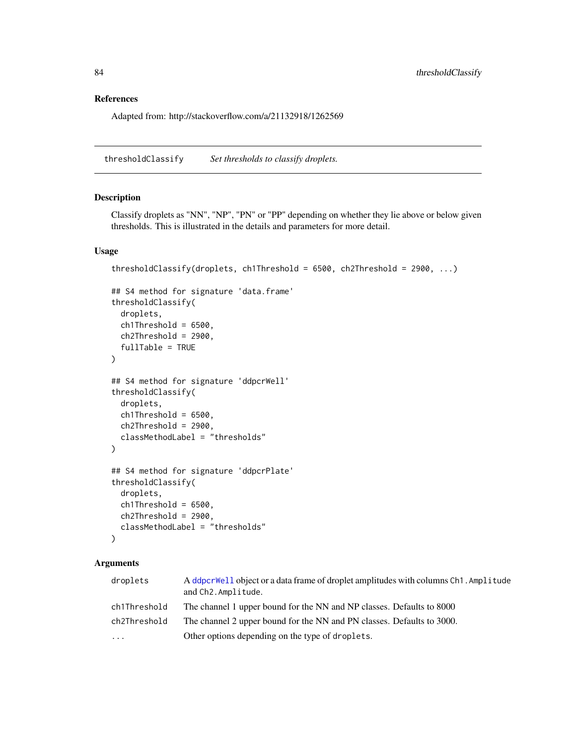## References

Adapted from: http://stackoverflow.com/a/21132918/1262569

## thresholdClassify — *Set thresholds to classify droplets.*

### Description

Classify droplets as "NN", "NP", "PN" or "PP" depending on whether they lie above or below given thresholds. This is illustrated in the details and parameters for more detail.

### Usage

```
thresholdClassify(droplets, ch1Threshold = 6500, ch2Threshold = 2900, ...)

## S4 method for signature 'data.frame'
thresholdClassify(
  droplets,
  ch1Threshold = 6500,
  ch2Threshold = 2900,
  fullTable = TRUE
)

## S4 method for signature 'ddpcrWell'
thresholdClassify(
  droplets,
  ch1Threshold = 6500,
  ch2Threshold = 2900,
  classMethodLabel = "thresholds"
)

## S4 method for signature 'ddpcrPlate'
thresholdClassify(
  droplets,
  ch1Threshold = 6500,
  ch2Threshold = 2900,
  classMethodLabel = "thresholds"
)
```

### Arguments

| | |
|---|---|
| `droplets` | A `ddpcrWell` object or a data frame of droplet amplitudes with columns `Ch1.Amplitude` and `Ch2.Amplitude`. |
| `ch1Threshold` | The channel 1 upper bound for the NN and NP classes. Defaults to 8000 |
| `ch2Threshold` | The channel 2 upper bound for the NN and PN classes. Defaults to 3000. |
| `...` | Other options depending on the type of `droplets`. |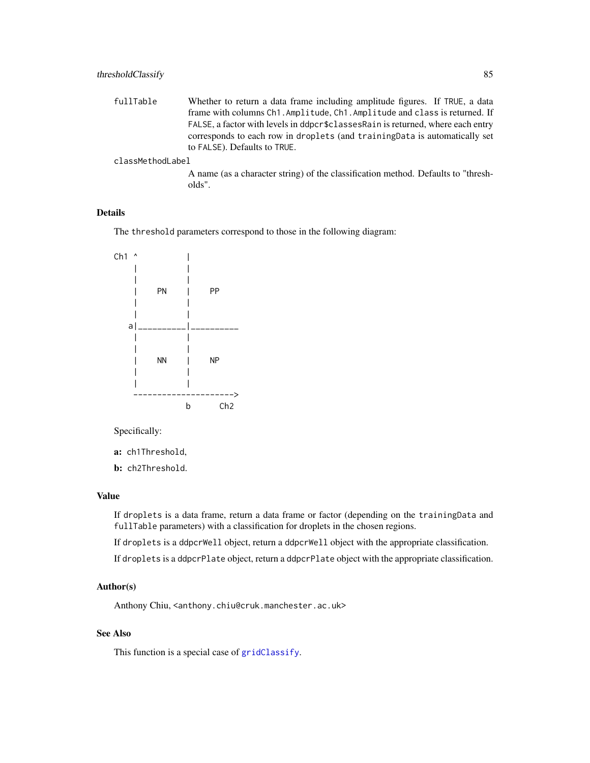fullTable Whether to return a data frame including amplitude figures. If TRUE, a data frame with columns Ch1.Amplitude, Ch1.Amplitude and class is returned. If FALSE, a factor with levels in ddpcr$classesRain is returned, where each entry corresponds to each row in droplets (and trainingData is automatically set to FALSE). Defaults to TRUE.

classMethodLabel
A name (as a character string) of the classification method. Defaults to "thresholds".

## Details

The threshold parameters correspond to those in the following diagram:

```
Ch1 ^          |
    |          |
    |          |
    |    PN    |    PP
    |          |
    |          |
   a|__________|__________
    |          |
    |          |
    |    NN    |    NP
    |          |
    |          |
    --------------------->
               b      Ch2
```

Specifically:

**a:** ch1Threshold,

**b:** ch2Threshold.

## Value

If droplets is a data frame, return a data frame or factor (depending on the trainingData and fullTable parameters) with a classification for droplets in the chosen regions.

If droplets is a ddpcrWell object, return a ddpcrWell object with the appropriate classification.

If droplets is a ddpcrPlate object, return a ddpcrPlate object with the appropriate classification.

## Author(s)

Anthony Chiu, <anthony.chiu@cruk.manchester.ac.uk>

## See Also

This function is a special case of gridClassify.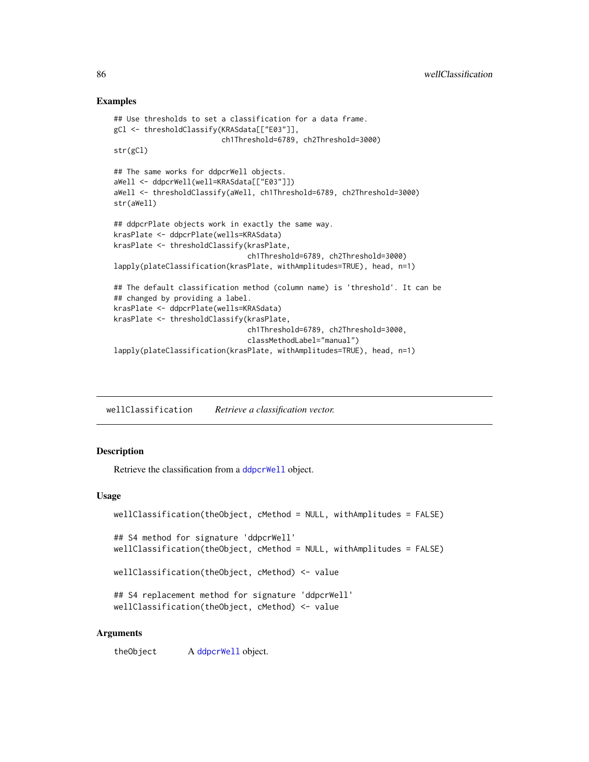## Examples

```
## Use thresholds to set a classification for a data frame.
gCl <- thresholdClassify(KRASdata[["E03"]],
                         ch1Threshold=6789, ch2Threshold=3000)
str(gCl)

## The same works for ddpcrWell objects.
aWell <- ddpcrWell(well=KRASdata[["E03"]])
aWell <- thresholdClassify(aWell, ch1Threshold=6789, ch2Threshold=3000)
str(aWell)

## ddpcrPlate objects work in exactly the same way.
krasPlate <- ddpcrPlate(wells=KRASdata)
krasPlate <- thresholdClassify(krasPlate,
                               ch1Threshold=6789, ch2Threshold=3000)
lapply(plateClassification(krasPlate, withAmplitudes=TRUE), head, n=1)

## The default classification method (column name) is 'threshold'. It can be
## changed by providing a label.
krasPlate <- ddpcrPlate(wells=KRASdata)
krasPlate <- thresholdClassify(krasPlate,
                               ch1Threshold=6789, ch2Threshold=3000,
                               classMethodLabel="manual")
lapply(plateClassification(krasPlate, withAmplitudes=TRUE), head, n=1)
```

---

# wellClassification — *Retrieve a classification vector.*

## Description

Retrieve the classification from a ddpcrWell object.

## Usage

```
wellClassification(theObject, cMethod = NULL, withAmplitudes = FALSE)

## S4 method for signature 'ddpcrWell'
wellClassification(theObject, cMethod = NULL, withAmplitudes = FALSE)

wellClassification(theObject, cMethod) <- value

## S4 replacement method for signature 'ddpcrWell'
wellClassification(theObject, cMethod) <- value
```

## Arguments

| | |
|---|---|
| theObject | A ddpcrWell object. |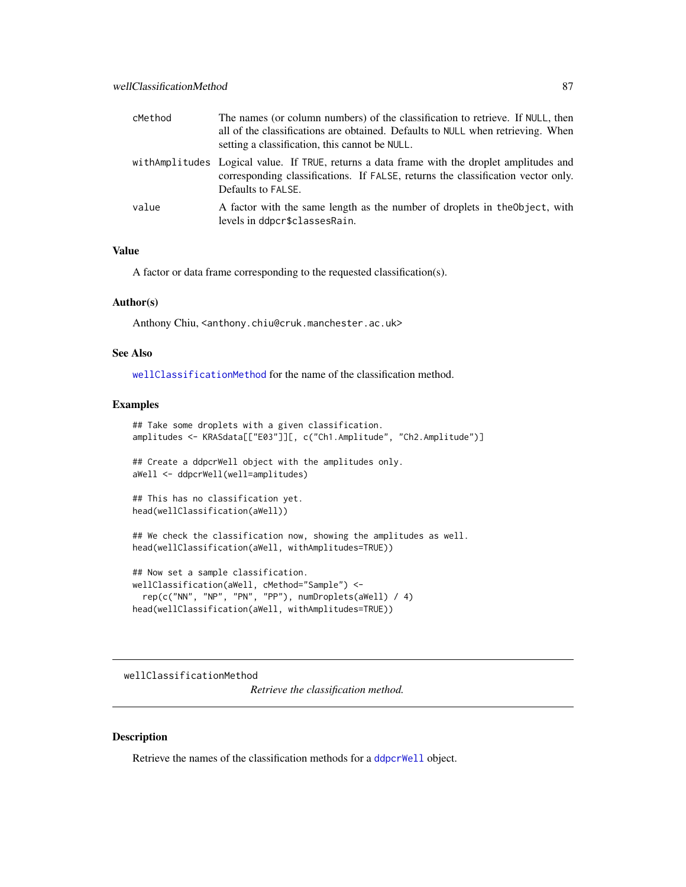| | |
|---|---|
| cMethod | The names (or column numbers) of the classification to retrieve. If NULL, then all of the classifications are obtained. Defaults to NULL when retrieving. When setting a classification, this cannot be NULL. |
| withAmplitudes | Logical value. If TRUE, returns a data frame with the droplet amplitudes and corresponding classifications. If FALSE, returns the classification vector only. Defaults to FALSE. |
| value | A factor with the same length as the number of droplets in theObject, with levels in ddpcr$classesRain. |

### Value

A factor or data frame corresponding to the requested classification(s).

### Author(s)

Anthony Chiu, <anthony.chiu@cruk.manchester.ac.uk>

### See Also

wellClassificationMethod for the name of the classification method.

### Examples

```
## Take some droplets with a given classification.
amplitudes <- KRASdata[["E03"]][, c("Ch1.Amplitude", "Ch2.Amplitude")]

## Create a ddpcrWell object with the amplitudes only.
aWell <- ddpcrWell(well=amplitudes)

## This has no classification yet.
head(wellClassification(aWell))

## We check the classification now, showing the amplitudes as well.
head(wellClassification(aWell, withAmplitudes=TRUE))

## Now set a sample classification.
wellClassification(aWell, cMethod="Sample") <-
  rep(c("NN", "NP", "PN", "PP"), numDroplets(aWell) / 4)
head(wellClassification(aWell, withAmplitudes=TRUE))
```

---

## wellClassificationMethod

*Retrieve the classification method.*

---

### Description

Retrieve the names of the classification methods for a ddpcrWell object.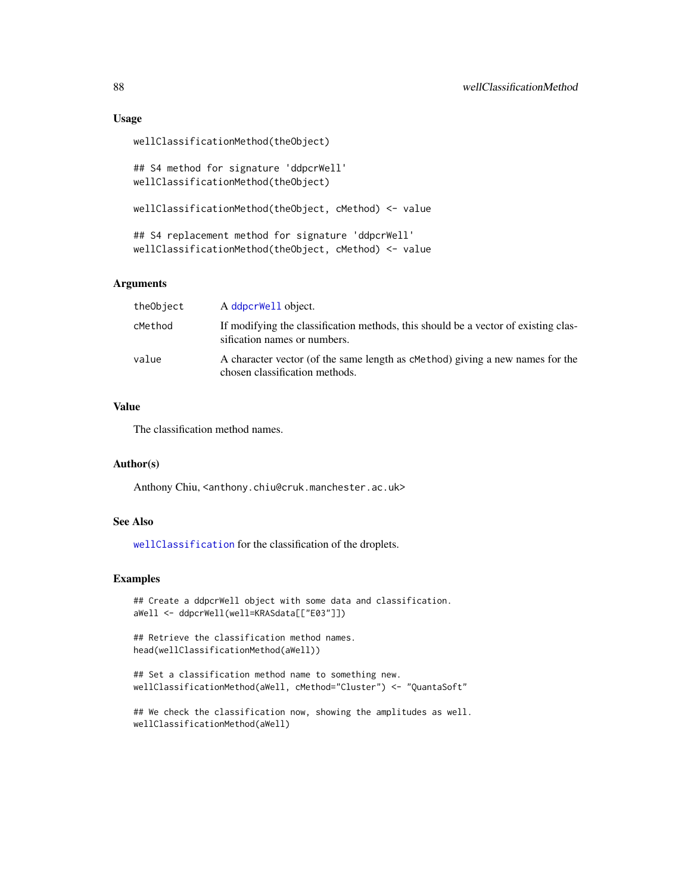### Usage

```
wellClassificationMethod(theObject)

## S4 method for signature 'ddpcrWell'
wellClassificationMethod(theObject)

wellClassificationMethod(theObject, cMethod) <- value

## S4 replacement method for signature 'ddpcrWell'
wellClassificationMethod(theObject, cMethod) <- value
```

### Arguments

| | |
|---|---|
| theObject | A ddpcrWell object. |
| cMethod | If modifying the classification methods, this should be a vector of existing classification names or numbers. |
| value | A character vector (of the same length as cMethod) giving a new names for the chosen classification methods. |

### Value

The classification method names.

### Author(s)

Anthony Chiu, <anthony.chiu@cruk.manchester.ac.uk>

### See Also

wellClassification for the classification of the droplets.

### Examples

```
## Create a ddpcrWell object with some data and classification.
aWell <- ddpcrWell(well=KRASdata[["E03"]])

## Retrieve the classification method names.
head(wellClassificationMethod(aWell))

## Set a classification method name to something new.
wellClassificationMethod(aWell, cMethod="Cluster") <- "QuantaSoft"

## We check the classification now, showing the amplitudes as well.
wellClassificationMethod(aWell)
```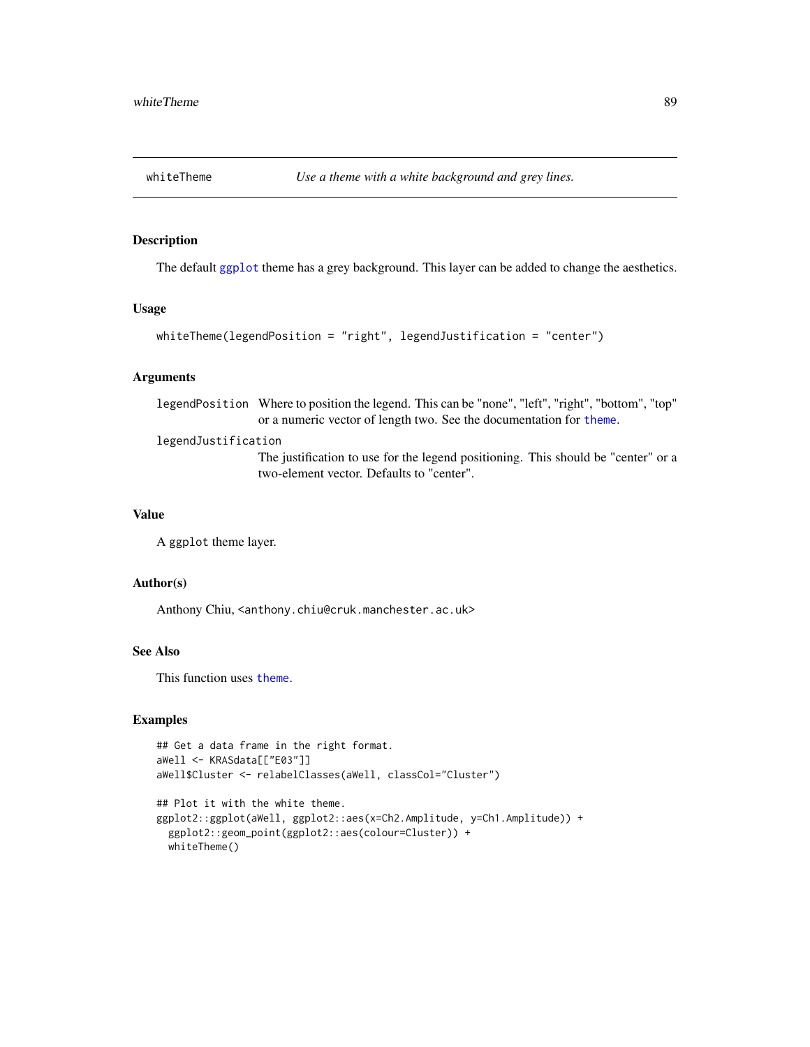## whiteTheme — *Use a theme with a white background and grey lines.*

### Description

The default `ggplot` theme has a grey background. This layer can be added to change the aesthetics.

### Usage

```
whiteTheme(legendPosition = "right", legendJustification = "center")
```

### Arguments

`legendPosition` Where to position the legend. This can be "none", "left", "right", "bottom", "top" or a numeric vector of length two. See the documentation for `theme`.

`legendJustification` The justification to use for the legend positioning. This should be "center" or a two-element vector. Defaults to "center".

### Value

A `ggplot` theme layer.

### Author(s)

Anthony Chiu, <anthony.chiu@cruk.manchester.ac.uk>

### See Also

This function uses `theme`.

### Examples

```
## Get a data frame in the right format.
aWell <- KRASdata[["E03"]]
aWell$Cluster <- relabelClasses(aWell, classCol="Cluster")

## Plot it with the white theme.
ggplot2::ggplot(aWell, ggplot2::aes(x=Ch2.Amplitude, y=Ch1.Amplitude)) +
  ggplot2::geom_point(ggplot2::aes(colour=Cluster)) +
  whiteTheme()
```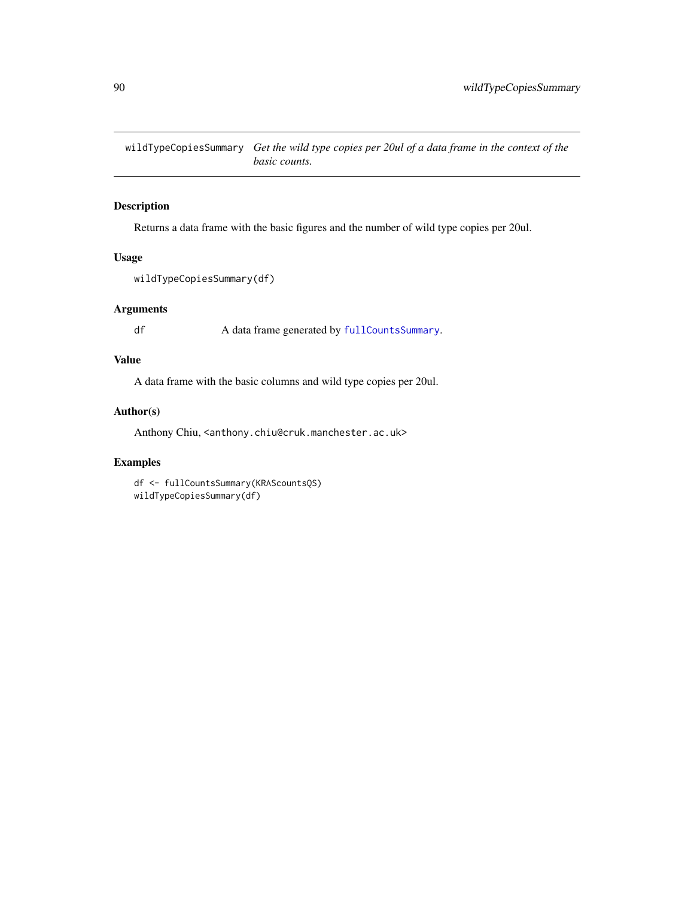## wildTypeCopiesSummary

*Get the wild type copies per 20ul of a data frame in the context of the basic counts.*

### Description

Returns a data frame with the basic figures and the number of wild type copies per 20ul.

### Usage

```
wildTypeCopiesSummary(df)
```

### Arguments

| | |
|---|---|
| df | A data frame generated by `fullCountsSummary`. |

### Value

A data frame with the basic columns and wild type copies per 20ul.

### Author(s)

Anthony Chiu, <anthony.chiu@cruk.manchester.ac.uk>

### Examples

```
df <- fullCountsSummary(KRAScountsQS)
wildTypeCopiesSummary(df)
```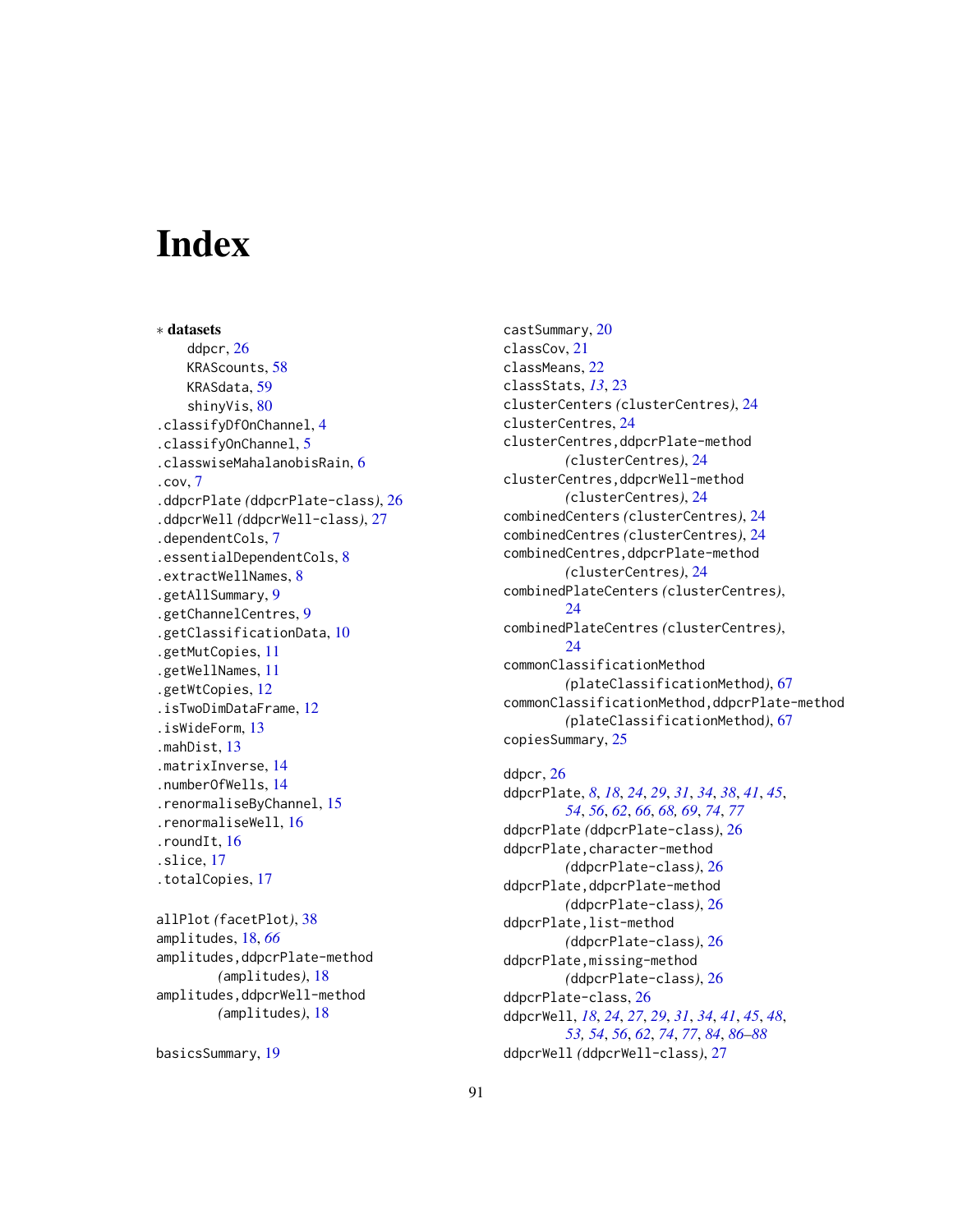# Index

∗ **datasets**
- ddpcr, 26
- KRAScounts, 58
- KRASdata, 59
- shinyVis, 80

.classifyDfOnChannel, 4
.classifyOnChannel, 5
.classwiseMahalanobisRain, 6
.cov, 7
.ddpcrPlate *(*ddpcrPlate-class*)*, 26
.ddpcrWell *(*ddpcrWell-class*)*, 27
.dependentCols, 7
.essentialDependentCols, 8
.extractWellNames, 8
.getAllSummary, 9
.getChannelCentres, 9
.getClassificationData, 10
.getMutCopies, 11
.getWellNames, 11
.getWtCopies, 12
.isTwoDimDataFrame, 12
.isWideForm, 13
.mahDist, 13
.matrixInverse, 14
.numberOfWells, 14
.renormaliseByChannel, 15
.renormaliseWell, 16
.roundIt, 16
.slice, 17
.totalCopies, 17

allPlot *(*facetPlot*)*, 38
amplitudes, 18, *66*
amplitudes,ddpcrPlate-method *(*amplitudes*)*, 18
amplitudes,ddpcrWell-method *(*amplitudes*)*, 18

basicsSummary, 19

castSummary, 20
classCov, 21
classMeans, 22
classStats, *13*, 23
clusterCenters *(*clusterCentres*)*, 24
clusterCentres, 24
clusterCentres,ddpcrPlate-method *(*clusterCentres*)*, 24
clusterCentres,ddpcrWell-method *(*clusterCentres*)*, 24
combinedCenters *(*clusterCentres*)*, 24
combinedCentres *(*clusterCentres*)*, 24
combinedCentres,ddpcrPlate-method *(*clusterCentres*)*, 24
combinedPlateCenters *(*clusterCentres*)*, 24
combinedPlateCentres *(*clusterCentres*)*, 24
commonClassificationMethod *(*plateClassificationMethod*)*, 67
commonClassificationMethod,ddpcrPlate-method *(*plateClassificationMethod*)*, 67
copiesSummary, 25

ddpcr, 26
ddpcrPlate, *8*, *18*, *24*, *29*, *31*, *34*, *38*, *41*, *45*, *54*, *56*, *62*, *66*, *68*, *69*, *74*, *77*
ddpcrPlate *(*ddpcrPlate-class*)*, 26
ddpcrPlate,character-method *(*ddpcrPlate-class*)*, 26
ddpcrPlate,ddpcrPlate-method *(*ddpcrPlate-class*)*, 26
ddpcrPlate,list-method *(*ddpcrPlate-class*)*, 26
ddpcrPlate,missing-method *(*ddpcrPlate-class*)*, 26
ddpcrPlate-class, 26
ddpcrWell, *18*, *24*, *27*, *29*, *31*, *34*, *41*, *45*, *48*, *53*, *54*, *56*, *62*, *74*, *77*, *84*, *86–88*
ddpcrWell *(*ddpcrWell-class*)*, 27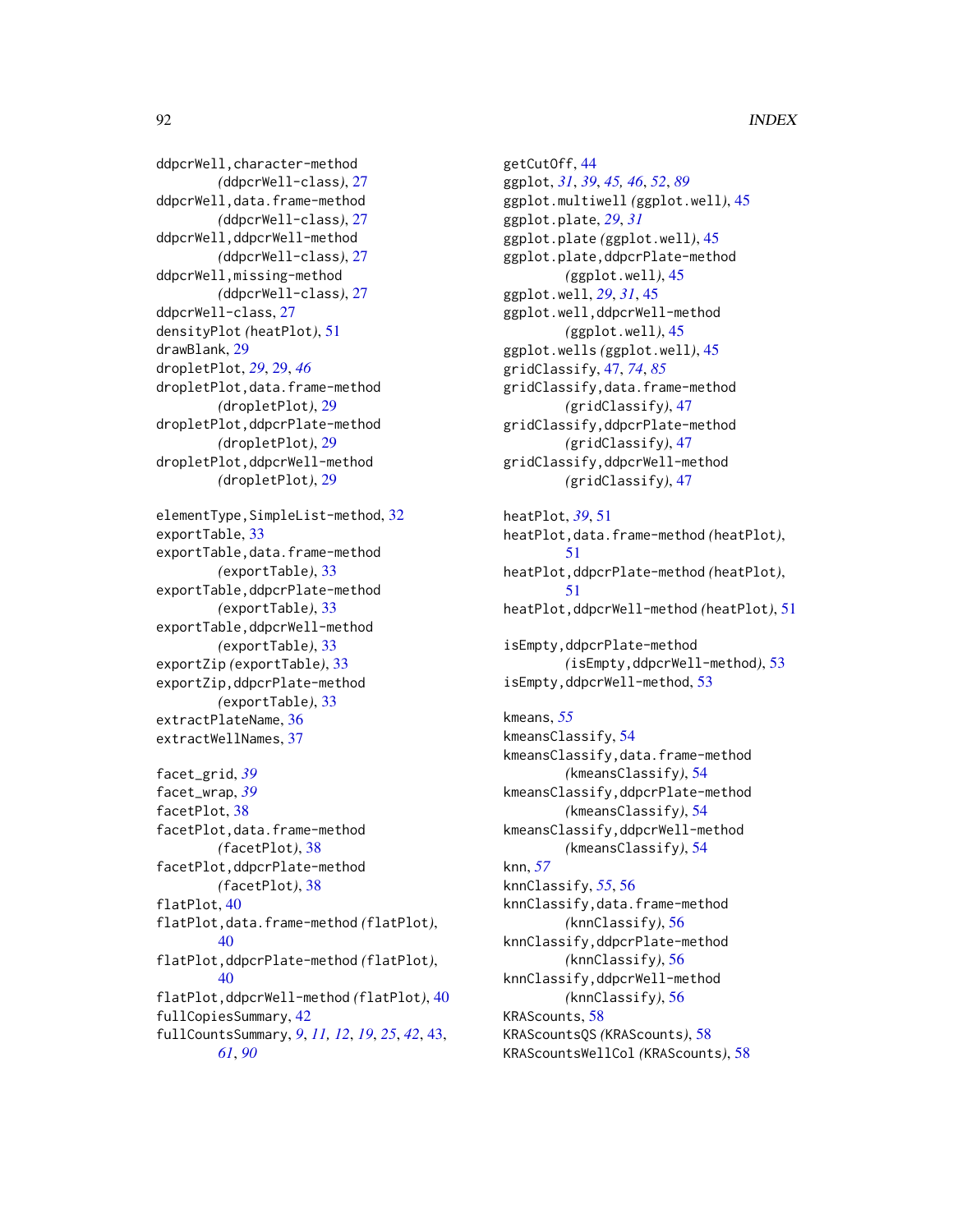ddpcrWell,character-method
(ddpcrWell-class), 27
ddpcrWell,data.frame-method
(ddpcrWell-class), 27
ddpcrWell,ddpcrWell-method
(ddpcrWell-class), 27
ddpcrWell,missing-method
(ddpcrWell-class), 27
ddpcrWell-class, 27
densityPlot (heatPlot), 51
drawBlank, 29
dropletPlot, *29*, 29, *46*
dropletPlot,data.frame-method
(dropletPlot), 29
dropletPlot,ddpcrPlate-method
(dropletPlot), 29
dropletPlot,ddpcrWell-method
(dropletPlot), 29

elementType,SimpleList-method, 32
exportTable, 33
exportTable,data.frame-method
(exportTable), 33
exportTable,ddpcrPlate-method
(exportTable), 33
exportTable,ddpcrWell-method
(exportTable), 33
exportZip (exportTable), 33
exportZip,ddpcrPlate-method
(exportTable), 33
extractPlateName, 36
extractWellNames, 37

facet_grid, *39*
facet_wrap, *39*
facetPlot, 38
facetPlot,data.frame-method
(facetPlot), 38
facetPlot,ddpcrPlate-method
(facetPlot), 38
flatPlot, 40
flatPlot,data.frame-method (flatPlot),
40
flatPlot,ddpcrPlate-method (flatPlot),
40
flatPlot,ddpcrWell-method (flatPlot), 40
fullCopiesSummary, 42
fullCountsSummary, *9*, *11*, *12*, *19*, *25*, *42*, 43,
*61*, *90*

getCutOff, 44
ggplot, *31*, *39*, *45*, *46*, *52*, *89*
ggplot.multiwell (ggplot.well), 45
ggplot.plate, *29*, *31*
ggplot.plate (ggplot.well), 45
ggplot.plate,ddpcrPlate-method
(ggplot.well), 45
ggplot.well, *29*, *31*, 45
ggplot.well,ddpcrWell-method
(ggplot.well), 45
ggplot.wells (ggplot.well), 45
gridClassify, 47, *74*, *85*
gridClassify,data.frame-method
(gridClassify), 47
gridClassify,ddpcrPlate-method
(gridClassify), 47
gridClassify,ddpcrWell-method
(gridClassify), 47

heatPlot, *39*, 51
heatPlot,data.frame-method (heatPlot),
51
heatPlot,ddpcrPlate-method (heatPlot),
51
heatPlot,ddpcrWell-method (heatPlot), 51

isEmpty,ddpcrPlate-method
(isEmpty,ddpcrWell-method), 53
isEmpty,ddpcrWell-method, 53

kmeans, *55*
kmeansClassify, 54
kmeansClassify,data.frame-method
(kmeansClassify), 54
kmeansClassify,ddpcrPlate-method
(kmeansClassify), 54
kmeansClassify,ddpcrWell-method
(kmeansClassify), 54
knn, *57*
knnClassify, *55*, 56
knnClassify,data.frame-method
(knnClassify), 56
knnClassify,ddpcrPlate-method
(knnClassify), 56
knnClassify,ddpcrWell-method
(knnClassify), 56
KRAScounts, 58
KRAScountsQS (KRAScounts), 58
KRAScountsWellCol (KRAScounts), 58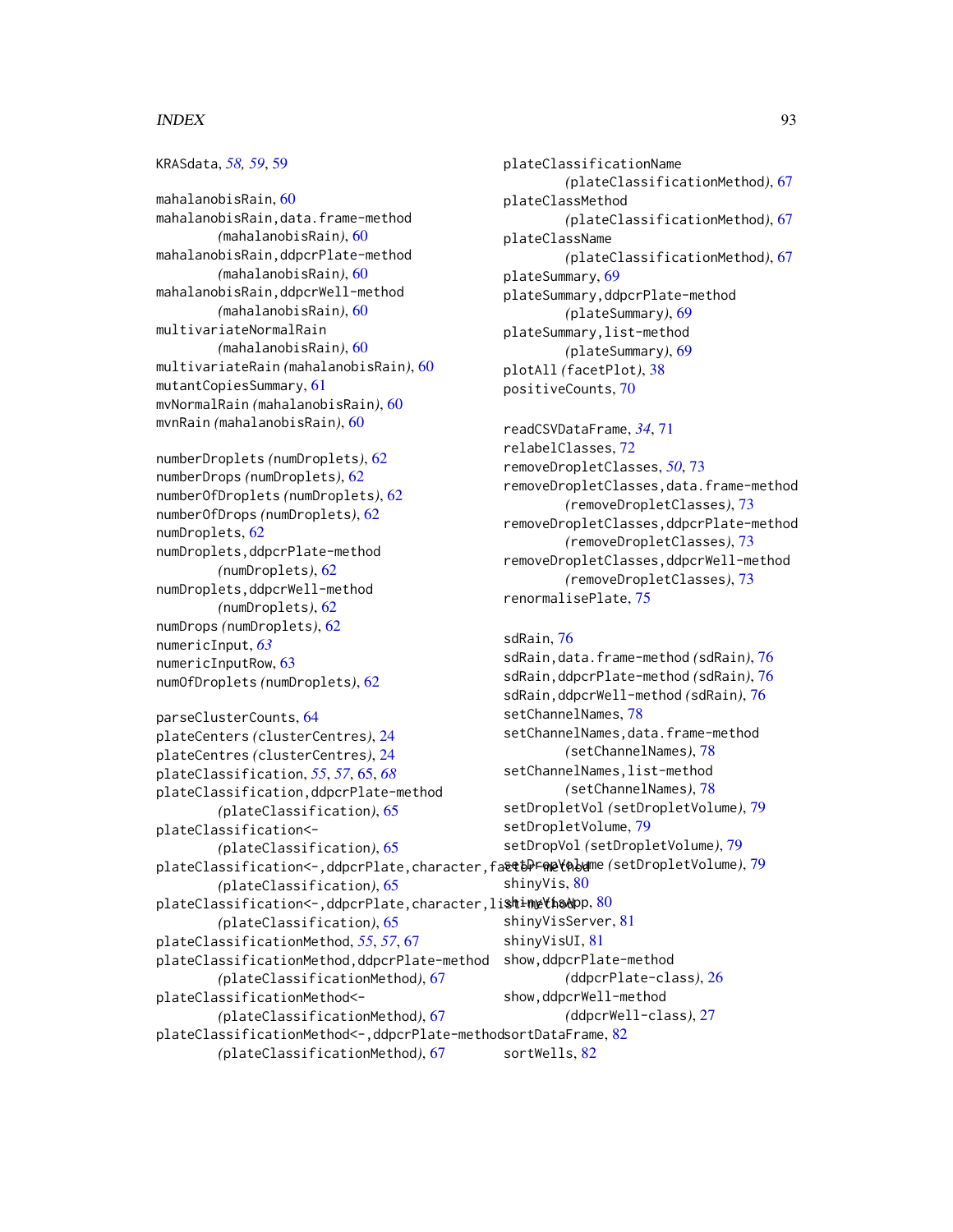KRASdata, *58, 59*, 59

mahalanobisRain, 60
mahalanobisRain,data.frame-method (*mahalanobisRain*), 60
mahalanobisRain,ddpcrPlate-method (*mahalanobisRain*), 60
mahalanobisRain,ddpcrWell-method (*mahalanobisRain*), 60
multivariateNormalRain (*mahalanobisRain*), 60
multivariateRain (*mahalanobisRain*), 60
mutantCopiesSummary, 61
mvNormalRain (*mahalanobisRain*), 60
mvnRain (*mahalanobisRain*), 60

numberDroplets (*numDroplets*), 62
numberDrops (*numDroplets*), 62
numberOfDroplets (*numDroplets*), 62
numberOfDrops (*numDroplets*), 62
numDroplets, 62
numDroplets,ddpcrPlate-method (*numDroplets*), 62
numDroplets,ddpcrWell-method (*numDroplets*), 62
numDrops (*numDroplets*), 62
numericInput, *63*
numericInputRow, 63
numOfDroplets (*numDroplets*), 62

parseClusterCounts, 64
plateCenters (*clusterCentres*), 24
plateCentres (*clusterCentres*), 24
plateClassification, *55*, *57*, 65, *68*
plateClassification,ddpcrPlate-method (*plateClassification*), 65
plateClassification<- (*plateClassification*), 65
plateClassification<-,ddpcrPlate,character,factor-method (*plateClassification*), 65
plateClassification<-,ddpcrPlate,character,list-method (*plateClassification*), 65
plateClassificationMethod, *55*, *57*, 67
plateClassificationMethod,ddpcrPlate-method (*plateClassificationMethod*), 67
plateClassificationMethod<- (*plateClassificationMethod*), 67
plateClassificationMethod<-,ddpcrPlate-method (*plateClassificationMethod*), 67
plateClassificationName (*plateClassificationMethod*), 67
plateClassMethod (*plateClassificationMethod*), 67
plateClassName (*plateClassificationMethod*), 67
plateSummary, 69
plateSummary,ddpcrPlate-method (*plateSummary*), 69
plateSummary,list-method (*plateSummary*), 69
plotAll (*facetPlot*), 38
positiveCounts, 70

readCSVDataFrame, *34*, 71
relabelClasses, 72
removeDropletClasses, *50*, 73
removeDropletClasses,data.frame-method (*removeDropletClasses*), 73
removeDropletClasses,ddpcrPlate-method (*removeDropletClasses*), 73
removeDropletClasses,ddpcrWell-method (*removeDropletClasses*), 73
renormalisePlate, 75

sdRain, 76
sdRain,data.frame-method (*sdRain*), 76
sdRain,ddpcrPlate-method (*sdRain*), 76
sdRain,ddpcrWell-method (*sdRain*), 76
setChannelNames, 78
setChannelNames,data.frame-method (*setChannelNames*), 78
setChannelNames,list-method (*setChannelNames*), 78
setDropletVol (*setDropletVolume*), 79
setDropletVolume, 79
setDropVol (*setDropletVolume*), 79
setDropVolume (*setDropletVolume*), 79
shinyVis, 80
shinyVisApp, 80
shinyVisServer, 81
shinyVisUI, 81
show,ddpcrPlate-method (*ddpcrPlate-class*), 26
show,ddpcrWell-method (*ddpcrWell-class*), 27
sortDataFrame, 82
sortWells, 82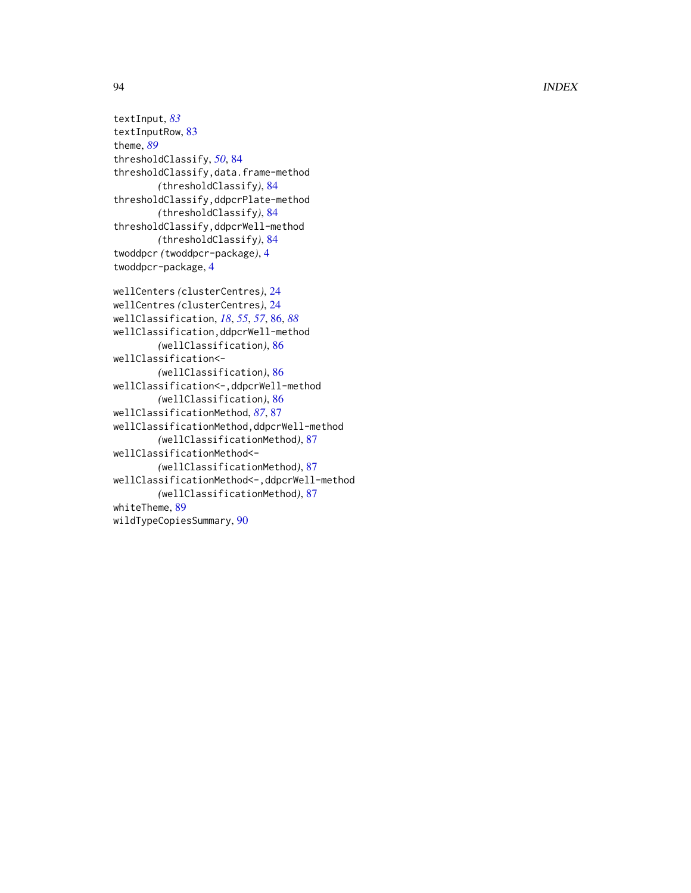textInput, *83*
textInputRow, 83
theme, *89*
thresholdClassify, *50*, 84
thresholdClassify,data.frame-method
        *(*thresholdClassify*)*, 84
thresholdClassify,ddpcrPlate-method
        *(*thresholdClassify*)*, 84
thresholdClassify,ddpcrWell-method
        *(*thresholdClassify*)*, 84
twoddpcr *(*twoddpcr-package*)*, 4
twoddpcr-package, 4

wellCenters *(*clusterCentres*)*, 24
wellCentres *(*clusterCentres*)*, 24
wellClassification, *18*, *55*, *57*, 86, *88*
wellClassification,ddpcrWell-method
        *(*wellClassification*)*, 86
wellClassification<-
        *(*wellClassification*)*, 86
wellClassification<-,ddpcrWell-method
        *(*wellClassification*)*, 86
wellClassificationMethod, *87*, 87
wellClassificationMethod,ddpcrWell-method
        *(*wellClassificationMethod*)*, 87
wellClassificationMethod<-
        *(*wellClassificationMethod*)*, 87
wellClassificationMethod<-,ddpcrWell-method
        *(*wellClassificationMethod*)*, 87
whiteTheme, 89
wildTypeCopiesSummary, 90